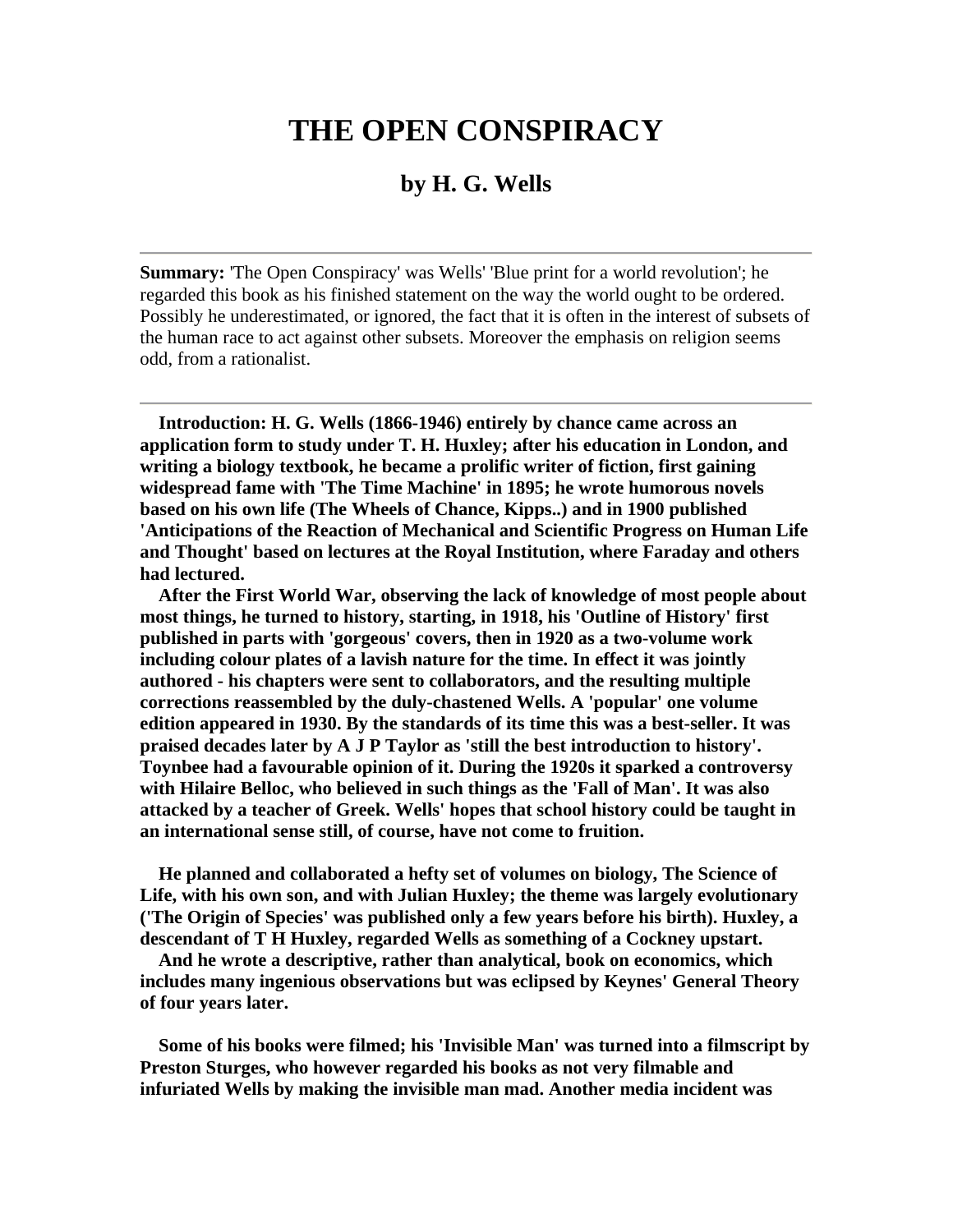# THE OPEN CONSPIRACY

## by H. G. Wells

---

**Summary:** 'The Open Conspiracy' was Wells' 'Blue print for a world revolution'; he regarded this book as his finished statement on the way the world ought to be ordered. Possibly he underestimated, or ignored, the fact that it is often in the interest of subsets of the human race to act against other subsets. Moreover the emphasis on religion seems odd, from a rationalist.

---

**Introduction: H. G. Wells (1866-1946) entirely by chance came across an application form to study under T. H. Huxley; after his education in London, and writing a biology textbook, he became a prolific writer of fiction, first gaining widespread fame with 'The Time Machine' in 1895; he wrote humorous novels based on his own life (The Wheels of Chance, Kipps..) and in 1900 published 'Anticipations of the Reaction of Mechanical and Scientific Progress on Human Life and Thought' based on lectures at the Royal Institution, where Faraday and others had lectured.**

**After the First World War, observing the lack of knowledge of most people about most things, he turned to history, starting, in 1918, his 'Outline of History' first published in parts with 'gorgeous' covers, then in 1920 as a two-volume work including colour plates of a lavish nature for the time. In effect it was jointly authored - his chapters were sent to collaborators, and the resulting multiple corrections reassembled by the duly-chastened Wells. A 'popular' one volume edition appeared in 1930. By the standards of its time this was a best-seller. It was praised decades later by A J P Taylor as 'still the best introduction to history'. Toynbee had a favourable opinion of it. During the 1920s it sparked a controversy with Hilaire Belloc, who believed in such things as the 'Fall of Man'. It was also attacked by a teacher of Greek. Wells' hopes that school history could be taught in an international sense still, of course, have not come to fruition.**

**He planned and collaborated a hefty set of volumes on biology, The Science of Life, with his own son, and with Julian Huxley; the theme was largely evolutionary ('The Origin of Species' was published only a few years before his birth). Huxley, a descendant of T H Huxley, regarded Wells as something of a Cockney upstart.**

**And he wrote a descriptive, rather than analytical, book on economics, which includes many ingenious observations but was eclipsed by Keynes' General Theory of four years later.**

**Some of his books were filmed; his 'Invisible Man' was turned into a filmscript by Preston Sturges, who however regarded his books as not very filmable and infuriated Wells by making the invisible man mad. Another media incident was**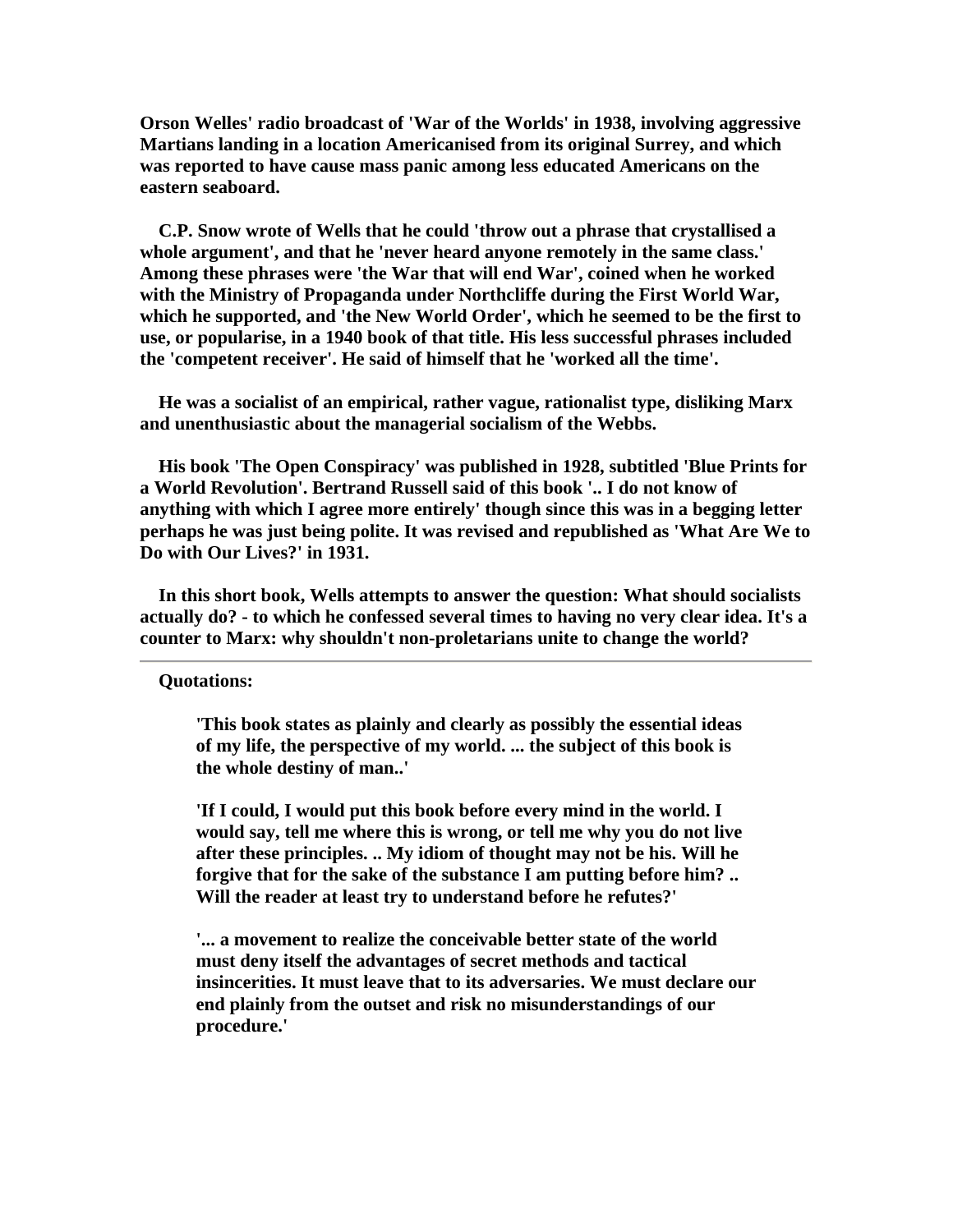**Orson Welles' radio broadcast of 'War of the Worlds' in 1938, involving aggressive Martians landing in a location Americanised from its original Surrey, and which was reported to have cause mass panic among less educated Americans on the eastern seaboard.**

**C.P. Snow wrote of Wells that he could 'throw out a phrase that crystallised a whole argument', and that he 'never heard anyone remotely in the same class.' Among these phrases were 'the War that will end War', coined when he worked with the Ministry of Propaganda under Northcliffe during the First World War, which he supported, and 'the New World Order', which he seemed to be the first to use, or popularise, in a 1940 book of that title. His less successful phrases included the 'competent receiver'. He said of himself that he 'worked all the time'.**

**He was a socialist of an empirical, rather vague, rationalist type, disliking Marx and unenthusiastic about the managerial socialism of the Webbs.**

**His book 'The Open Conspiracy' was published in 1928, subtitled 'Blue Prints for a World Revolution'. Bertrand Russell said of this book '.. I do not know of anything with which I agree more entirely' though since this was in a begging letter perhaps he was just being polite. It was revised and republished as 'What Are We to Do with Our Lives?' in 1931.**

**In this short book, Wells attempts to answer the question: What should socialists actually do? - to which he confessed several times to having no very clear idea. It's a counter to Marx: why shouldn't non-proletarians unite to change the world?**

---

**Quotations:**

> **'This book states as plainly and clearly as possibly the essential ideas of my life, the perspective of my world. ... the subject of this book is the whole destiny of man..'**
>
> **'If I could, I would put this book before every mind in the world. I would say, tell me where this is wrong, or tell me why you do not live after these principles. .. My idiom of thought may not be his. Will he forgive that for the sake of the substance I am putting before him? .. Will the reader at least try to understand before he refutes?'**
>
> **'... a movement to realize the conceivable better state of the world must deny itself the advantages of secret methods and tactical insincerities. It must leave that to its adversaries. We must declare our end plainly from the outset and risk no misunderstandings of our procedure.'**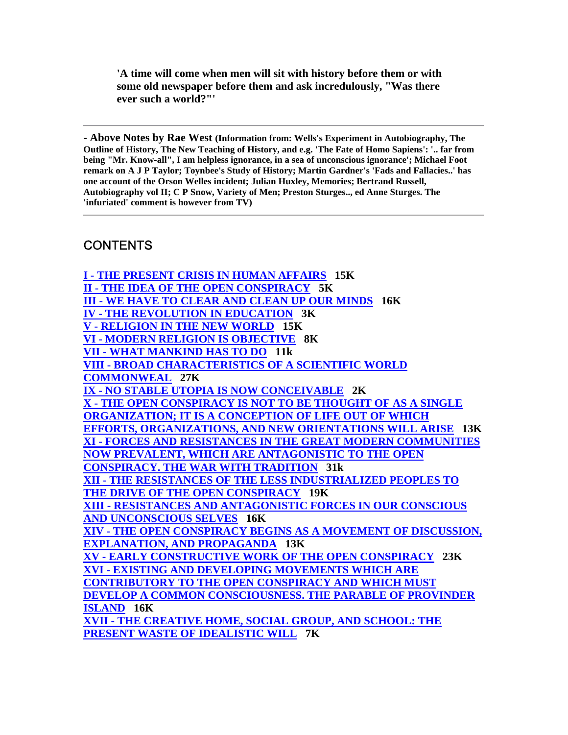**'A time will come when men will sit with history before them or with some old newspaper before them and ask incredulously, "Was there ever such a world?"'**

---

**- Above Notes by Rae West (Information from: Wells's Experiment in Autobiography, The Outline of History, The New Teaching of History, and e.g. 'The Fate of Homo Sapiens': '.. far from being "Mr. Know-all", I am helpless ignorance, in a sea of unconscious ignorance'; Michael Foot remark on A J P Taylor; Toynbee's Study of History; Martin Gardner's 'Fads and Fallacies..' has one account of the Orson Welles incident; Julian Huxley, Memories; Bertrand Russell, Autobiography vol II; C P Snow, Variety of Men; Preston Sturges.., ed Anne Sturges. The 'infuriated' comment is however from TV)**

---

## CONTENTS

**I - THE PRESENT CRISIS IN HUMAN AFFAIRS 15K**
**II - THE IDEA OF THE OPEN CONSPIRACY 5K**
**III - WE HAVE TO CLEAR AND CLEAN UP OUR MINDS 16K**
**IV - THE REVOLUTION IN EDUCATION 3K**
**V - RELIGION IN THE NEW WORLD 15K**
**VI - MODERN RELIGION IS OBJECTIVE 8K**
**VII - WHAT MANKIND HAS TO DO 11k**
**VIII - BROAD CHARACTERISTICS OF A SCIENTIFIC WORLD COMMONWEAL 27K**
**IX - NO STABLE UTOPIA IS NOW CONCEIVABLE 2K**
**X - THE OPEN CONSPIRACY IS NOT TO BE THOUGHT OF AS A SINGLE ORGANIZATION; IT IS A CONCEPTION OF LIFE OUT OF WHICH EFFORTS, ORGANIZATIONS, AND NEW ORIENTATIONS WILL ARISE 13K**
**XI - FORCES AND RESISTANCES IN THE GREAT MODERN COMMUNITIES NOW PREVALENT, WHICH ARE ANTAGONISTIC TO THE OPEN CONSPIRACY. THE WAR WITH TRADITION 31k**
**XII - THE RESISTANCES OF THE LESS INDUSTRIALIZED PEOPLES TO THE DRIVE OF THE OPEN CONSPIRACY 19K**
**XIII - RESISTANCES AND ANTAGONISTIC FORCES IN OUR CONSCIOUS AND UNCONSCIOUS SELVES 16K**
**XIV - THE OPEN CONSPIRACY BEGINS AS A MOVEMENT OF DISCUSSION, EXPLANATION, AND PROPAGANDA 13K**
**XV - EARLY CONSTRUCTIVE WORK OF THE OPEN CONSPIRACY 23K**
**XVI - EXISTING AND DEVELOPING MOVEMENTS WHICH ARE CONTRIBUTORY TO THE OPEN CONSPIRACY AND WHICH MUST DEVELOP A COMMON CONSCIOUSNESS. THE PARABLE OF PROVINDER ISLAND 16K**
**XVII - THE CREATIVE HOME, SOCIAL GROUP, AND SCHOOL: THE PRESENT WASTE OF IDEALISTIC WILL 7K**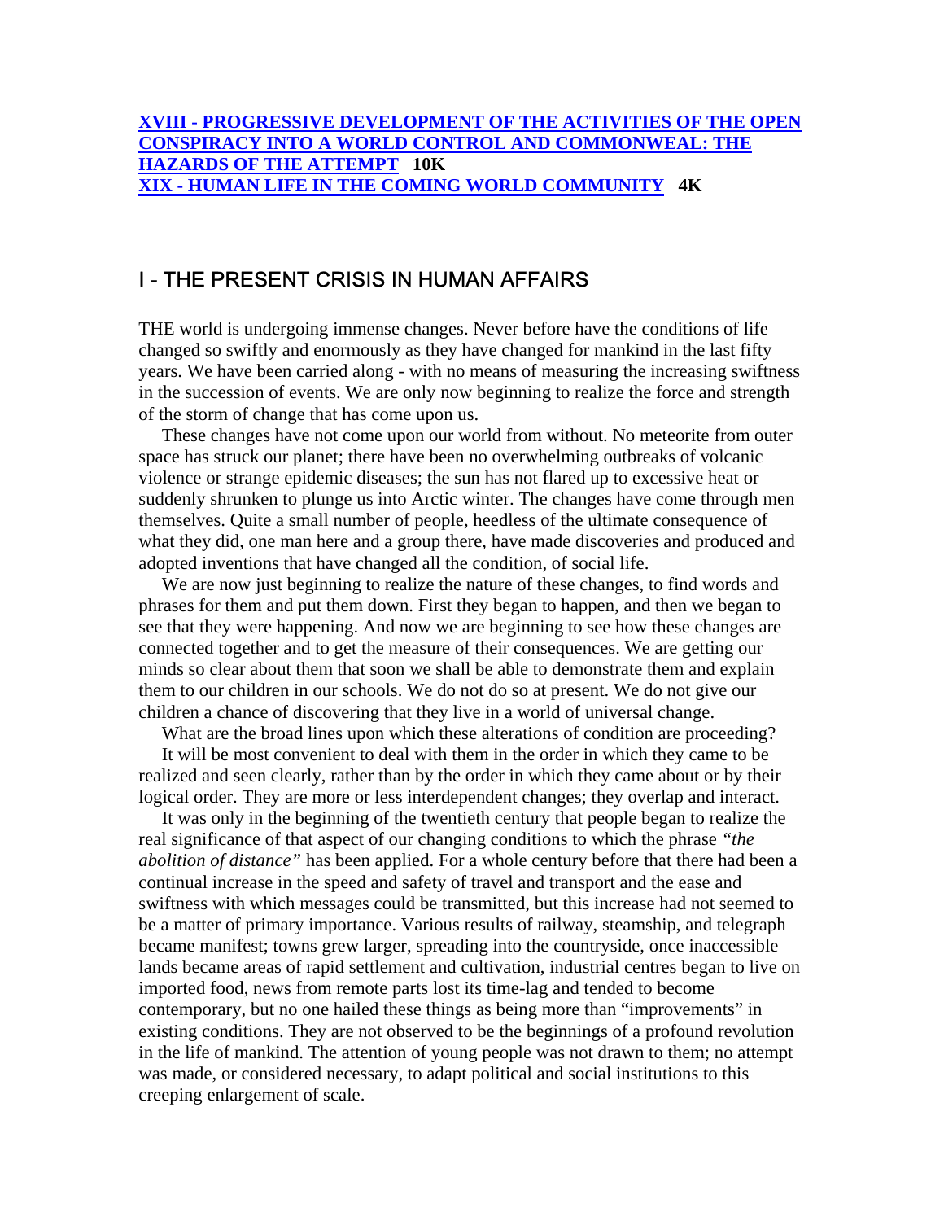**[XVIII - PROGRESSIVE DEVELOPMENT OF THE ACTIVITIES OF THE OPEN CONSPIRACY INTO A WORLD CONTROL AND COMMONWEAL: THE HAZARDS OF THE ATTEMPT]** **10K**
**[XIX - HUMAN LIFE IN THE COMING WORLD COMMUNITY]** **4K**

## I - THE PRESENT CRISIS IN HUMAN AFFAIRS

THE world is undergoing immense changes. Never before have the conditions of life changed so swiftly and enormously as they have changed for mankind in the last fifty years. We have been carried along - with no means of measuring the increasing swiftness in the succession of events. We are only now beginning to realize the force and strength of the storm of change that has come upon us.

These changes have not come upon our world from without. No meteorite from outer space has struck our planet; there have been no overwhelming outbreaks of volcanic violence or strange epidemic diseases; the sun has not flared up to excessive heat or suddenly shrunken to plunge us into Arctic winter. The changes have come through men themselves. Quite a small number of people, heedless of the ultimate consequence of what they did, one man here and a group there, have made discoveries and produced and adopted inventions that have changed all the condition, of social life.

We are now just beginning to realize the nature of these changes, to find words and phrases for them and put them down. First they began to happen, and then we began to see that they were happening. And now we are beginning to see how these changes are connected together and to get the measure of their consequences. We are getting our minds so clear about them that soon we shall be able to demonstrate them and explain them to our children in our schools. We do not do so at present. We do not give our children a chance of discovering that they live in a world of universal change.

What are the broad lines upon which these alterations of condition are proceeding?

It will be most convenient to deal with them in the order in which they came to be realized and seen clearly, rather than by the order in which they came about or by their logical order. They are more or less interdependent changes; they overlap and interact.

It was only in the beginning of the twentieth century that people began to realize the real significance of that aspect of our changing conditions to which the phrase *"the abolition of distance"* has been applied. For a whole century before that there had been a continual increase in the speed and safety of travel and transport and the ease and swiftness with which messages could be transmitted, but this increase had not seemed to be a matter of primary importance. Various results of railway, steamship, and telegraph became manifest; towns grew larger, spreading into the countryside, once inaccessible lands became areas of rapid settlement and cultivation, industrial centres began to live on imported food, news from remote parts lost its time-lag and tended to become contemporary, but no one hailed these things as being more than "improvements" in existing conditions. They are not observed to be the beginnings of a profound revolution in the life of mankind. The attention of young people was not drawn to them; no attempt was made, or considered necessary, to adapt political and social institutions to this creeping enlargement of scale.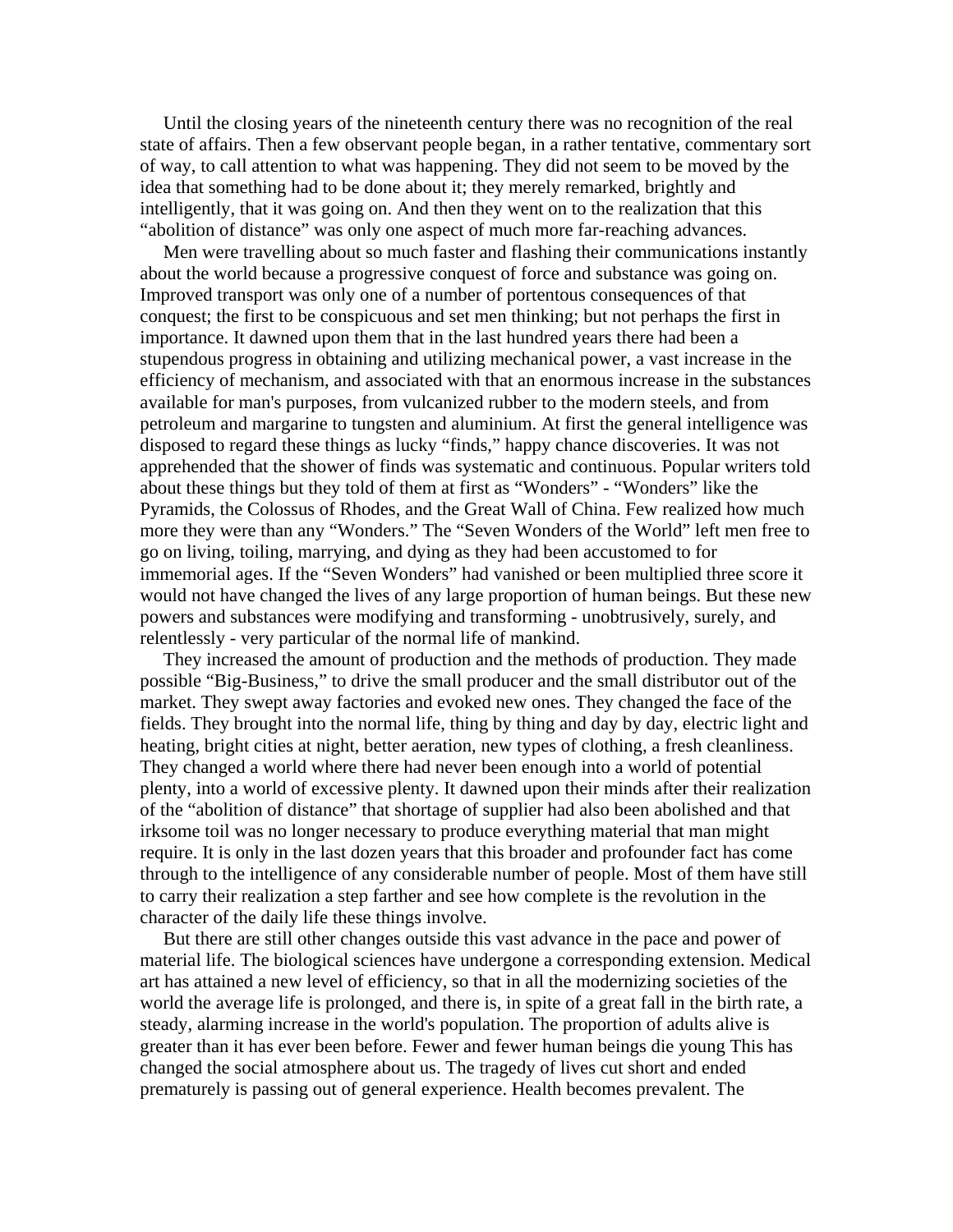Until the closing years of the nineteenth century there was no recognition of the real state of affairs. Then a few observant people began, in a rather tentative, commentary sort of way, to call attention to what was happening. They did not seem to be moved by the idea that something had to be done about it; they merely remarked, brightly and intelligently, that it was going on. And then they went on to the realization that this "abolition of distance" was only one aspect of much more far-reaching advances.

Men were travelling about so much faster and flashing their communications instantly about the world because a progressive conquest of force and substance was going on. Improved transport was only one of a number of portentous consequences of that conquest; the first to be conspicuous and set men thinking; but not perhaps the first in importance. It dawned upon them that in the last hundred years there had been a stupendous progress in obtaining and utilizing mechanical power, a vast increase in the efficiency of mechanism, and associated with that an enormous increase in the substances available for man's purposes, from vulcanized rubber to the modern steels, and from petroleum and margarine to tungsten and aluminium. At first the general intelligence was disposed to regard these things as lucky "finds," happy chance discoveries. It was not apprehended that the shower of finds was systematic and continuous. Popular writers told about these things but they told of them at first as "Wonders" - "Wonders" like the Pyramids, the Colossus of Rhodes, and the Great Wall of China. Few realized how much more they were than any "Wonders." The "Seven Wonders of the World" left men free to go on living, toiling, marrying, and dying as they had been accustomed to for immemorial ages. If the "Seven Wonders" had vanished or been multiplied three score it would not have changed the lives of any large proportion of human beings. But these new powers and substances were modifying and transforming - unobtrusively, surely, and relentlessly - very particular of the normal life of mankind.

They increased the amount of production and the methods of production. They made possible "Big-Business," to drive the small producer and the small distributor out of the market. They swept away factories and evoked new ones. They changed the face of the fields. They brought into the normal life, thing by thing and day by day, electric light and heating, bright cities at night, better aeration, new types of clothing, a fresh cleanliness. They changed a world where there had never been enough into a world of potential plenty, into a world of excessive plenty. It dawned upon their minds after their realization of the "abolition of distance" that shortage of supplier had also been abolished and that irksome toil was no longer necessary to produce everything material that man might require. It is only in the last dozen years that this broader and profounder fact has come through to the intelligence of any considerable number of people. Most of them have still to carry their realization a step farther and see how complete is the revolution in the character of the daily life these things involve.

But there are still other changes outside this vast advance in the pace and power of material life. The biological sciences have undergone a corresponding extension. Medical art has attained a new level of efficiency, so that in all the modernizing societies of the world the average life is prolonged, and there is, in spite of a great fall in the birth rate, a steady, alarming increase in the world's population. The proportion of adults alive is greater than it has ever been before. Fewer and fewer human beings die young This has changed the social atmosphere about us. The tragedy of lives cut short and ended prematurely is passing out of general experience. Health becomes prevalent. The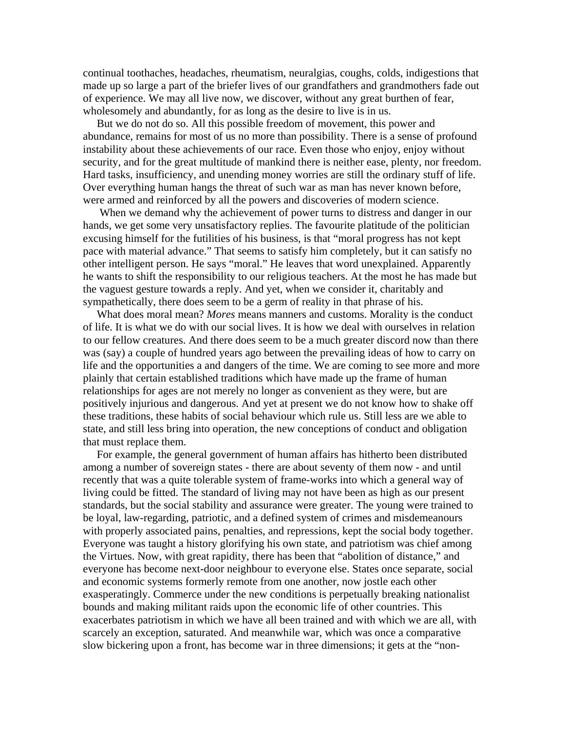continual toothaches, headaches, rheumatism, neuralgias, coughs, colds, indigestions that made up so large a part of the briefer lives of our grandfathers and grandmothers fade out of experience. We may all live now, we discover, without any great burthen of fear, wholesomely and abundantly, for as long as the desire to live is in us.

But we do not do so. All this possible freedom of movement, this power and abundance, remains for most of us no more than possibility. There is a sense of profound instability about these achievements of our race. Even those who enjoy, enjoy without security, and for the great multitude of mankind there is neither ease, plenty, nor freedom. Hard tasks, insufficiency, and unending money worries are still the ordinary stuff of life. Over everything human hangs the threat of such war as man has never known before, were armed and reinforced by all the powers and discoveries of modern science.

When we demand why the achievement of power turns to distress and danger in our hands, we get some very unsatisfactory replies. The favourite platitude of the politician excusing himself for the futilities of his business, is that "moral progress has not kept pace with material advance." That seems to satisfy him completely, but it can satisfy no other intelligent person. He says "moral." He leaves that word unexplained. Apparently he wants to shift the responsibility to our religious teachers. At the most he has made but the vaguest gesture towards a reply. And yet, when we consider it, charitably and sympathetically, there does seem to be a germ of reality in that phrase of his.

What does moral mean? *Mores* means manners and customs. Morality is the conduct of life. It is what we do with our social lives. It is how we deal with ourselves in relation to our fellow creatures. And there does seem to be a much greater discord now than there was (say) a couple of hundred years ago between the prevailing ideas of how to carry on life and the opportunities a and dangers of the time. We are coming to see more and more plainly that certain established traditions which have made up the frame of human relationships for ages are not merely no longer as convenient as they were, but are positively injurious and dangerous. And yet at present we do not know how to shake off these traditions, these habits of social behaviour which rule us. Still less are we able to state, and still less bring into operation, the new conceptions of conduct and obligation that must replace them.

For example, the general government of human affairs has hitherto been distributed among a number of sovereign states - there are about seventy of them now - and until recently that was a quite tolerable system of frame-works into which a general way of living could be fitted. The standard of living may not have been as high as our present standards, but the social stability and assurance were greater. The young were trained to be loyal, law-regarding, patriotic, and a defined system of crimes and misdemeanours with properly associated pains, penalties, and repressions, kept the social body together. Everyone was taught a history glorifying his own state, and patriotism was chief among the Virtues. Now, with great rapidity, there has been that "abolition of distance," and everyone has become next-door neighbour to everyone else. States once separate, social and economic systems formerly remote from one another, now jostle each other exasperatingly. Commerce under the new conditions is perpetually breaking nationalist bounds and making militant raids upon the economic life of other countries. This exacerbates patriotism in which we have all been trained and with which we are all, with scarcely an exception, saturated. And meanwhile war, which was once a comparative slow bickering upon a front, has become war in three dimensions; it gets at the "non-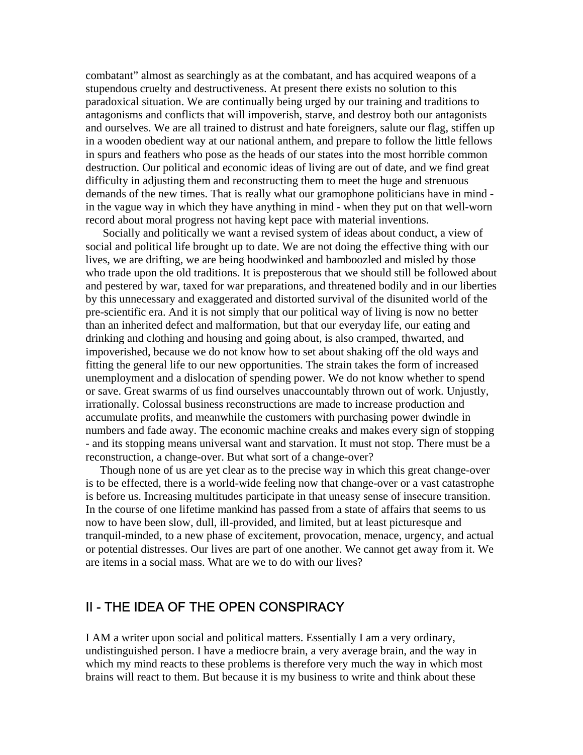combatant" almost as searchingly as at the combatant, and has acquired weapons of a stupendous cruelty and destructiveness. At present there exists no solution to this paradoxical situation. We are continually being urged by our training and traditions to antagonisms and conflicts that will impoverish, starve, and destroy both our antagonists and ourselves. We are all trained to distrust and hate foreigners, salute our flag, stiffen up in a wooden obedient way at our national anthem, and prepare to follow the little fellows in spurs and feathers who pose as the heads of our states into the most horrible common destruction. Our political and economic ideas of living are out of date, and we find great difficulty in adjusting them and reconstructing them to meet the huge and strenuous demands of the new times. That is really what our gramophone politicians have in mind - in the vague way in which they have anything in mind - when they put on that well-worn record about moral progress not having kept pace with material inventions.

Socially and politically we want a revised system of ideas about conduct, a view of social and political life brought up to date. We are not doing the effective thing with our lives, we are drifting, we are being hoodwinked and bamboozled and misled by those who trade upon the old traditions. It is preposterous that we should still be followed about and pestered by war, taxed for war preparations, and threatened bodily and in our liberties by this unnecessary and exaggerated and distorted survival of the disunited world of the pre-scientific era. And it is not simply that our political way of living is now no better than an inherited defect and malformation, but that our everyday life, our eating and drinking and clothing and housing and going about, is also cramped, thwarted, and impoverished, because we do not know how to set about shaking off the old ways and fitting the general life to our new opportunities. The strain takes the form of increased unemployment and a dislocation of spending power. We do not know whether to spend or save. Great swarms of us find ourselves unaccountably thrown out of work. Unjustly, irrationally. Colossal business reconstructions are made to increase production and accumulate profits, and meanwhile the customers with purchasing power dwindle in numbers and fade away. The economic machine creaks and makes every sign of stopping - and its stopping means universal want and starvation. It must not stop. There must be a reconstruction, a change-over. But what sort of a change-over?

Though none of us are yet clear as to the precise way in which this great change-over is to be effected, there is a world-wide feeling now that change-over or a vast catastrophe is before us. Increasing multitudes participate in that uneasy sense of insecure transition. In the course of one lifetime mankind has passed from a state of affairs that seems to us now to have been slow, dull, ill-provided, and limited, but at least picturesque and tranquil-minded, to a new phase of excitement, provocation, menace, urgency, and actual or potential distresses. Our lives are part of one another. We cannot get away from it. We are items in a social mass. What are we to do with our lives?

## II - THE IDEA OF THE OPEN CONSPIRACY

I AM a writer upon social and political matters. Essentially I am a very ordinary, undistinguished person. I have a mediocre brain, a very average brain, and the way in which my mind reacts to these problems is therefore very much the way in which most brains will react to them. But because it is my business to write and think about these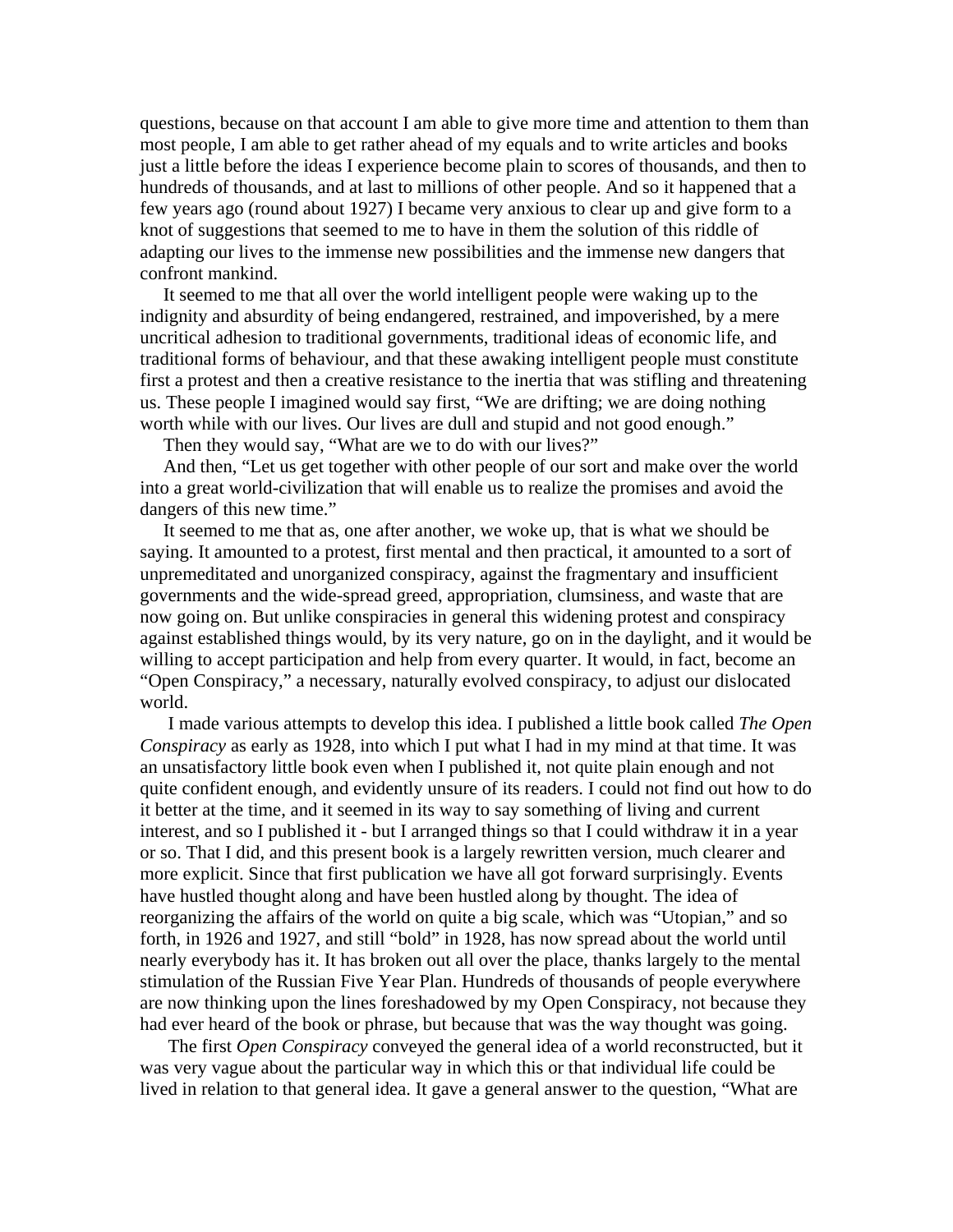questions, because on that account I am able to give more time and attention to them than most people, I am able to get rather ahead of my equals and to write articles and books just a little before the ideas I experience become plain to scores of thousands, and then to hundreds of thousands, and at last to millions of other people. And so it happened that a few years ago (round about 1927) I became very anxious to clear up and give form to a knot of suggestions that seemed to me to have in them the solution of this riddle of adapting our lives to the immense new possibilities and the immense new dangers that confront mankind.

It seemed to me that all over the world intelligent people were waking up to the indignity and absurdity of being endangered, restrained, and impoverished, by a mere uncritical adhesion to traditional governments, traditional ideas of economic life, and traditional forms of behaviour, and that these awaking intelligent people must constitute first a protest and then a creative resistance to the inertia that was stifling and threatening us. These people I imagined would say first, "We are drifting; we are doing nothing worth while with our lives. Our lives are dull and stupid and not good enough."

Then they would say, "What are we to do with our lives?"

And then, "Let us get together with other people of our sort and make over the world into a great world-civilization that will enable us to realize the promises and avoid the dangers of this new time."

It seemed to me that as, one after another, we woke up, that is what we should be saying. It amounted to a protest, first mental and then practical, it amounted to a sort of unpremeditated and unorganized conspiracy, against the fragmentary and insufficient governments and the wide-spread greed, appropriation, clumsiness, and waste that are now going on. But unlike conspiracies in general this widening protest and conspiracy against established things would, by its very nature, go on in the daylight, and it would be willing to accept participation and help from every quarter. It would, in fact, become an "Open Conspiracy," a necessary, naturally evolved conspiracy, to adjust our dislocated world.

I made various attempts to develop this idea. I published a little book called *The Open Conspiracy* as early as 1928, into which I put what I had in my mind at that time. It was an unsatisfactory little book even when I published it, not quite plain enough and not quite confident enough, and evidently unsure of its readers. I could not find out how to do it better at the time, and it seemed in its way to say something of living and current interest, and so I published it - but I arranged things so that I could withdraw it in a year or so. That I did, and this present book is a largely rewritten version, much clearer and more explicit. Since that first publication we have all got forward surprisingly. Events have hustled thought along and have been hustled along by thought. The idea of reorganizing the affairs of the world on quite a big scale, which was "Utopian," and so forth, in 1926 and 1927, and still "bold" in 1928, has now spread about the world until nearly everybody has it. It has broken out all over the place, thanks largely to the mental stimulation of the Russian Five Year Plan. Hundreds of thousands of people everywhere are now thinking upon the lines foreshadowed by my Open Conspiracy, not because they had ever heard of the book or phrase, but because that was the way thought was going.

The first *Open Conspiracy* conveyed the general idea of a world reconstructed, but it was very vague about the particular way in which this or that individual life could be lived in relation to that general idea. It gave a general answer to the question, "What are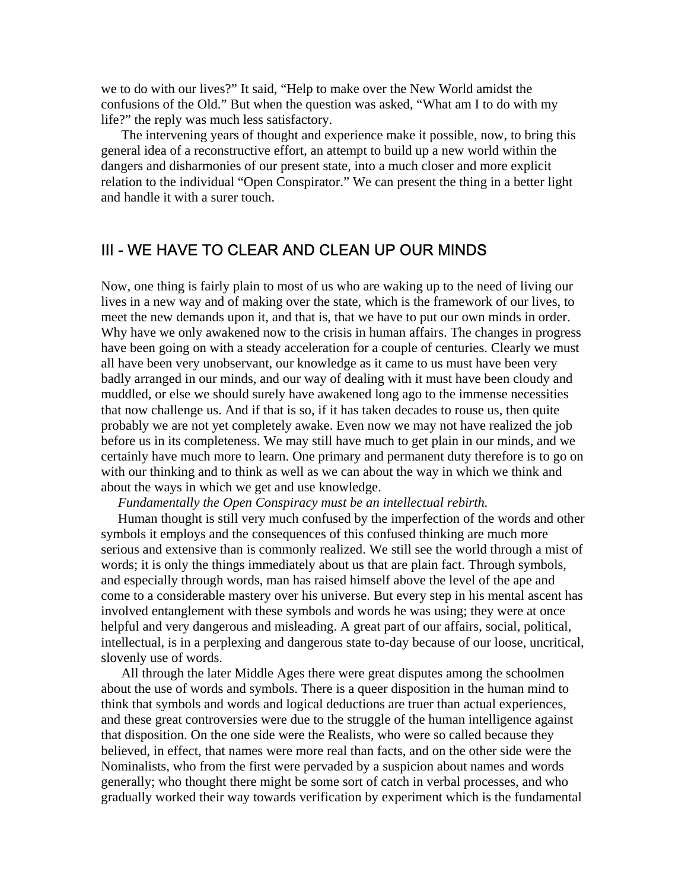we to do with our lives?" It said, "Help to make over the New World amidst the confusions of the Old." But when the question was asked, "What am I to do with my life?" the reply was much less satisfactory.

The intervening years of thought and experience make it possible, now, to bring this general idea of a reconstructive effort, an attempt to build up a new world within the dangers and disharmonies of our present state, into a much closer and more explicit relation to the individual "Open Conspirator." We can present the thing in a better light and handle it with a surer touch.

## III - WE HAVE TO CLEAR AND CLEAN UP OUR MINDS

Now, one thing is fairly plain to most of us who are waking up to the need of living our lives in a new way and of making over the state, which is the framework of our lives, to meet the new demands upon it, and that is, that we have to put our own minds in order. Why have we only awakened now to the crisis in human affairs. The changes in progress have been going on with a steady acceleration for a couple of centuries. Clearly we must all have been very unobservant, our knowledge as it came to us must have been very badly arranged in our minds, and our way of dealing with it must have been cloudy and muddled, or else we should surely have awakened long ago to the immense necessities that now challenge us. And if that is so, if it has taken decades to rouse us, then quite probably we are not yet completely awake. Even now we may not have realized the job before us in its completeness. We may still have much to get plain in our minds, and we certainly have much more to learn. One primary and permanent duty therefore is to go on with our thinking and to think as well as we can about the way in which we think and about the ways in which we get and use knowledge.

*Fundamentally the Open Conspiracy must be an intellectual rebirth.*

Human thought is still very much confused by the imperfection of the words and other symbols it employs and the consequences of this confused thinking are much more serious and extensive than is commonly realized. We still see the world through a mist of words; it is only the things immediately about us that are plain fact. Through symbols, and especially through words, man has raised himself above the level of the ape and come to a considerable mastery over his universe. But every step in his mental ascent has involved entanglement with these symbols and words he was using; they were at once helpful and very dangerous and misleading. A great part of our affairs, social, political, intellectual, is in a perplexing and dangerous state to-day because of our loose, uncritical, slovenly use of words.

All through the later Middle Ages there were great disputes among the schoolmen about the use of words and symbols. There is a queer disposition in the human mind to think that symbols and words and logical deductions are truer than actual experiences, and these great controversies were due to the struggle of the human intelligence against that disposition. On the one side were the Realists, who were so called because they believed, in effect, that names were more real than facts, and on the other side were the Nominalists, who from the first were pervaded by a suspicion about names and words generally; who thought there might be some sort of catch in verbal processes, and who gradually worked their way towards verification by experiment which is the fundamental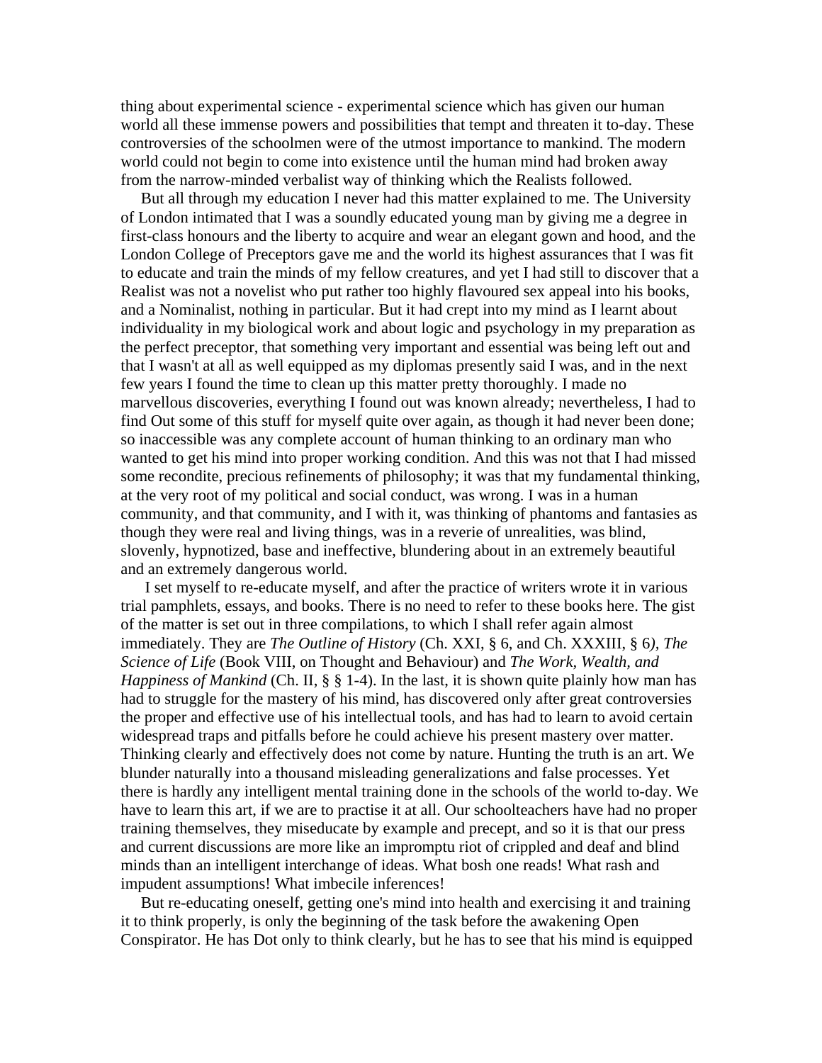thing about experimental science - experimental science which has given our human world all these immense powers and possibilities that tempt and threaten it to-day. These controversies of the schoolmen were of the utmost importance to mankind. The modern world could not begin to come into existence until the human mind had broken away from the narrow-minded verbalist way of thinking which the Realists followed.

But all through my education I never had this matter explained to me. The University of London intimated that I was a soundly educated young man by giving me a degree in first-class honours and the liberty to acquire and wear an elegant gown and hood, and the London College of Preceptors gave me and the world its highest assurances that I was fit to educate and train the minds of my fellow creatures, and yet I had still to discover that a Realist was not a novelist who put rather too highly flavoured sex appeal into his books, and a Nominalist, nothing in particular. But it had crept into my mind as I learnt about individuality in my biological work and about logic and psychology in my preparation as the perfect preceptor, that something very important and essential was being left out and that I wasn't at all as well equipped as my diplomas presently said I was, and in the next few years I found the time to clean up this matter pretty thoroughly. I made no marvellous discoveries, everything I found out was known already; nevertheless, I had to find Out some of this stuff for myself quite over again, as though it had never been done; so inaccessible was any complete account of human thinking to an ordinary man who wanted to get his mind into proper working condition. And this was not that I had missed some recondite, precious refinements of philosophy; it was that my fundamental thinking, at the very root of my political and social conduct, was wrong. I was in a human community, and that community, and I with it, was thinking of phantoms and fantasies as though they were real and living things, was in a reverie of unrealities, was blind, slovenly, hypnotized, base and ineffective, blundering about in an extremely beautiful and an extremely dangerous world.

I set myself to re-educate myself, and after the practice of writers wrote it in various trial pamphlets, essays, and books. There is no need to refer to these books here. The gist of the matter is set out in three compilations, to which I shall refer again almost immediately. They are *The Outline of History* (Ch. XXI, § 6, and Ch. XXXIII, § 6*), The Science of Life* (Book VIII, on Thought and Behaviour) and *The Work, Wealth, and Happiness of Mankind* (Ch. II, § § 1-4). In the last, it is shown quite plainly how man has had to struggle for the mastery of his mind, has discovered only after great controversies the proper and effective use of his intellectual tools, and has had to learn to avoid certain widespread traps and pitfalls before he could achieve his present mastery over matter. Thinking clearly and effectively does not come by nature. Hunting the truth is an art. We blunder naturally into a thousand misleading generalizations and false processes. Yet there is hardly any intelligent mental training done in the schools of the world to-day. We have to learn this art, if we are to practise it at all. Our schoolteachers have had no proper training themselves, they miseducate by example and precept, and so it is that our press and current discussions are more like an impromptu riot of crippled and deaf and blind minds than an intelligent interchange of ideas. What bosh one reads! What rash and impudent assumptions! What imbecile inferences!

But re-educating oneself, getting one's mind into health and exercising it and training it to think properly, is only the beginning of the task before the awakening Open Conspirator. He has Dot only to think clearly, but he has to see that his mind is equipped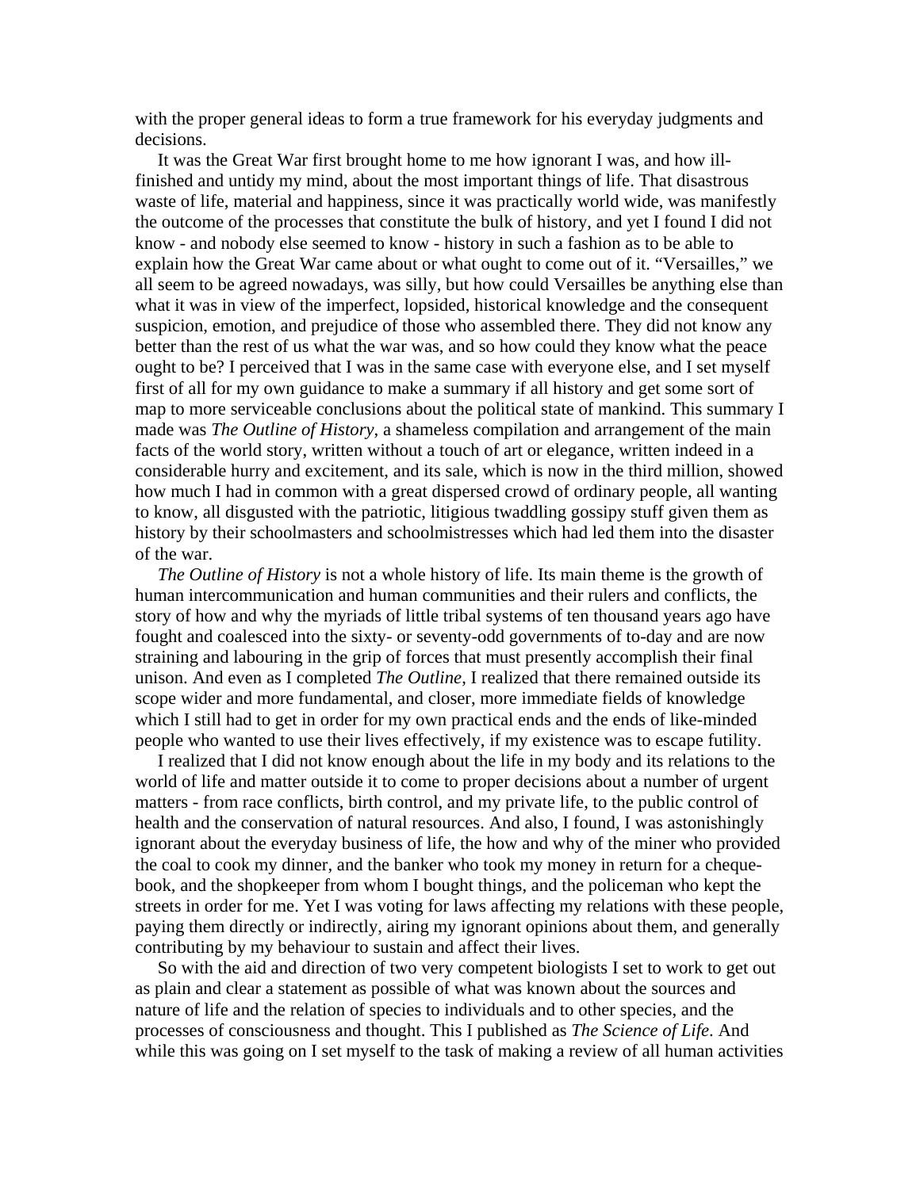with the proper general ideas to form a true framework for his everyday judgments and decisions.

It was the Great War first brought home to me how ignorant I was, and how ill-finished and untidy my mind, about the most important things of life. That disastrous waste of life, material and happiness, since it was practically world wide, was manifestly the outcome of the processes that constitute the bulk of history, and yet I found I did not know - and nobody else seemed to know - history in such a fashion as to be able to explain how the Great War came about or what ought to come out of it. "Versailles," we all seem to be agreed nowadays, was silly, but how could Versailles be anything else than what it was in view of the imperfect, lopsided, historical knowledge and the consequent suspicion, emotion, and prejudice of those who assembled there. They did not know any better than the rest of us what the war was, and so how could they know what the peace ought to be? I perceived that I was in the same case with everyone else, and I set myself first of all for my own guidance to make a summary if all history and get some sort of map to more serviceable conclusions about the political state of mankind. This summary I made was *The Outline of History*, a shameless compilation and arrangement of the main facts of the world story, written without a touch of art or elegance, written indeed in a considerable hurry and excitement, and its sale, which is now in the third million, showed how much I had in common with a great dispersed crowd of ordinary people, all wanting to know, all disgusted with the patriotic, litigious twaddling gossipy stuff given them as history by their schoolmasters and schoolmistresses which had led them into the disaster of the war.

*The Outline of History* is not a whole history of life. Its main theme is the growth of human intercommunication and human communities and their rulers and conflicts, the story of how and why the myriads of little tribal systems of ten thousand years ago have fought and coalesced into the sixty- or seventy-odd governments of to-day and are now straining and labouring in the grip of forces that must presently accomplish their final unison. And even as I completed *The Outline*, I realized that there remained outside its scope wider and more fundamental, and closer, more immediate fields of knowledge which I still had to get in order for my own practical ends and the ends of like-minded people who wanted to use their lives effectively, if my existence was to escape futility.

I realized that I did not know enough about the life in my body and its relations to the world of life and matter outside it to come to proper decisions about a number of urgent matters - from race conflicts, birth control, and my private life, to the public control of health and the conservation of natural resources. And also, I found, I was astonishingly ignorant about the everyday business of life, the how and why of the miner who provided the coal to cook my dinner, and the banker who took my money in return for a cheque-book, and the shopkeeper from whom I bought things, and the policeman who kept the streets in order for me. Yet I was voting for laws affecting my relations with these people, paying them directly or indirectly, airing my ignorant opinions about them, and generally contributing by my behaviour to sustain and affect their lives.

So with the aid and direction of two very competent biologists I set to work to get out as plain and clear a statement as possible of what was known about the sources and nature of life and the relation of species to individuals and to other species, and the processes of consciousness and thought. This I published as *The Science of Life*. And while this was going on I set myself to the task of making a review of all human activities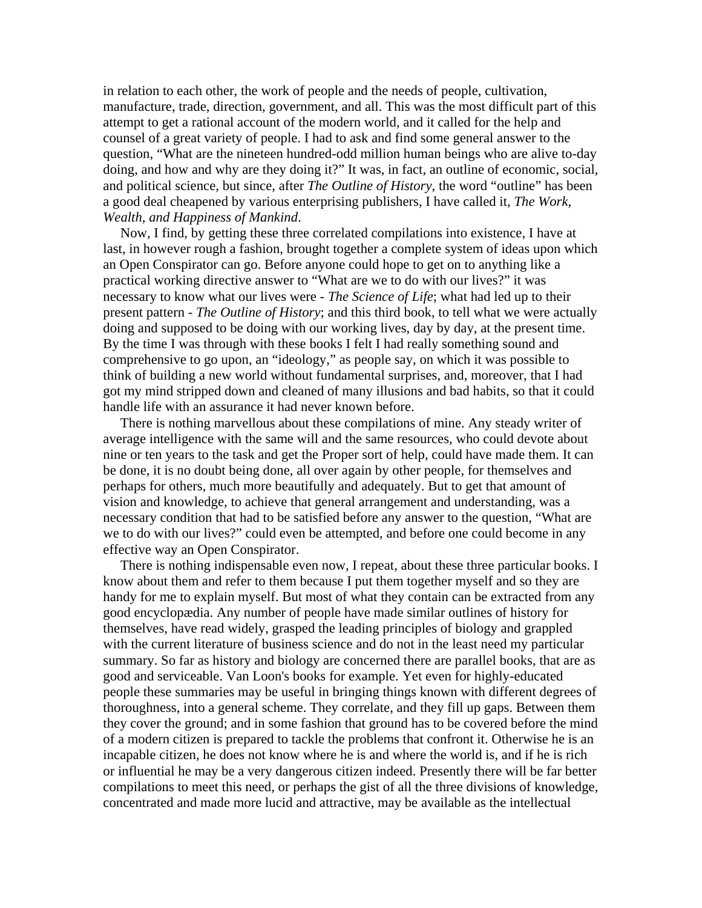in relation to each other, the work of people and the needs of people, cultivation, manufacture, trade, direction, government, and all. This was the most difficult part of this attempt to get a rational account of the modern world, and it called for the help and counsel of a great variety of people. I had to ask and find some general answer to the question, "What are the nineteen hundred-odd million human beings who are alive to-day doing, and how and why are they doing it?" It was, in fact, an outline of economic, social, and political science, but since, after *The Outline of History*, the word "outline" has been a good deal cheapened by various enterprising publishers, I have called it, *The Work, Wealth, and Happiness of Mankind*.

Now, I find, by getting these three correlated compilations into existence, I have at last, in however rough a fashion, brought together a complete system of ideas upon which an Open Conspirator can go. Before anyone could hope to get on to anything like a practical working directive answer to "What are we to do with our lives?" it was necessary to know what our lives were - *The Science of Life*; what had led up to their present pattern - *The Outline of History*; and this third book, to tell what we were actually doing and supposed to be doing with our working lives, day by day, at the present time. By the time I was through with these books I felt I had really something sound and comprehensive to go upon, an "ideology," as people say, on which it was possible to think of building a new world without fundamental surprises, and, moreover, that I had got my mind stripped down and cleaned of many illusions and bad habits, so that it could handle life with an assurance it had never known before.

There is nothing marvellous about these compilations of mine. Any steady writer of average intelligence with the same will and the same resources, who could devote about nine or ten years to the task and get the Proper sort of help, could have made them. It can be done, it is no doubt being done, all over again by other people, for themselves and perhaps for others, much more beautifully and adequately. But to get that amount of vision and knowledge, to achieve that general arrangement and understanding, was a necessary condition that had to be satisfied before any answer to the question, "What are we to do with our lives?" could even be attempted, and before one could become in any effective way an Open Conspirator.

There is nothing indispensable even now, I repeat, about these three particular books. I know about them and refer to them because I put them together myself and so they are handy for me to explain myself. But most of what they contain can be extracted from any good encyclopædia. Any number of people have made similar outlines of history for themselves, have read widely, grasped the leading principles of biology and grappled with the current literature of business science and do not in the least need my particular summary. So far as history and biology are concerned there are parallel books, that are as good and serviceable. Van Loon's books for example. Yet even for highly-educated people these summaries may be useful in bringing things known with different degrees of thoroughness, into a general scheme. They correlate, and they fill up gaps. Between them they cover the ground; and in some fashion that ground has to be covered before the mind of a modern citizen is prepared to tackle the problems that confront it. Otherwise he is an incapable citizen, he does not know where he is and where the world is, and if he is rich or influential he may be a very dangerous citizen indeed. Presently there will be far better compilations to meet this need, or perhaps the gist of all the three divisions of knowledge, concentrated and made more lucid and attractive, may be available as the intellectual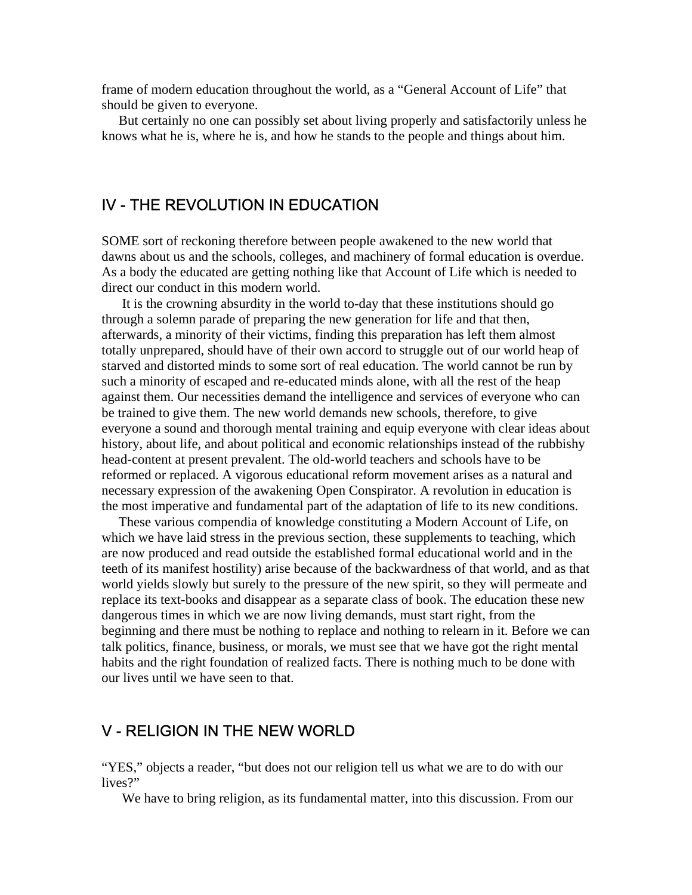frame of modern education throughout the world, as a "General Account of Life" that should be given to everyone.

But certainly no one can possibly set about living properly and satisfactorily unless he knows what he is, where he is, and how he stands to the people and things about him.

## IV - THE REVOLUTION IN EDUCATION

SOME sort of reckoning therefore between people awakened to the new world that dawns about us and the schools, colleges, and machinery of formal education is overdue. As a body the educated are getting nothing like that Account of Life which is needed to direct our conduct in this modern world.

It is the crowning absurdity in the world to-day that these institutions should go through a solemn parade of preparing the new generation for life and that then, afterwards, a minority of their victims, finding this preparation has left them almost totally unprepared, should have of their own accord to struggle out of our world heap of starved and distorted minds to some sort of real education. The world cannot be run by such a minority of escaped and re-educated minds alone, with all the rest of the heap against them. Our necessities demand the intelligence and services of everyone who can be trained to give them. The new world demands new schools, therefore, to give everyone a sound and thorough mental training and equip everyone with clear ideas about history, about life, and about political and economic relationships instead of the rubbishy head-content at present prevalent. The old-world teachers and schools have to be reformed or replaced. A vigorous educational reform movement arises as a natural and necessary expression of the awakening Open Conspirator. A revolution in education is the most imperative and fundamental part of the adaptation of life to its new conditions.

These various compendia of knowledge constituting a Modern Account of Life, on which we have laid stress in the previous section, these supplements to teaching, which are now produced and read outside the established formal educational world and in the teeth of its manifest hostility) arise because of the backwardness of that world, and as that world yields slowly but surely to the pressure of the new spirit, so they will permeate and replace its text-books and disappear as a separate class of book. The education these new dangerous times in which we are now living demands, must start right, from the beginning and there must be nothing to replace and nothing to relearn in it. Before we can talk politics, finance, business, or morals, we must see that we have got the right mental habits and the right foundation of realized facts. There is nothing much to be done with our lives until we have seen to that.

## V - RELIGION IN THE NEW WORLD

"YES," objects a reader, "but does not our religion tell us what we are to do with our lives?"

We have to bring religion, as its fundamental matter, into this discussion. From our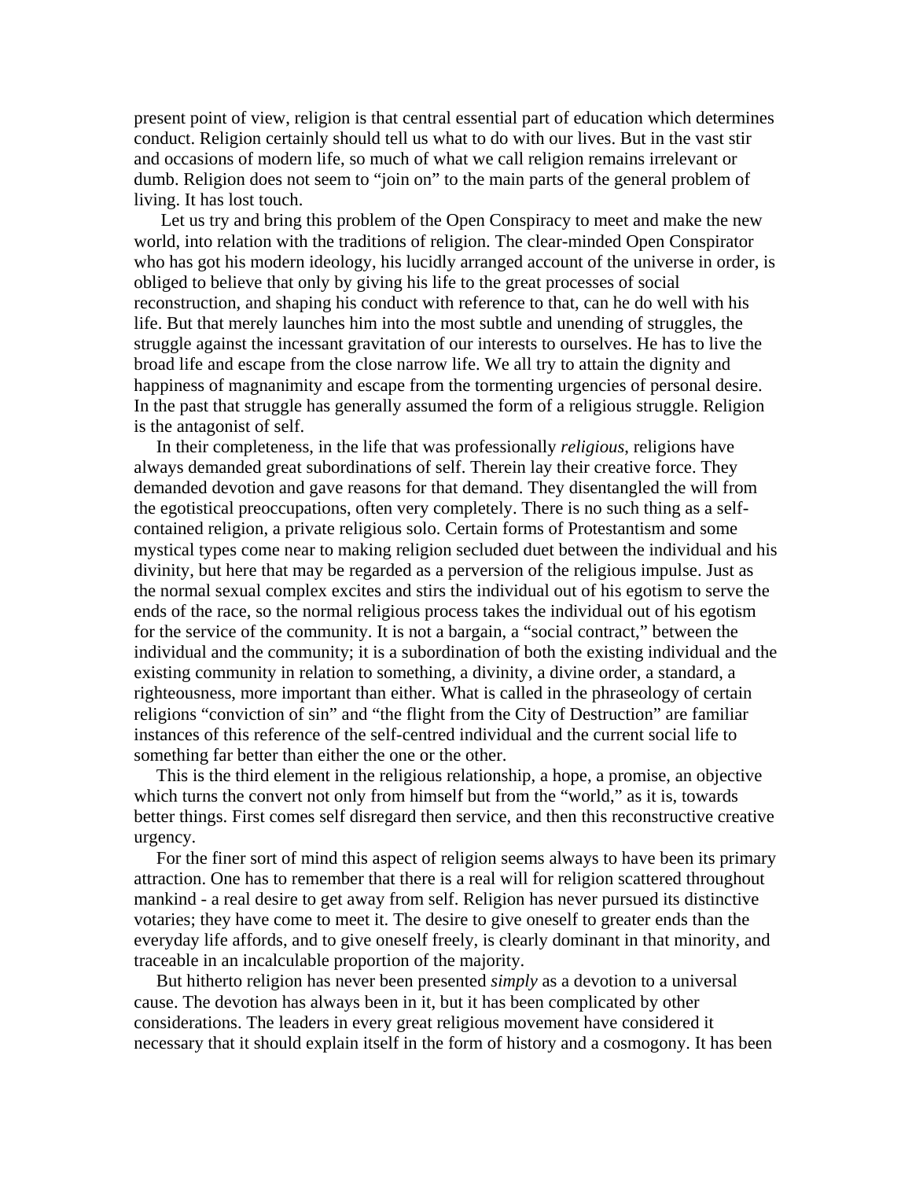present point of view, religion is that central essential part of education which determines conduct. Religion certainly should tell us what to do with our lives. But in the vast stir and occasions of modern life, so much of what we call religion remains irrelevant or dumb. Religion does not seem to "join on" to the main parts of the general problem of living. It has lost touch.

Let us try and bring this problem of the Open Conspiracy to meet and make the new world, into relation with the traditions of religion. The clear-minded Open Conspirator who has got his modern ideology, his lucidly arranged account of the universe in order, is obliged to believe that only by giving his life to the great processes of social reconstruction, and shaping his conduct with reference to that, can he do well with his life. But that merely launches him into the most subtle and unending of struggles, the struggle against the incessant gravitation of our interests to ourselves. He has to live the broad life and escape from the close narrow life. We all try to attain the dignity and happiness of magnanimity and escape from the tormenting urgencies of personal desire. In the past that struggle has generally assumed the form of a religious struggle. Religion is the antagonist of self.

In their completeness, in the life that was professionally *religious*, religions have always demanded great subordinations of self. Therein lay their creative force. They demanded devotion and gave reasons for that demand. They disentangled the will from the egotistical preoccupations, often very completely. There is no such thing as a self-contained religion, a private religious solo. Certain forms of Protestantism and some mystical types come near to making religion secluded duet between the individual and his divinity, but here that may be regarded as a perversion of the religious impulse. Just as the normal sexual complex excites and stirs the individual out of his egotism to serve the ends of the race, so the normal religious process takes the individual out of his egotism for the service of the community. It is not a bargain, a "social contract," between the individual and the community; it is a subordination of both the existing individual and the existing community in relation to something, a divinity, a divine order, a standard, a righteousness, more important than either. What is called in the phraseology of certain religions "conviction of sin" and "the flight from the City of Destruction" are familiar instances of this reference of the self-centred individual and the current social life to something far better than either the one or the other.

This is the third element in the religious relationship, a hope, a promise, an objective which turns the convert not only from himself but from the "world," as it is, towards better things. First comes self disregard then service, and then this reconstructive creative urgency.

For the finer sort of mind this aspect of religion seems always to have been its primary attraction. One has to remember that there is a real will for religion scattered throughout mankind - a real desire to get away from self. Religion has never pursued its distinctive votaries; they have come to meet it. The desire to give oneself to greater ends than the everyday life affords, and to give oneself freely, is clearly dominant in that minority, and traceable in an incalculable proportion of the majority.

But hitherto religion has never been presented *simply* as a devotion to a universal cause. The devotion has always been in it, but it has been complicated by other considerations. The leaders in every great religious movement have considered it necessary that it should explain itself in the form of history and a cosmogony. It has been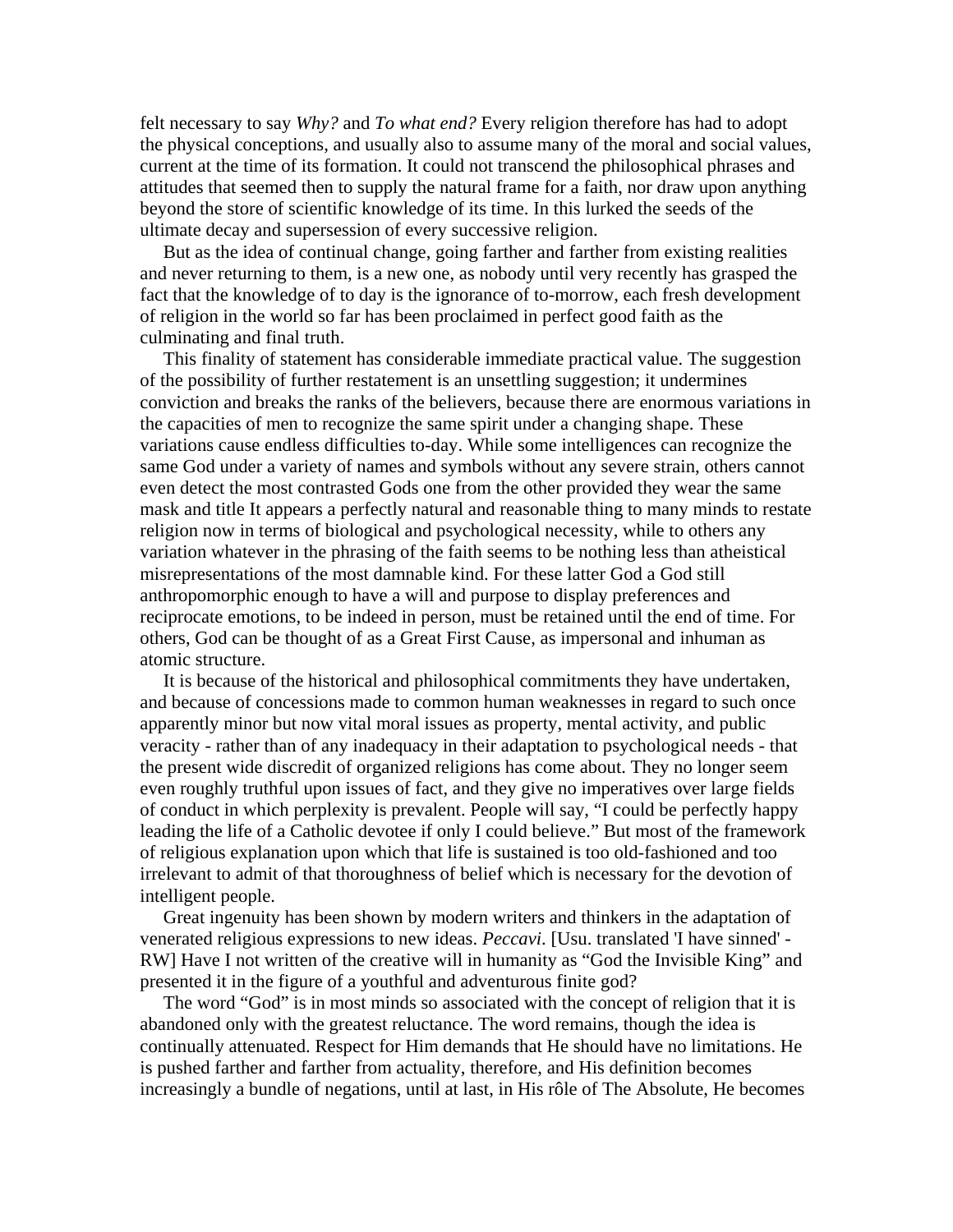felt necessary to say *Why?* and *To what end?* Every religion therefore has had to adopt the physical conceptions, and usually also to assume many of the moral and social values, current at the time of its formation. It could not transcend the philosophical phrases and attitudes that seemed then to supply the natural frame for a faith, nor draw upon anything beyond the store of scientific knowledge of its time. In this lurked the seeds of the ultimate decay and supersession of every successive religion.

But as the idea of continual change, going farther and farther from existing realities and never returning to them, is a new one, as nobody until very recently has grasped the fact that the knowledge of to day is the ignorance of to-morrow, each fresh development of religion in the world so far has been proclaimed in perfect good faith as the culminating and final truth.

This finality of statement has considerable immediate practical value. The suggestion of the possibility of further restatement is an unsettling suggestion; it undermines conviction and breaks the ranks of the believers, because there are enormous variations in the capacities of men to recognize the same spirit under a changing shape. These variations cause endless difficulties to-day. While some intelligences can recognize the same God under a variety of names and symbols without any severe strain, others cannot even detect the most contrasted Gods one from the other provided they wear the same mask and title It appears a perfectly natural and reasonable thing to many minds to restate religion now in terms of biological and psychological necessity, while to others any variation whatever in the phrasing of the faith seems to be nothing less than atheistical misrepresentations of the most damnable kind. For these latter God a God still anthropomorphic enough to have a will and purpose to display preferences and reciprocate emotions, to be indeed in person, must be retained until the end of time. For others, God can be thought of as a Great First Cause, as impersonal and inhuman as atomic structure.

It is because of the historical and philosophical commitments they have undertaken, and because of concessions made to common human weaknesses in regard to such once apparently minor but now vital moral issues as property, mental activity, and public veracity - rather than of any inadequacy in their adaptation to psychological needs - that the present wide discredit of organized religions has come about. They no longer seem even roughly truthful upon issues of fact, and they give no imperatives over large fields of conduct in which perplexity is prevalent. People will say, "I could be perfectly happy leading the life of a Catholic devotee if only I could believe." But most of the framework of religious explanation upon which that life is sustained is too old-fashioned and too irrelevant to admit of that thoroughness of belief which is necessary for the devotion of intelligent people.

Great ingenuity has been shown by modern writers and thinkers in the adaptation of venerated religious expressions to new ideas. *Peccavi*. [Usu. translated 'I have sinned' - RW] Have I not written of the creative will in humanity as "God the Invisible King" and presented it in the figure of a youthful and adventurous finite god?

The word "God" is in most minds so associated with the concept of religion that it is abandoned only with the greatest reluctance. The word remains, though the idea is continually attenuated. Respect for Him demands that He should have no limitations. He is pushed farther and farther from actuality, therefore, and His definition becomes increasingly a bundle of negations, until at last, in His rôle of The Absolute, He becomes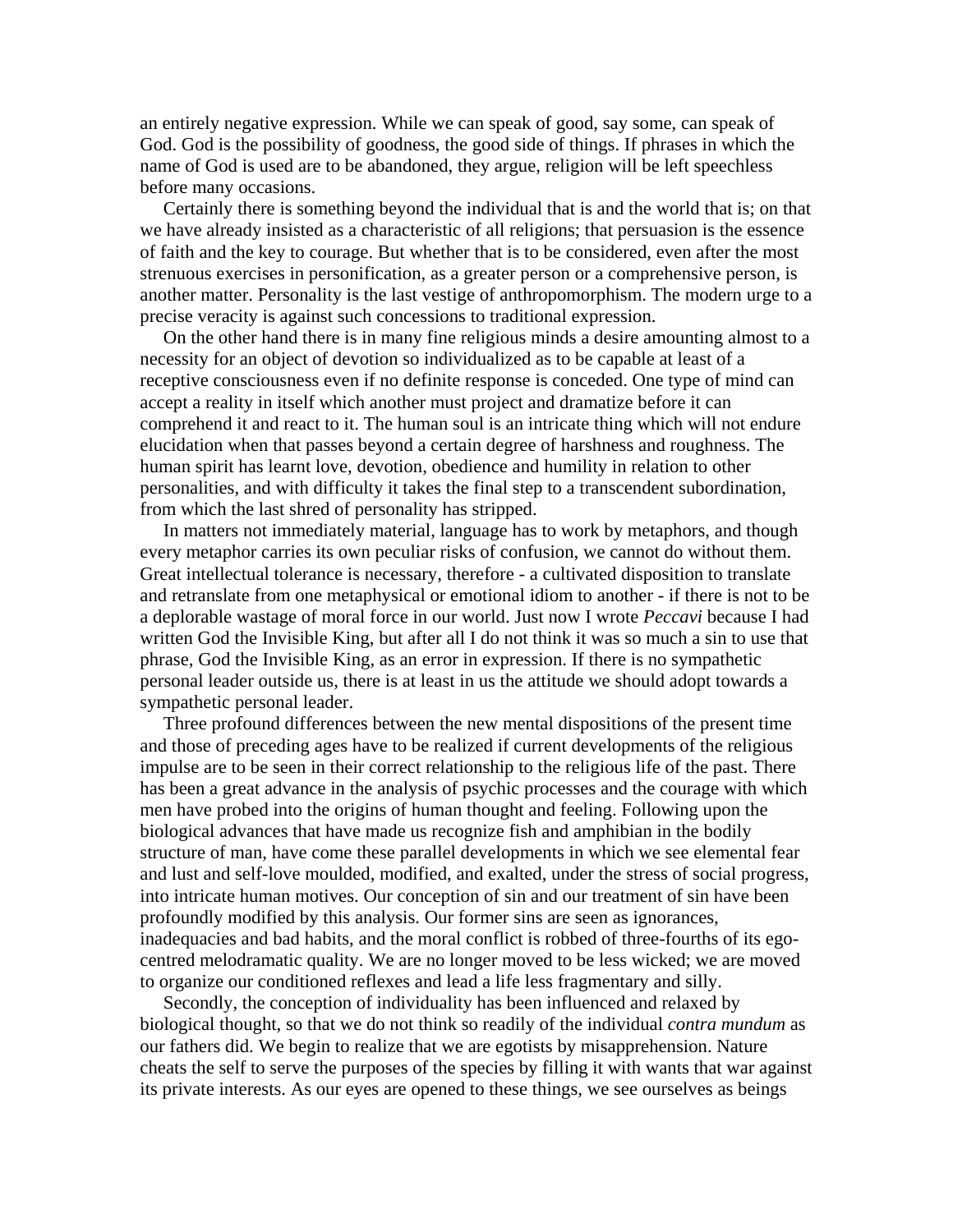an entirely negative expression. While we can speak of good, say some, can speak of God. God is the possibility of goodness, the good side of things. If phrases in which the name of God is used are to be abandoned, they argue, religion will be left speechless before many occasions.

Certainly there is something beyond the individual that is and the world that is; on that we have already insisted as a characteristic of all religions; that persuasion is the essence of faith and the key to courage. But whether that is to be considered, even after the most strenuous exercises in personification, as a greater person or a comprehensive person, is another matter. Personality is the last vestige of anthropomorphism. The modern urge to a precise veracity is against such concessions to traditional expression.

On the other hand there is in many fine religious minds a desire amounting almost to a necessity for an object of devotion so individualized as to be capable at least of a receptive consciousness even if no definite response is conceded. One type of mind can accept a reality in itself which another must project and dramatize before it can comprehend it and react to it. The human soul is an intricate thing which will not endure elucidation when that passes beyond a certain degree of harshness and roughness. The human spirit has learnt love, devotion, obedience and humility in relation to other personalities, and with difficulty it takes the final step to a transcendent subordination, from which the last shred of personality has stripped.

In matters not immediately material, language has to work by metaphors, and though every metaphor carries its own peculiar risks of confusion, we cannot do without them. Great intellectual tolerance is necessary, therefore - a cultivated disposition to translate and retranslate from one metaphysical or emotional idiom to another - if there is not to be a deplorable wastage of moral force in our world. Just now I wrote *Peccavi* because I had written God the Invisible King, but after all I do not think it was so much a sin to use that phrase, God the Invisible King, as an error in expression. If there is no sympathetic personal leader outside us, there is at least in us the attitude we should adopt towards a sympathetic personal leader.

Three profound differences between the new mental dispositions of the present time and those of preceding ages have to be realized if current developments of the religious impulse are to be seen in their correct relationship to the religious life of the past. There has been a great advance in the analysis of psychic processes and the courage with which men have probed into the origins of human thought and feeling. Following upon the biological advances that have made us recognize fish and amphibian in the bodily structure of man, have come these parallel developments in which we see elemental fear and lust and self-love moulded, modified, and exalted, under the stress of social progress, into intricate human motives. Our conception of sin and our treatment of sin have been profoundly modified by this analysis. Our former sins are seen as ignorances, inadequacies and bad habits, and the moral conflict is robbed of three-fourths of its ego-centred melodramatic quality. We are no longer moved to be less wicked; we are moved to organize our conditioned reflexes and lead a life less fragmentary and silly.

Secondly, the conception of individuality has been influenced and relaxed by biological thought, so that we do not think so readily of the individual *contra mundum* as our fathers did. We begin to realize that we are egotists by misapprehension. Nature cheats the self to serve the purposes of the species by filling it with wants that war against its private interests. As our eyes are opened to these things, we see ourselves as beings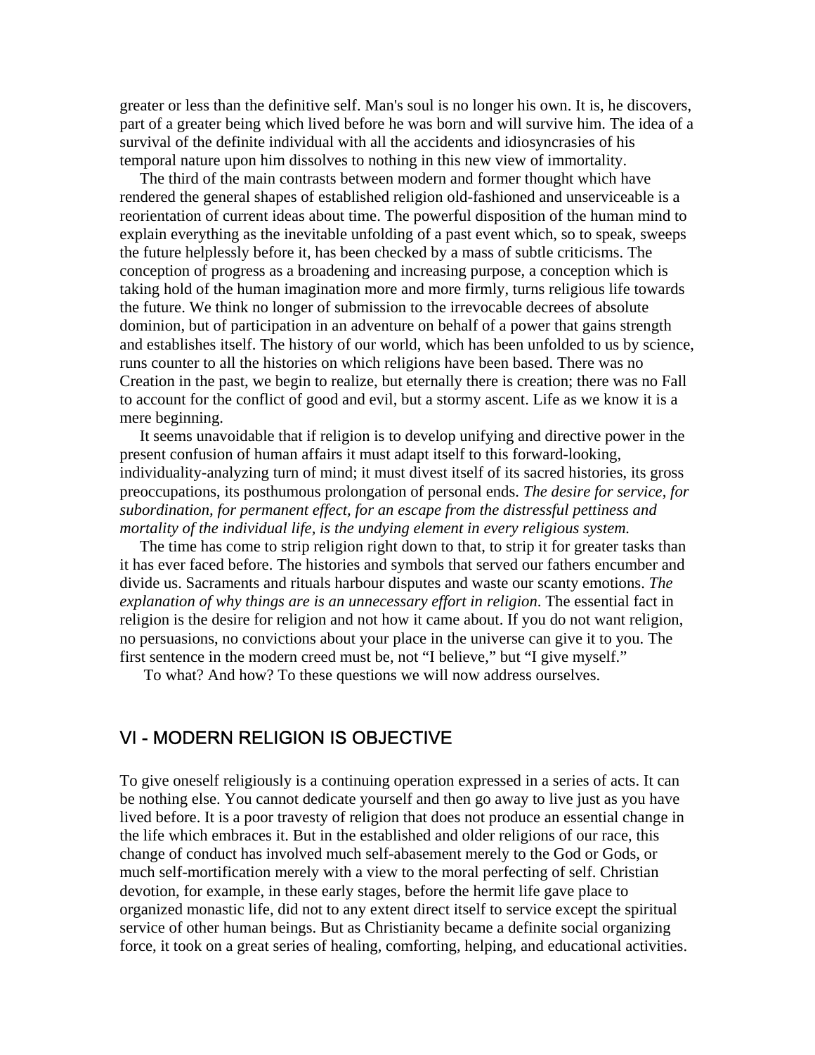greater or less than the definitive self. Man's soul is no longer his own. It is, he discovers, part of a greater being which lived before he was born and will survive him. The idea of a survival of the definite individual with all the accidents and idiosyncrasies of his temporal nature upon him dissolves to nothing in this new view of immortality.

The third of the main contrasts between modern and former thought which have rendered the general shapes of established religion old-fashioned and unserviceable is a reorientation of current ideas about time. The powerful disposition of the human mind to explain everything as the inevitable unfolding of a past event which, so to speak, sweeps the future helplessly before it, has been checked by a mass of subtle criticisms. The conception of progress as a broadening and increasing purpose, a conception which is taking hold of the human imagination more and more firmly, turns religious life towards the future. We think no longer of submission to the irrevocable decrees of absolute dominion, but of participation in an adventure on behalf of a power that gains strength and establishes itself. The history of our world, which has been unfolded to us by science, runs counter to all the histories on which religions have been based. There was no Creation in the past, we begin to realize, but eternally there is creation; there was no Fall to account for the conflict of good and evil, but a stormy ascent. Life as we know it is a mere beginning.

It seems unavoidable that if religion is to develop unifying and directive power in the present confusion of human affairs it must adapt itself to this forward-looking, individuality-analyzing turn of mind; it must divest itself of its sacred histories, its gross preoccupations, its posthumous prolongation of personal ends. *The desire for service, for subordination, for permanent effect, for an escape from the distressful pettiness and mortality of the individual life, is the undying element in every religious system.*

The time has come to strip religion right down to that, to strip it for greater tasks than it has ever faced before. The histories and symbols that served our fathers encumber and divide us. Sacraments and rituals harbour disputes and waste our scanty emotions. *The explanation of why things are is an unnecessary effort in religion*. The essential fact in religion is the desire for religion and not how it came about. If you do not want religion, no persuasions, no convictions about your place in the universe can give it to you. The first sentence in the modern creed must be, not "I believe," but "I give myself."

To what? And how? To these questions we will now address ourselves.

## VI - MODERN RELIGION IS OBJECTIVE

To give oneself religiously is a continuing operation expressed in a series of acts. It can be nothing else. You cannot dedicate yourself and then go away to live just as you have lived before. It is a poor travesty of religion that does not produce an essential change in the life which embraces it. But in the established and older religions of our race, this change of conduct has involved much self-abasement merely to the God or Gods, or much self-mortification merely with a view to the moral perfecting of self. Christian devotion, for example, in these early stages, before the hermit life gave place to organized monastic life, did not to any extent direct itself to service except the spiritual service of other human beings. But as Christianity became a definite social organizing force, it took on a great series of healing, comforting, helping, and educational activities.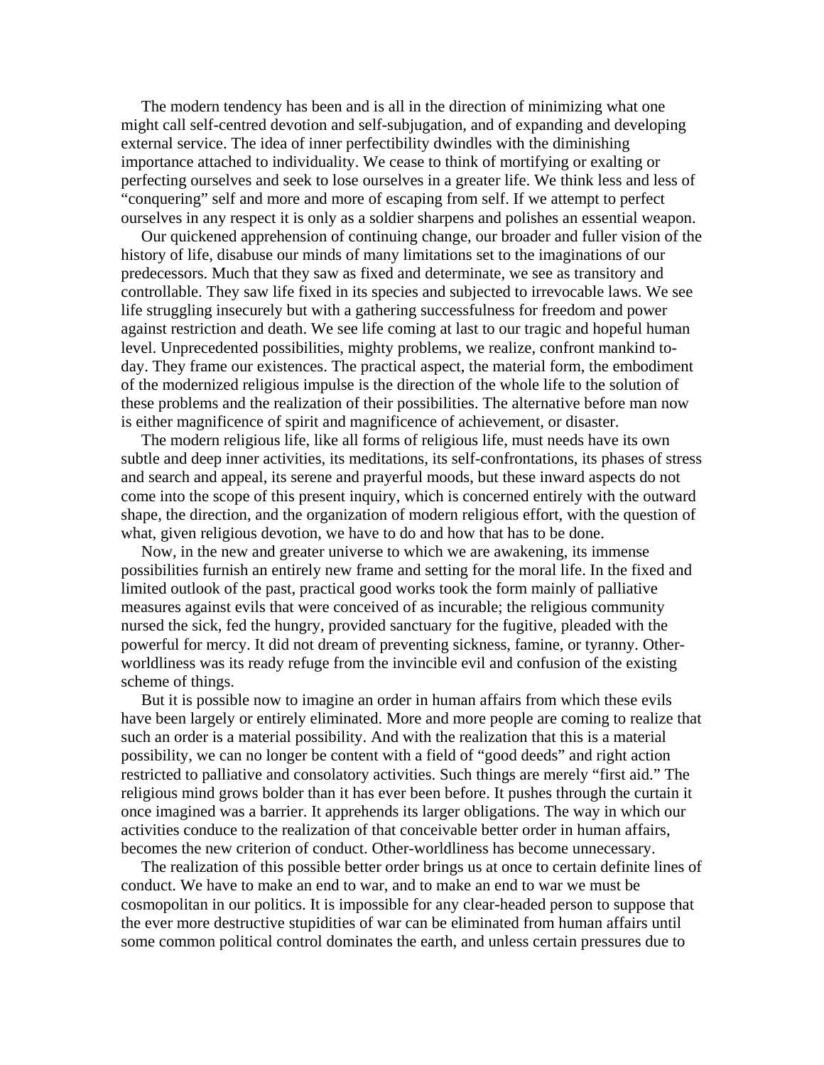The modern tendency has been and is all in the direction of minimizing what one might call self-centred devotion and self-subjugation, and of expanding and developing external service. The idea of inner perfectibility dwindles with the diminishing importance attached to individuality. We cease to think of mortifying or exalting or perfecting ourselves and seek to lose ourselves in a greater life. We think less and less of "conquering" self and more and more of escaping from self. If we attempt to perfect ourselves in any respect it is only as a soldier sharpens and polishes an essential weapon.

Our quickened apprehension of continuing change, our broader and fuller vision of the history of life, disabuse our minds of many limitations set to the imaginations of our predecessors. Much that they saw as fixed and determinate, we see as transitory and controllable. They saw life fixed in its species and subjected to irrevocable laws. We see life struggling insecurely but with a gathering successfulness for freedom and power against restriction and death. We see life coming at last to our tragic and hopeful human level. Unprecedented possibilities, mighty problems, we realize, confront mankind to-day. They frame our existences. The practical aspect, the material form, the embodiment of the modernized religious impulse is the direction of the whole life to the solution of these problems and the realization of their possibilities. The alternative before man now is either magnificence of spirit and magnificence of achievement, or disaster.

The modern religious life, like all forms of religious life, must needs have its own subtle and deep inner activities, its meditations, its self-confrontations, its phases of stress and search and appeal, its serene and prayerful moods, but these inward aspects do not come into the scope of this present inquiry, which is concerned entirely with the outward shape, the direction, and the organization of modern religious effort, with the question of what, given religious devotion, we have to do and how that has to be done.

Now, in the new and greater universe to which we are awakening, its immense possibilities furnish an entirely new frame and setting for the moral life. In the fixed and limited outlook of the past, practical good works took the form mainly of palliative measures against evils that were conceived of as incurable; the religious community nursed the sick, fed the hungry, provided sanctuary for the fugitive, pleaded with the powerful for mercy. It did not dream of preventing sickness, famine, or tyranny. Other-worldliness was its ready refuge from the invincible evil and confusion of the existing scheme of things.

But it is possible now to imagine an order in human affairs from which these evils have been largely or entirely eliminated. More and more people are coming to realize that such an order is a material possibility. And with the realization that this is a material possibility, we can no longer be content with a field of "good deeds" and right action restricted to palliative and consolatory activities. Such things are merely "first aid." The religious mind grows bolder than it has ever been before. It pushes through the curtain it once imagined was a barrier. It apprehends its larger obligations. The way in which our activities conduce to the realization of that conceivable better order in human affairs, becomes the new criterion of conduct. Other-worldliness has become unnecessary.

The realization of this possible better order brings us at once to certain definite lines of conduct. We have to make an end to war, and to make an end to war we must be cosmopolitan in our politics. It is impossible for any clear-headed person to suppose that the ever more destructive stupidities of war can be eliminated from human affairs until some common political control dominates the earth, and unless certain pressures due to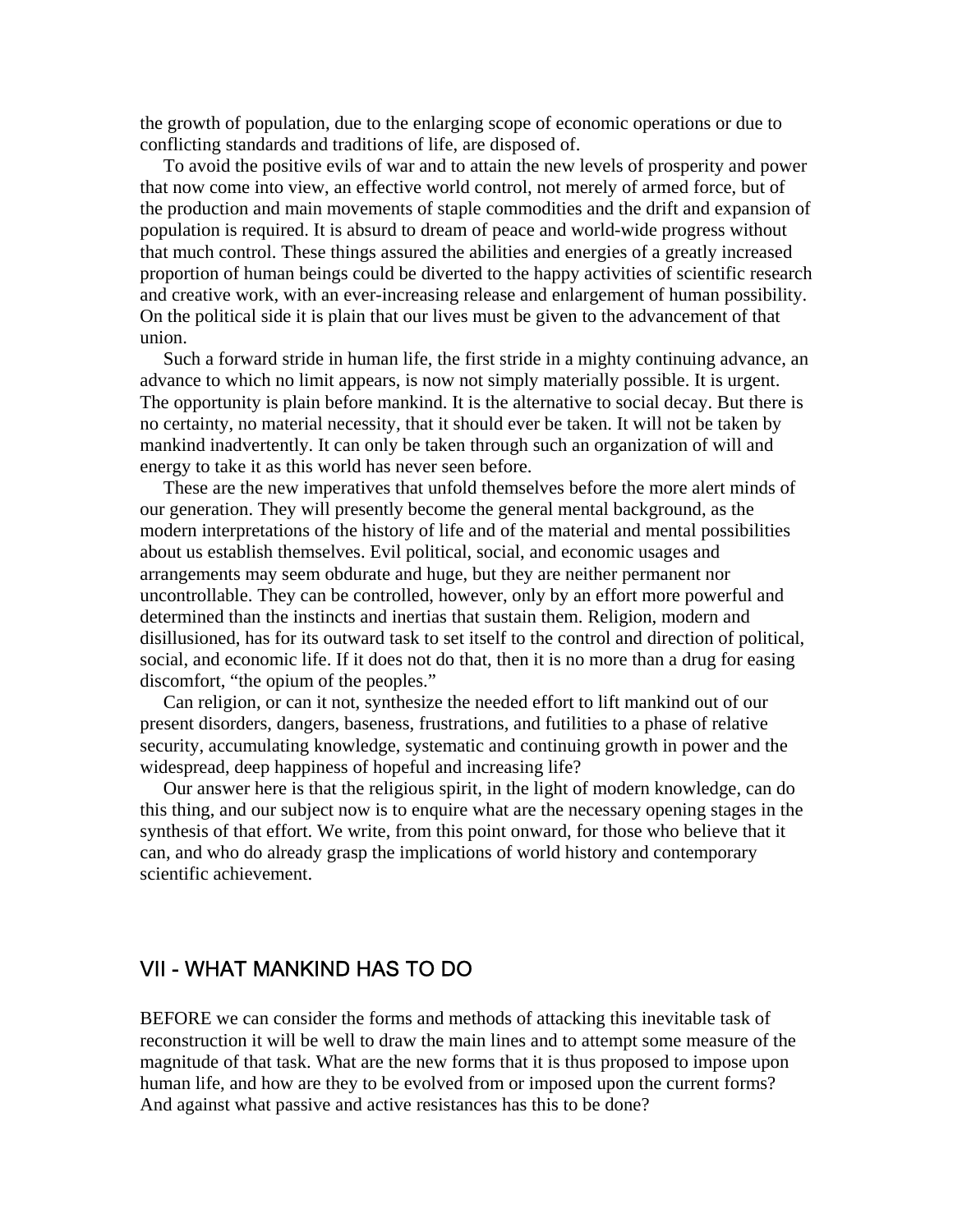the growth of population, due to the enlarging scope of economic operations or due to conflicting standards and traditions of life, are disposed of.

To avoid the positive evils of war and to attain the new levels of prosperity and power that now come into view, an effective world control, not merely of armed force, but of the production and main movements of staple commodities and the drift and expansion of population is required. It is absurd to dream of peace and world-wide progress without that much control. These things assured the abilities and energies of a greatly increased proportion of human beings could be diverted to the happy activities of scientific research and creative work, with an ever-increasing release and enlargement of human possibility. On the political side it is plain that our lives must be given to the advancement of that union.

Such a forward stride in human life, the first stride in a mighty continuing advance, an advance to which no limit appears, is now not simply materially possible. It is urgent. The opportunity is plain before mankind. It is the alternative to social decay. But there is no certainty, no material necessity, that it should ever be taken. It will not be taken by mankind inadvertently. It can only be taken through such an organization of will and energy to take it as this world has never seen before.

These are the new imperatives that unfold themselves before the more alert minds of our generation. They will presently become the general mental background, as the modern interpretations of the history of life and of the material and mental possibilities about us establish themselves. Evil political, social, and economic usages and arrangements may seem obdurate and huge, but they are neither permanent nor uncontrollable. They can be controlled, however, only by an effort more powerful and determined than the instincts and inertias that sustain them. Religion, modern and disillusioned, has for its outward task to set itself to the control and direction of political, social, and economic life. If it does not do that, then it is no more than a drug for easing discomfort, “the opium of the peoples.”

Can religion, or can it not, synthesize the needed effort to lift mankind out of our present disorders, dangers, baseness, frustrations, and futilities to a phase of relative security, accumulating knowledge, systematic and continuing growth in power and the widespread, deep happiness of hopeful and increasing life?

Our answer here is that the religious spirit, in the light of modern knowledge, can do this thing, and our subject now is to enquire what are the necessary opening stages in the synthesis of that effort. We write, from this point onward, for those who believe that it can, and who do already grasp the implications of world history and contemporary scientific achievement.

## VII - WHAT MANKIND HAS TO DO

BEFORE we can consider the forms and methods of attacking this inevitable task of reconstruction it will be well to draw the main lines and to attempt some measure of the magnitude of that task. What are the new forms that it is thus proposed to impose upon human life, and how are they to be evolved from or imposed upon the current forms? And against what passive and active resistances has this to be done?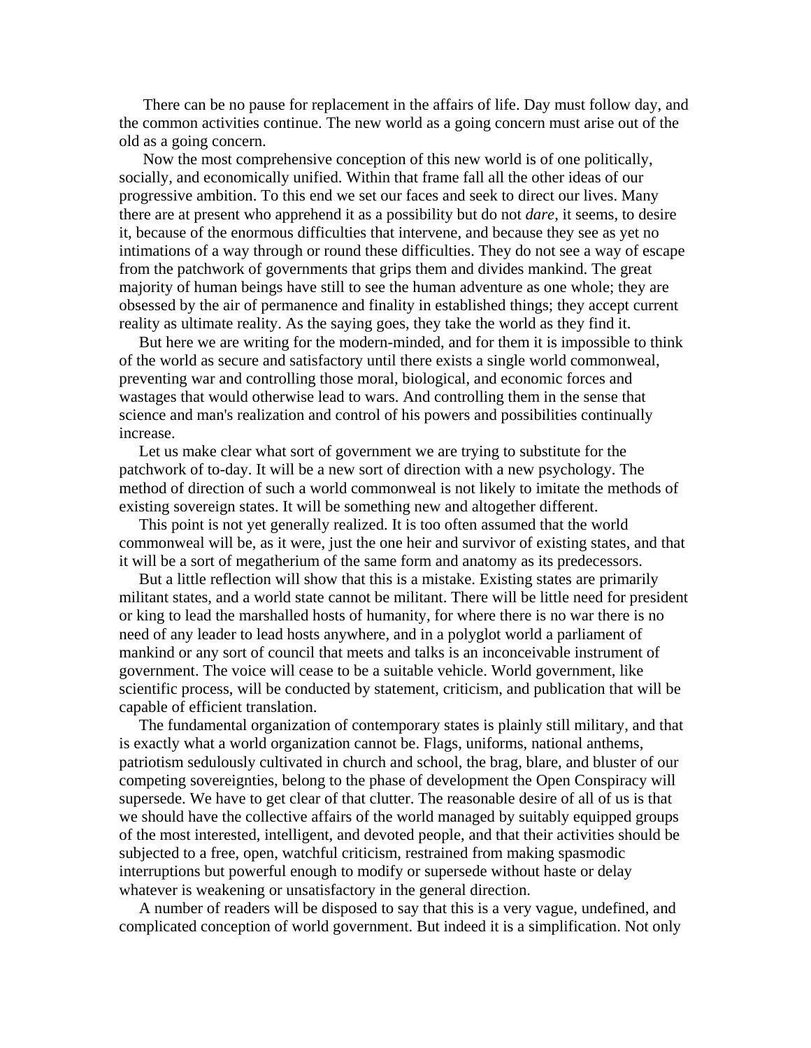There can be no pause for replacement in the affairs of life. Day must follow day, and the common activities continue. The new world as a going concern must arise out of the old as a going concern.

Now the most comprehensive conception of this new world is of one politically, socially, and economically unified. Within that frame fall all the other ideas of our progressive ambition. To this end we set our faces and seek to direct our lives. Many there are at present who apprehend it as a possibility but do not *dare*, it seems, to desire it, because of the enormous difficulties that intervene, and because they see as yet no intimations of a way through or round these difficulties. They do not see a way of escape from the patchwork of governments that grips them and divides mankind. The great majority of human beings have still to see the human adventure as one whole; they are obsessed by the air of permanence and finality in established things; they accept current reality as ultimate reality. As the saying goes, they take the world as they find it.

But here we are writing for the modern-minded, and for them it is impossible to think of the world as secure and satisfactory until there exists a single world commonweal, preventing war and controlling those moral, biological, and economic forces and wastages that would otherwise lead to wars. And controlling them in the sense that science and man's realization and control of his powers and possibilities continually increase.

Let us make clear what sort of government we are trying to substitute for the patchwork of to-day. It will be a new sort of direction with a new psychology. The method of direction of such a world commonweal is not likely to imitate the methods of existing sovereign states. It will be something new and altogether different.

This point is not yet generally realized. It is too often assumed that the world commonweal will be, as it were, just the one heir and survivor of existing states, and that it will be a sort of megatherium of the same form and anatomy as its predecessors.

But a little reflection will show that this is a mistake. Existing states are primarily militant states, and a world state cannot be militant. There will be little need for president or king to lead the marshalled hosts of humanity, for where there is no war there is no need of any leader to lead hosts anywhere, and in a polyglot world a parliament of mankind or any sort of council that meets and talks is an inconceivable instrument of government. The voice will cease to be a suitable vehicle. World government, like scientific process, will be conducted by statement, criticism, and publication that will be capable of efficient translation.

The fundamental organization of contemporary states is plainly still military, and that is exactly what a world organization cannot be. Flags, uniforms, national anthems, patriotism sedulously cultivated in church and school, the brag, blare, and bluster of our competing sovereignties, belong to the phase of development the Open Conspiracy will supersede. We have to get clear of that clutter. The reasonable desire of all of us is that we should have the collective affairs of the world managed by suitably equipped groups of the most interested, intelligent, and devoted people, and that their activities should be subjected to a free, open, watchful criticism, restrained from making spasmodic interruptions but powerful enough to modify or supersede without haste or delay whatever is weakening or unsatisfactory in the general direction.

A number of readers will be disposed to say that this is a very vague, undefined, and complicated conception of world government. But indeed it is a simplification. Not only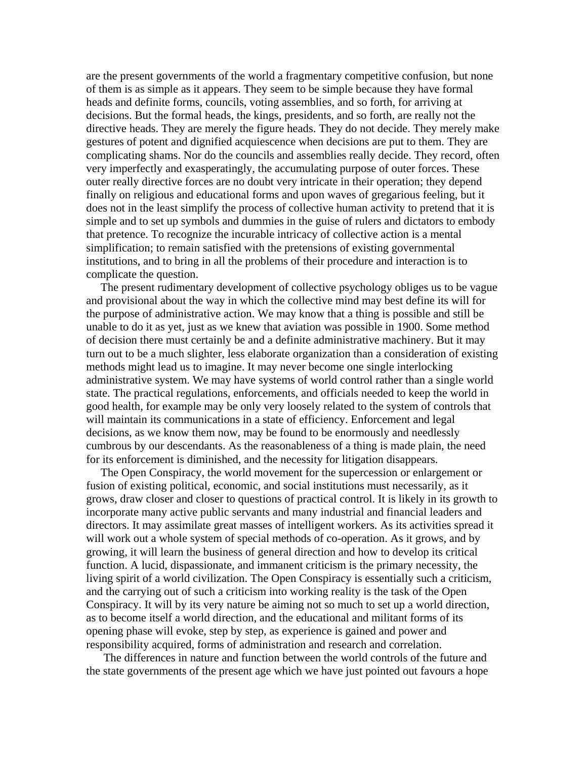are the present governments of the world a fragmentary competitive confusion, but none of them is as simple as it appears. They seem to be simple because they have formal heads and definite forms, councils, voting assemblies, and so forth, for arriving at decisions. But the formal heads, the kings, presidents, and so forth, are really not the directive heads. They are merely the figure heads. They do not decide. They merely make gestures of potent and dignified acquiescence when decisions are put to them. They are complicating shams. Nor do the councils and assemblies really decide. They record, often very imperfectly and exasperatingly, the accumulating purpose of outer forces. These outer really directive forces are no doubt very intricate in their operation; they depend finally on religious and educational forms and upon waves of gregarious feeling, but it does not in the least simplify the process of collective human activity to pretend that it is simple and to set up symbols and dummies in the guise of rulers and dictators to embody that pretence. To recognize the incurable intricacy of collective action is a mental simplification; to remain satisfied with the pretensions of existing governmental institutions, and to bring in all the problems of their procedure and interaction is to complicate the question.

The present rudimentary development of collective psychology obliges us to be vague and provisional about the way in which the collective mind may best define its will for the purpose of administrative action. We may know that a thing is possible and still be unable to do it as yet, just as we knew that aviation was possible in 1900. Some method of decision there must certainly be and a definite administrative machinery. But it may turn out to be a much slighter, less elaborate organization than a consideration of existing methods might lead us to imagine. It may never become one single interlocking administrative system. We may have systems of world control rather than a single world state. The practical regulations, enforcements, and officials needed to keep the world in good health, for example may be only very loosely related to the system of controls that will maintain its communications in a state of efficiency. Enforcement and legal decisions, as we know them now, may be found to be enormously and needlessly cumbrous by our descendants. As the reasonableness of a thing is made plain, the need for its enforcement is diminished, and the necessity for litigation disappears.

The Open Conspiracy, the world movement for the supercession or enlargement or fusion of existing political, economic, and social institutions must necessarily, as it grows, draw closer and closer to questions of practical control. It is likely in its growth to incorporate many active public servants and many industrial and financial leaders and directors. It may assimilate great masses of intelligent workers. As its activities spread it will work out a whole system of special methods of co-operation. As it grows, and by growing, it will learn the business of general direction and how to develop its critical function. A lucid, dispassionate, and immanent criticism is the primary necessity, the living spirit of a world civilization. The Open Conspiracy is essentially such a criticism, and the carrying out of such a criticism into working reality is the task of the Open Conspiracy. It will by its very nature be aiming not so much to set up a world direction, as to become itself a world direction, and the educational and militant forms of its opening phase will evoke, step by step, as experience is gained and power and responsibility acquired, forms of administration and research and correlation.

The differences in nature and function between the world controls of the future and the state governments of the present age which we have just pointed out favours a hope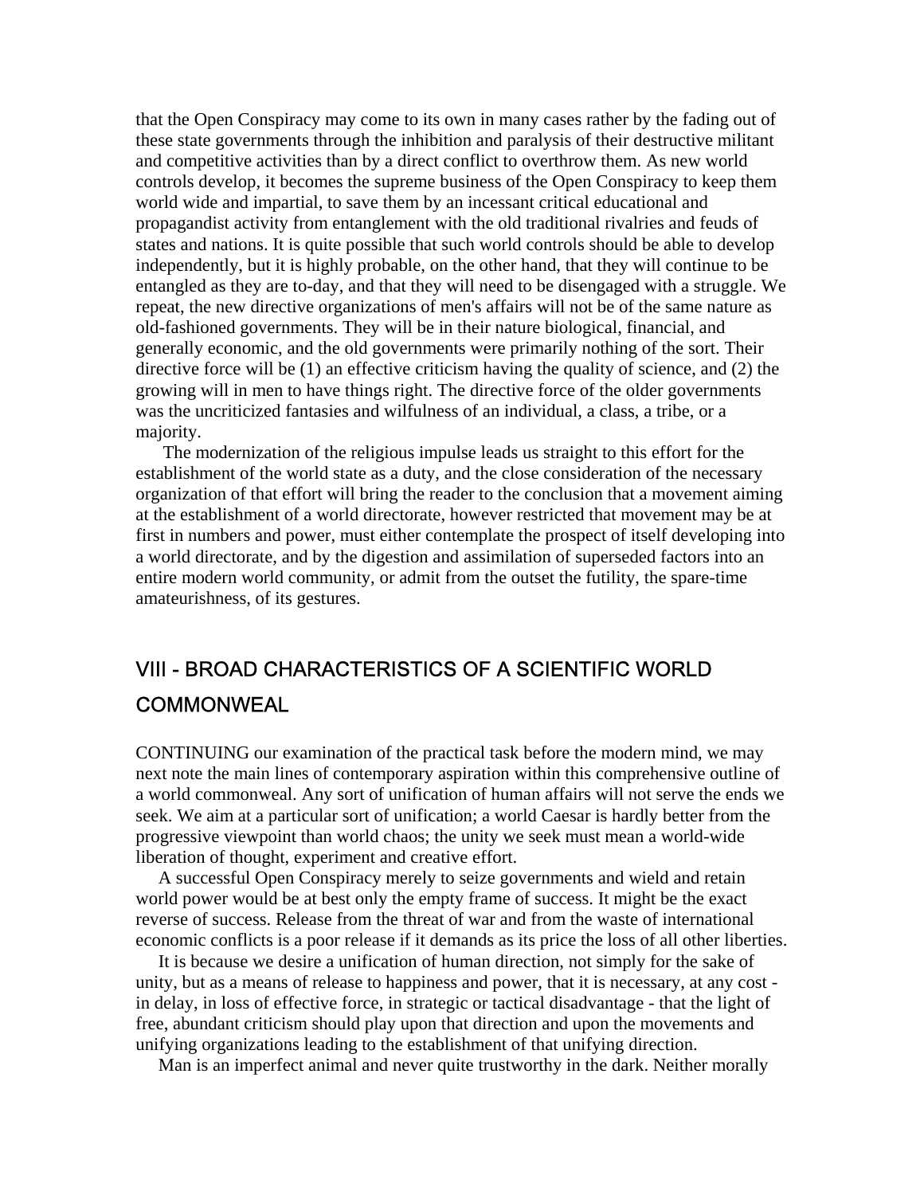that the Open Conspiracy may come to its own in many cases rather by the fading out of these state governments through the inhibition and paralysis of their destructive militant and competitive activities than by a direct conflict to overthrow them. As new world controls develop, it becomes the supreme business of the Open Conspiracy to keep them world wide and impartial, to save them by an incessant critical educational and propagandist activity from entanglement with the old traditional rivalries and feuds of states and nations. It is quite possible that such world controls should be able to develop independently, but it is highly probable, on the other hand, that they will continue to be entangled as they are to-day, and that they will need to be disengaged with a struggle. We repeat, the new directive organizations of men's affairs will not be of the same nature as old-fashioned governments. They will be in their nature biological, financial, and generally economic, and the old governments were primarily nothing of the sort. Their directive force will be (1) an effective criticism having the quality of science, and (2) the growing will in men to have things right. The directive force of the older governments was the uncriticized fantasies and wilfulness of an individual, a class, a tribe, or a majority.

The modernization of the religious impulse leads us straight to this effort for the establishment of the world state as a duty, and the close consideration of the necessary organization of that effort will bring the reader to the conclusion that a movement aiming at the establishment of a world directorate, however restricted that movement may be at first in numbers and power, must either contemplate the prospect of itself developing into a world directorate, and by the digestion and assimilation of superseded factors into an entire modern world community, or admit from the outset the futility, the spare-time amateurishness, of its gestures.

## VIII - BROAD CHARACTERISTICS OF A SCIENTIFIC WORLD COMMONWEAL

CONTINUING our examination of the practical task before the modern mind, we may next note the main lines of contemporary aspiration within this comprehensive outline of a world commonweal. Any sort of unification of human affairs will not serve the ends we seek. We aim at a particular sort of unification; a world Caesar is hardly better from the progressive viewpoint than world chaos; the unity we seek must mean a world-wide liberation of thought, experiment and creative effort.

A successful Open Conspiracy merely to seize governments and wield and retain world power would be at best only the empty frame of success. It might be the exact reverse of success. Release from the threat of war and from the waste of international economic conflicts is a poor release if it demands as its price the loss of all other liberties.

It is because we desire a unification of human direction, not simply for the sake of unity, but as a means of release to happiness and power, that it is necessary, at any cost - in delay, in loss of effective force, in strategic or tactical disadvantage - that the light of free, abundant criticism should play upon that direction and upon the movements and unifying organizations leading to the establishment of that unifying direction.

Man is an imperfect animal and never quite trustworthy in the dark. Neither morally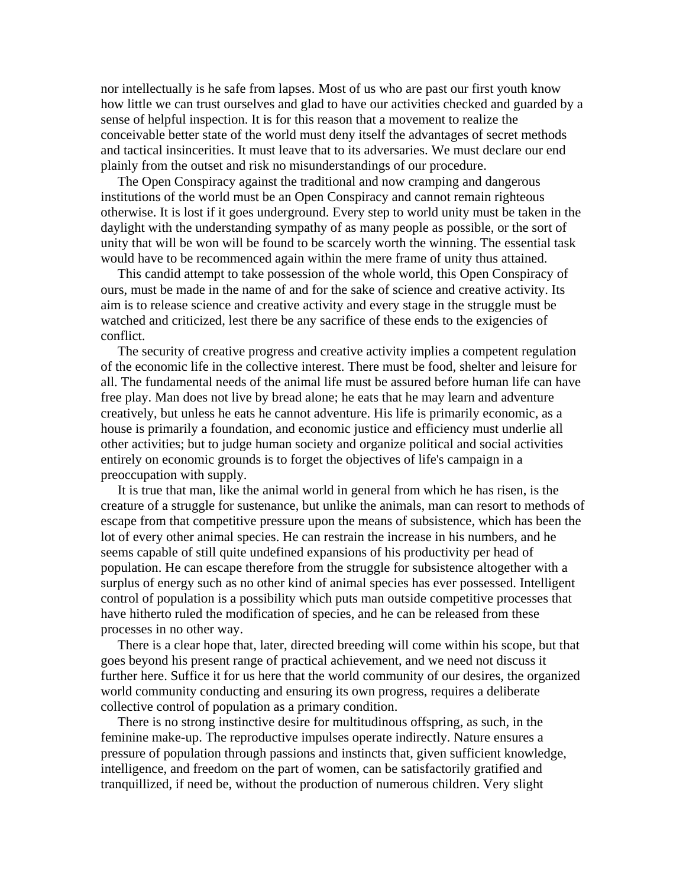nor intellectually is he safe from lapses. Most of us who are past our first youth know how little we can trust ourselves and glad to have our activities checked and guarded by a sense of helpful inspection. It is for this reason that a movement to realize the conceivable better state of the world must deny itself the advantages of secret methods and tactical insincerities. It must leave that to its adversaries. We must declare our end plainly from the outset and risk no misunderstandings of our procedure.

The Open Conspiracy against the traditional and now cramping and dangerous institutions of the world must be an Open Conspiracy and cannot remain righteous otherwise. It is lost if it goes underground. Every step to world unity must be taken in the daylight with the understanding sympathy of as many people as possible, or the sort of unity that will be won will be found to be scarcely worth the winning. The essential task would have to be recommenced again within the mere frame of unity thus attained.

This candid attempt to take possession of the whole world, this Open Conspiracy of ours, must be made in the name of and for the sake of science and creative activity. Its aim is to release science and creative activity and every stage in the struggle must be watched and criticized, lest there be any sacrifice of these ends to the exigencies of conflict.

The security of creative progress and creative activity implies a competent regulation of the economic life in the collective interest. There must be food, shelter and leisure for all. The fundamental needs of the animal life must be assured before human life can have free play. Man does not live by bread alone; he eats that he may learn and adventure creatively, but unless he eats he cannot adventure. His life is primarily economic, as a house is primarily a foundation, and economic justice and efficiency must underlie all other activities; but to judge human society and organize political and social activities entirely on economic grounds is to forget the objectives of life's campaign in a preoccupation with supply.

It is true that man, like the animal world in general from which he has risen, is the creature of a struggle for sustenance, but unlike the animals, man can resort to methods of escape from that competitive pressure upon the means of subsistence, which has been the lot of every other animal species. He can restrain the increase in his numbers, and he seems capable of still quite undefined expansions of his productivity per head of population. He can escape therefore from the struggle for subsistence altogether with a surplus of energy such as no other kind of animal species has ever possessed. Intelligent control of population is a possibility which puts man outside competitive processes that have hitherto ruled the modification of species, and he can be released from these processes in no other way.

There is a clear hope that, later, directed breeding will come within his scope, but that goes beyond his present range of practical achievement, and we need not discuss it further here. Suffice it for us here that the world community of our desires, the organized world community conducting and ensuring its own progress, requires a deliberate collective control of population as a primary condition.

There is no strong instinctive desire for multitudinous offspring, as such, in the feminine make-up. The reproductive impulses operate indirectly. Nature ensures a pressure of population through passions and instincts that, given sufficient knowledge, intelligence, and freedom on the part of women, can be satisfactorily gratified and tranquillized, if need be, without the production of numerous children. Very slight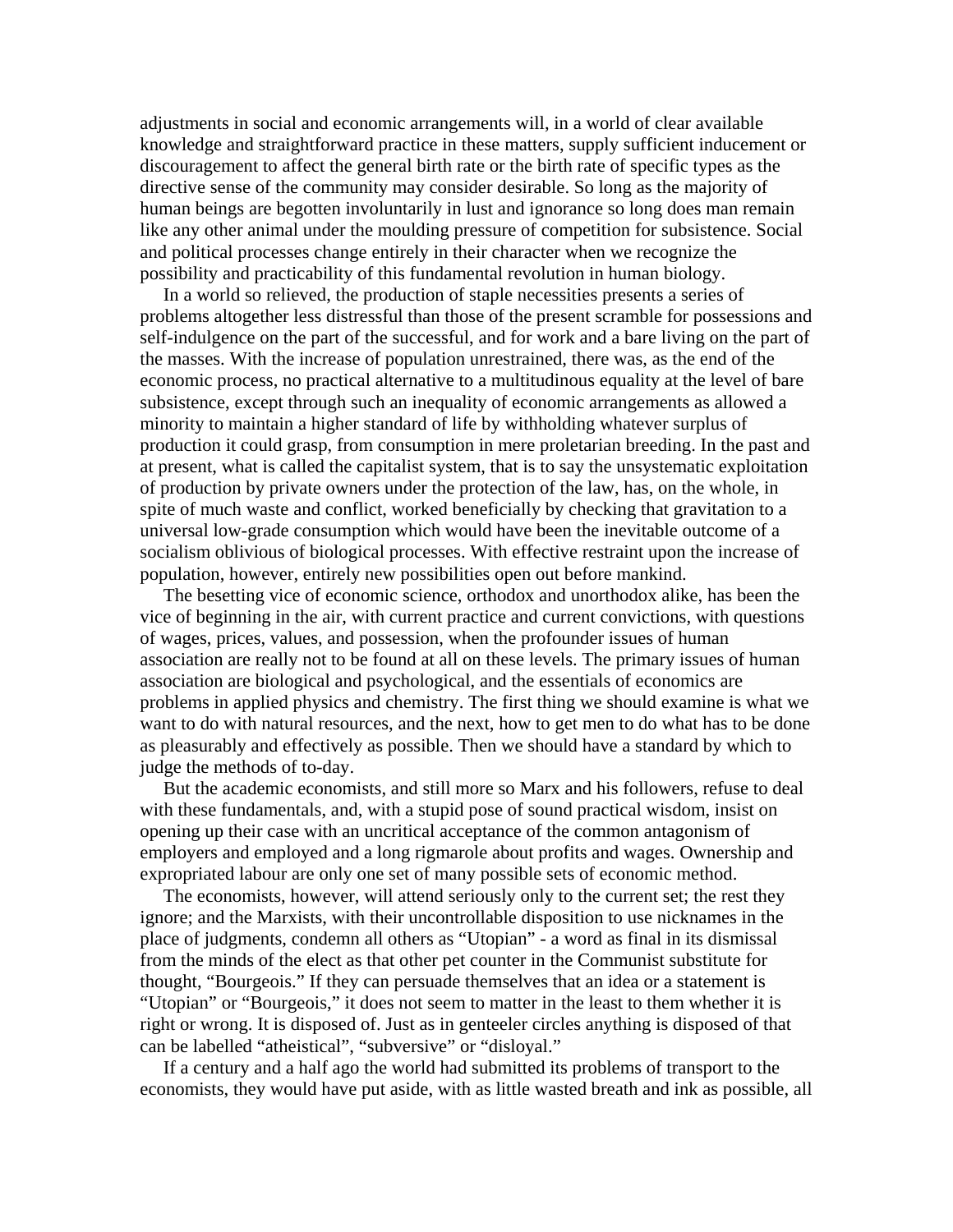adjustments in social and economic arrangements will, in a world of clear available knowledge and straightforward practice in these matters, supply sufficient inducement or discouragement to affect the general birth rate or the birth rate of specific types as the directive sense of the community may consider desirable. So long as the majority of human beings are begotten involuntarily in lust and ignorance so long does man remain like any other animal under the moulding pressure of competition for subsistence. Social and political processes change entirely in their character when we recognize the possibility and practicability of this fundamental revolution in human biology.

In a world so relieved, the production of staple necessities presents a series of problems altogether less distressful than those of the present scramble for possessions and self-indulgence on the part of the successful, and for work and a bare living on the part of the masses. With the increase of population unrestrained, there was, as the end of the economic process, no practical alternative to a multitudinous equality at the level of bare subsistence, except through such an inequality of economic arrangements as allowed a minority to maintain a higher standard of life by withholding whatever surplus of production it could grasp, from consumption in mere proletarian breeding. In the past and at present, what is called the capitalist system, that is to say the unsystematic exploitation of production by private owners under the protection of the law, has, on the whole, in spite of much waste and conflict, worked beneficially by checking that gravitation to a universal low-grade consumption which would have been the inevitable outcome of a socialism oblivious of biological processes. With effective restraint upon the increase of population, however, entirely new possibilities open out before mankind.

The besetting vice of economic science, orthodox and unorthodox alike, has been the vice of beginning in the air, with current practice and current convictions, with questions of wages, prices, values, and possession, when the profounder issues of human association are really not to be found at all on these levels. The primary issues of human association are biological and psychological, and the essentials of economics are problems in applied physics and chemistry. The first thing we should examine is what we want to do with natural resources, and the next, how to get men to do what has to be done as pleasurably and effectively as possible. Then we should have a standard by which to judge the methods of to-day.

But the academic economists, and still more so Marx and his followers, refuse to deal with these fundamentals, and, with a stupid pose of sound practical wisdom, insist on opening up their case with an uncritical acceptance of the common antagonism of employers and employed and a long rigmarole about profits and wages. Ownership and expropriated labour are only one set of many possible sets of economic method.

The economists, however, will attend seriously only to the current set; the rest they ignore; and the Marxists, with their uncontrollable disposition to use nicknames in the place of judgments, condemn all others as "Utopian" - a word as final in its dismissal from the minds of the elect as that other pet counter in the Communist substitute for thought, "Bourgeois." If they can persuade themselves that an idea or a statement is "Utopian" or "Bourgeois," it does not seem to matter in the least to them whether it is right or wrong. It is disposed of. Just as in genteeler circles anything is disposed of that can be labelled "atheistical", "subversive" or "disloyal."

If a century and a half ago the world had submitted its problems of transport to the economists, they would have put aside, with as little wasted breath and ink as possible, all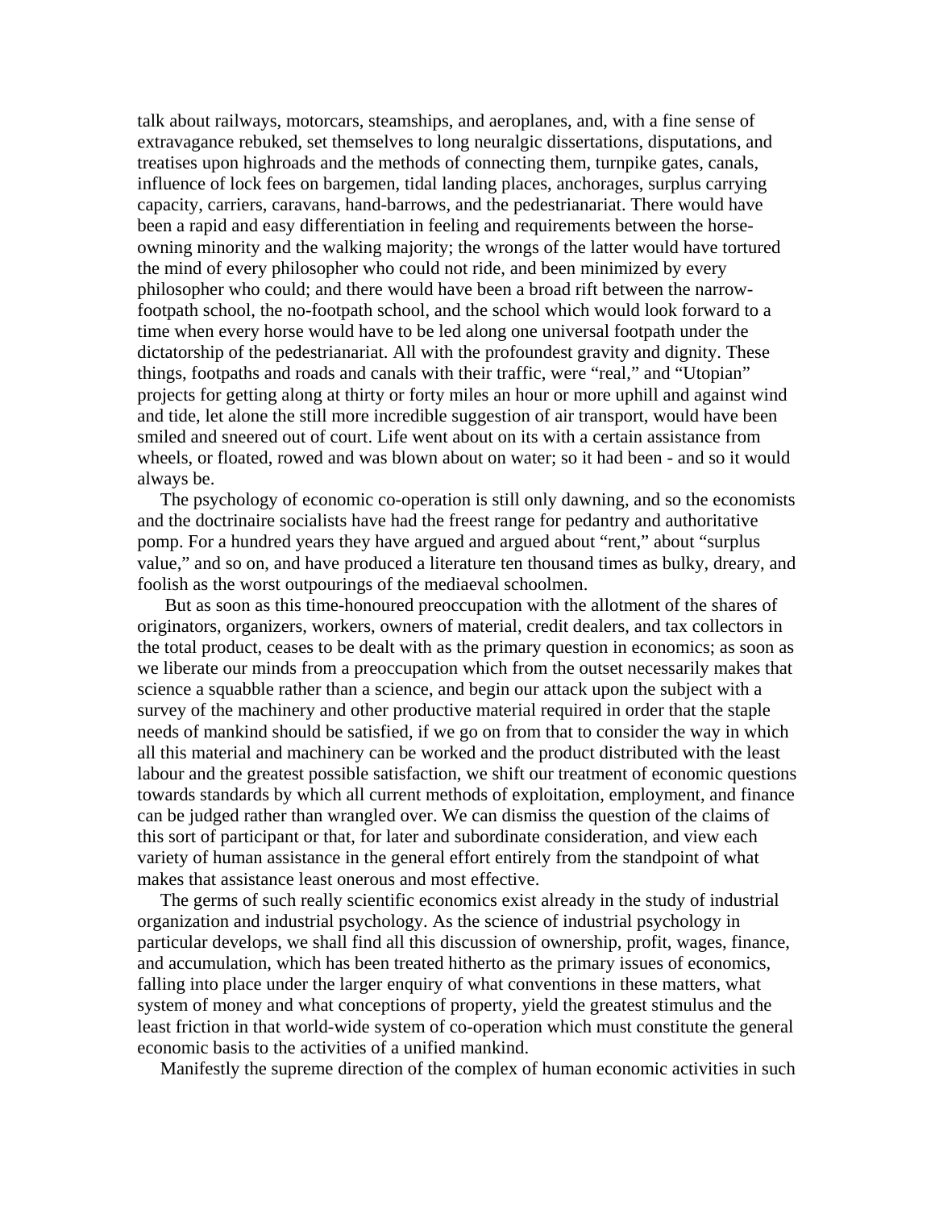talk about railways, motorcars, steamships, and aeroplanes, and, with a fine sense of extravagance rebuked, set themselves to long neuralgic dissertations, disputations, and treatises upon highroads and the methods of connecting them, turnpike gates, canals, influence of lock fees on bargemen, tidal landing places, anchorages, surplus carrying capacity, carriers, caravans, hand-barrows, and the pedestrianariat. There would have been a rapid and easy differentiation in feeling and requirements between the horse-owning minority and the walking majority; the wrongs of the latter would have tortured the mind of every philosopher who could not ride, and been minimized by every philosopher who could; and there would have been a broad rift between the narrow-footpath school, the no-footpath school, and the school which would look forward to a time when every horse would have to be led along one universal footpath under the dictatorship of the pedestrianariat. All with the profoundest gravity and dignity. These things, footpaths and roads and canals with their traffic, were "real," and "Utopian" projects for getting along at thirty or forty miles an hour or more uphill and against wind and tide, let alone the still more incredible suggestion of air transport, would have been smiled and sneered out of court. Life went about on its with a certain assistance from wheels, or floated, rowed and was blown about on water; so it had been - and so it would always be.

The psychology of economic co-operation is still only dawning, and so the economists and the doctrinaire socialists have had the freest range for pedantry and authoritative pomp. For a hundred years they have argued and argued about "rent," about "surplus value," and so on, and have produced a literature ten thousand times as bulky, dreary, and foolish as the worst outpourings of the mediaeval schoolmen.

But as soon as this time-honoured preoccupation with the allotment of the shares of originators, organizers, workers, owners of material, credit dealers, and tax collectors in the total product, ceases to be dealt with as the primary question in economics; as soon as we liberate our minds from a preoccupation which from the outset necessarily makes that science a squabble rather than a science, and begin our attack upon the subject with a survey of the machinery and other productive material required in order that the staple needs of mankind should be satisfied, if we go on from that to consider the way in which all this material and machinery can be worked and the product distributed with the least labour and the greatest possible satisfaction, we shift our treatment of economic questions towards standards by which all current methods of exploitation, employment, and finance can be judged rather than wrangled over. We can dismiss the question of the claims of this sort of participant or that, for later and subordinate consideration, and view each variety of human assistance in the general effort entirely from the standpoint of what makes that assistance least onerous and most effective.

The germs of such really scientific economics exist already in the study of industrial organization and industrial psychology. As the science of industrial psychology in particular develops, we shall find all this discussion of ownership, profit, wages, finance, and accumulation, which has been treated hitherto as the primary issues of economics, falling into place under the larger enquiry of what conventions in these matters, what system of money and what conceptions of property, yield the greatest stimulus and the least friction in that world-wide system of co-operation which must constitute the general economic basis to the activities of a unified mankind.

Manifestly the supreme direction of the complex of human economic activities in such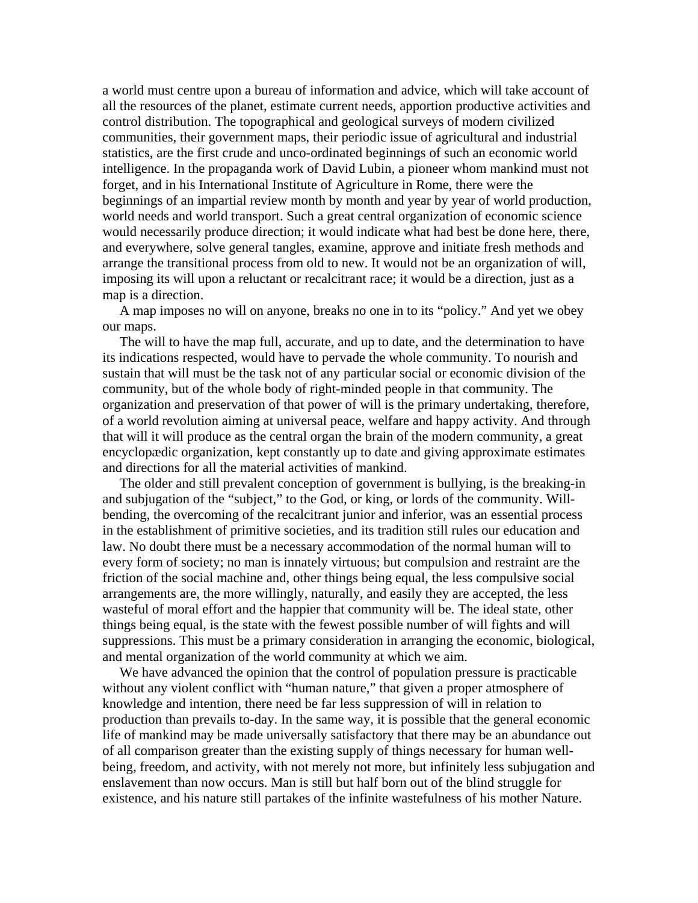a world must centre upon a bureau of information and advice, which will take account of all the resources of the planet, estimate current needs, apportion productive activities and control distribution. The topographical and geological surveys of modern civilized communities, their government maps, their periodic issue of agricultural and industrial statistics, are the first crude and unco-ordinated beginnings of such an economic world intelligence. In the propaganda work of David Lubin, a pioneer whom mankind must not forget, and in his International Institute of Agriculture in Rome, there were the beginnings of an impartial review month by month and year by year of world production, world needs and world transport. Such a great central organization of economic science would necessarily produce direction; it would indicate what had best be done here, there, and everywhere, solve general tangles, examine, approve and initiate fresh methods and arrange the transitional process from old to new. It would not be an organization of will, imposing its will upon a reluctant or recalcitrant race; it would be a direction, just as a map is a direction.

A map imposes no will on anyone, breaks no one in to its "policy." And yet we obey our maps.

The will to have the map full, accurate, and up to date, and the determination to have its indications respected, would have to pervade the whole community. To nourish and sustain that will must be the task not of any particular social or economic division of the community, but of the whole body of right-minded people in that community. The organization and preservation of that power of will is the primary undertaking, therefore, of a world revolution aiming at universal peace, welfare and happy activity. And through that will it will produce as the central organ the brain of the modern community, a great encyclopædic organization, kept constantly up to date and giving approximate estimates and directions for all the material activities of mankind.

The older and still prevalent conception of government is bullying, is the breaking-in and subjugation of the "subject," to the God, or king, or lords of the community. Will-bending, the overcoming of the recalcitrant junior and inferior, was an essential process in the establishment of primitive societies, and its tradition still rules our education and law. No doubt there must be a necessary accommodation of the normal human will to every form of society; no man is innately virtuous; but compulsion and restraint are the friction of the social machine and, other things being equal, the less compulsive social arrangements are, the more willingly, naturally, and easily they are accepted, the less wasteful of moral effort and the happier that community will be. The ideal state, other things being equal, is the state with the fewest possible number of will fights and will suppressions. This must be a primary consideration in arranging the economic, biological, and mental organization of the world community at which we aim.

We have advanced the opinion that the control of population pressure is practicable without any violent conflict with "human nature," that given a proper atmosphere of knowledge and intention, there need be far less suppression of will in relation to production than prevails to-day. In the same way, it is possible that the general economic life of mankind may be made universally satisfactory that there may be an abundance out of all comparison greater than the existing supply of things necessary for human well-being, freedom, and activity, with not merely not more, but infinitely less subjugation and enslavement than now occurs. Man is still but half born out of the blind struggle for existence, and his nature still partakes of the infinite wastefulness of his mother Nature.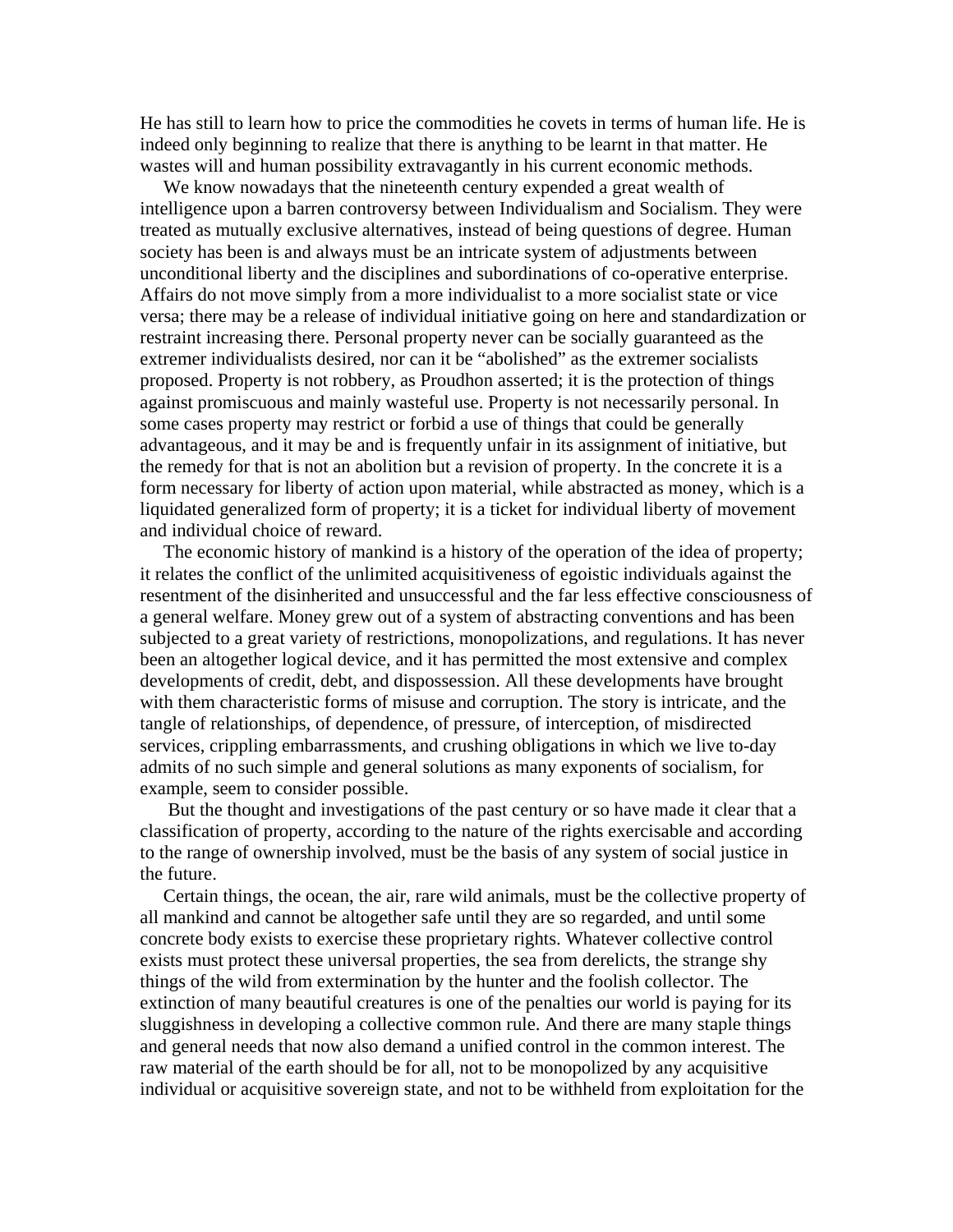He has still to learn how to price the commodities he covets in terms of human life. He is indeed only beginning to realize that there is anything to be learnt in that matter. He wastes will and human possibility extravagantly in his current economic methods.

We know nowadays that the nineteenth century expended a great wealth of intelligence upon a barren controversy between Individualism and Socialism. They were treated as mutually exclusive alternatives, instead of being questions of degree. Human society has been is and always must be an intricate system of adjustments between unconditional liberty and the disciplines and subordinations of co-operative enterprise. Affairs do not move simply from a more individualist to a more socialist state or vice versa; there may be a release of individual initiative going on here and standardization or restraint increasing there. Personal property never can be socially guaranteed as the extremer individualists desired, nor can it be "abolished" as the extremer socialists proposed. Property is not robbery, as Proudhon asserted; it is the protection of things against promiscuous and mainly wasteful use. Property is not necessarily personal. In some cases property may restrict or forbid a use of things that could be generally advantageous, and it may be and is frequently unfair in its assignment of initiative, but the remedy for that is not an abolition but a revision of property. In the concrete it is a form necessary for liberty of action upon material, while abstracted as money, which is a liquidated generalized form of property; it is a ticket for individual liberty of movement and individual choice of reward.

The economic history of mankind is a history of the operation of the idea of property; it relates the conflict of the unlimited acquisitiveness of egoistic individuals against the resentment of the disinherited and unsuccessful and the far less effective consciousness of a general welfare. Money grew out of a system of abstracting conventions and has been subjected to a great variety of restrictions, monopolizations, and regulations. It has never been an altogether logical device, and it has permitted the most extensive and complex developments of credit, debt, and dispossession. All these developments have brought with them characteristic forms of misuse and corruption. The story is intricate, and the tangle of relationships, of dependence, of pressure, of interception, of misdirected services, crippling embarrassments, and crushing obligations in which we live to-day admits of no such simple and general solutions as many exponents of socialism, for example, seem to consider possible.

But the thought and investigations of the past century or so have made it clear that a classification of property, according to the nature of the rights exercisable and according to the range of ownership involved, must be the basis of any system of social justice in the future.

Certain things, the ocean, the air, rare wild animals, must be the collective property of all mankind and cannot be altogether safe until they are so regarded, and until some concrete body exists to exercise these proprietary rights. Whatever collective control exists must protect these universal properties, the sea from derelicts, the strange shy things of the wild from extermination by the hunter and the foolish collector. The extinction of many beautiful creatures is one of the penalties our world is paying for its sluggishness in developing a collective common rule. And there are many staple things and general needs that now also demand a unified control in the common interest. The raw material of the earth should be for all, not to be monopolized by any acquisitive individual or acquisitive sovereign state, and not to be withheld from exploitation for the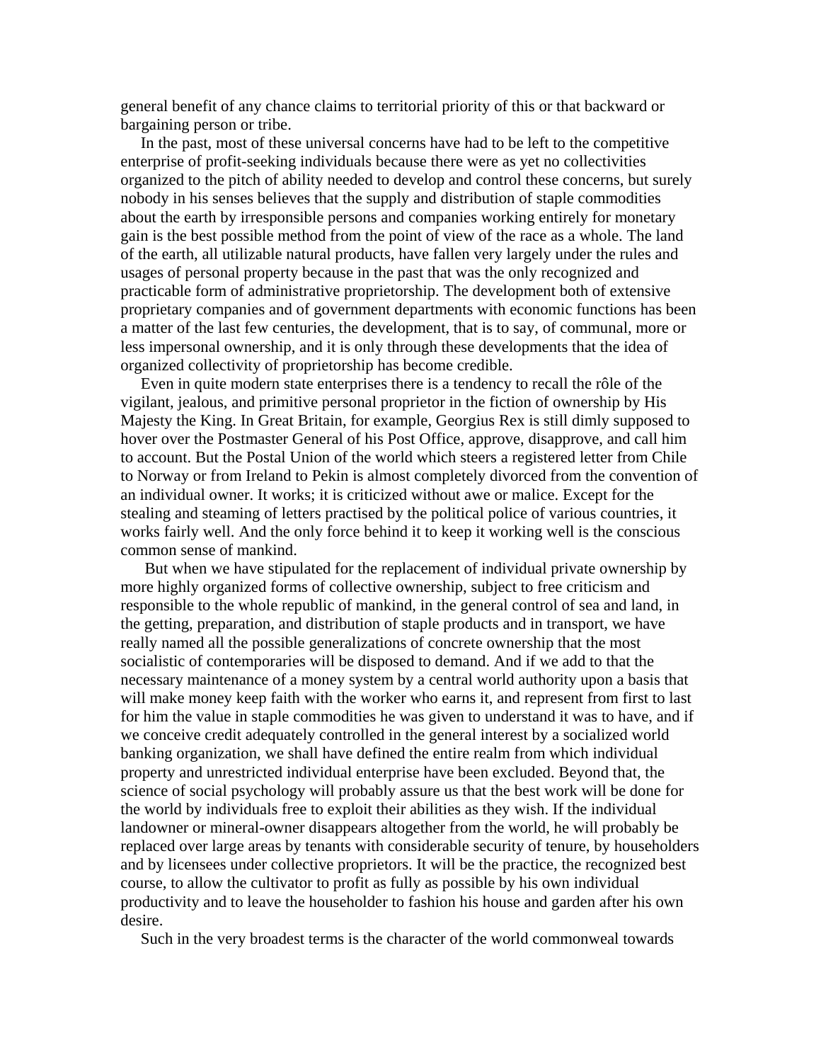general benefit of any chance claims to territorial priority of this or that backward or bargaining person or tribe.

In the past, most of these universal concerns have had to be left to the competitive enterprise of profit-seeking individuals because there were as yet no collectivities organized to the pitch of ability needed to develop and control these concerns, but surely nobody in his senses believes that the supply and distribution of staple commodities about the earth by irresponsible persons and companies working entirely for monetary gain is the best possible method from the point of view of the race as a whole. The land of the earth, all utilizable natural products, have fallen very largely under the rules and usages of personal property because in the past that was the only recognized and practicable form of administrative proprietorship. The development both of extensive proprietary companies and of government departments with economic functions has been a matter of the last few centuries, the development, that is to say, of communal, more or less impersonal ownership, and it is only through these developments that the idea of organized collectivity of proprietorship has become credible.

Even in quite modern state enterprises there is a tendency to recall the rôle of the vigilant, jealous, and primitive personal proprietor in the fiction of ownership by His Majesty the King. In Great Britain, for example, Georgius Rex is still dimly supposed to hover over the Postmaster General of his Post Office, approve, disapprove, and call him to account. But the Postal Union of the world which steers a registered letter from Chile to Norway or from Ireland to Pekin is almost completely divorced from the convention of an individual owner. It works; it is criticized without awe or malice. Except for the stealing and steaming of letters practised by the political police of various countries, it works fairly well. And the only force behind it to keep it working well is the conscious common sense of mankind.

But when we have stipulated for the replacement of individual private ownership by more highly organized forms of collective ownership, subject to free criticism and responsible to the whole republic of mankind, in the general control of sea and land, in the getting, preparation, and distribution of staple products and in transport, we have really named all the possible generalizations of concrete ownership that the most socialistic of contemporaries will be disposed to demand. And if we add to that the necessary maintenance of a money system by a central world authority upon a basis that will make money keep faith with the worker who earns it, and represent from first to last for him the value in staple commodities he was given to understand it was to have, and if we conceive credit adequately controlled in the general interest by a socialized world banking organization, we shall have defined the entire realm from which individual property and unrestricted individual enterprise have been excluded. Beyond that, the science of social psychology will probably assure us that the best work will be done for the world by individuals free to exploit their abilities as they wish. If the individual landowner or mineral-owner disappears altogether from the world, he will probably be replaced over large areas by tenants with considerable security of tenure, by householders and by licensees under collective proprietors. It will be the practice, the recognized best course, to allow the cultivator to profit as fully as possible by his own individual productivity and to leave the householder to fashion his house and garden after his own desire.

Such in the very broadest terms is the character of the world commonweal towards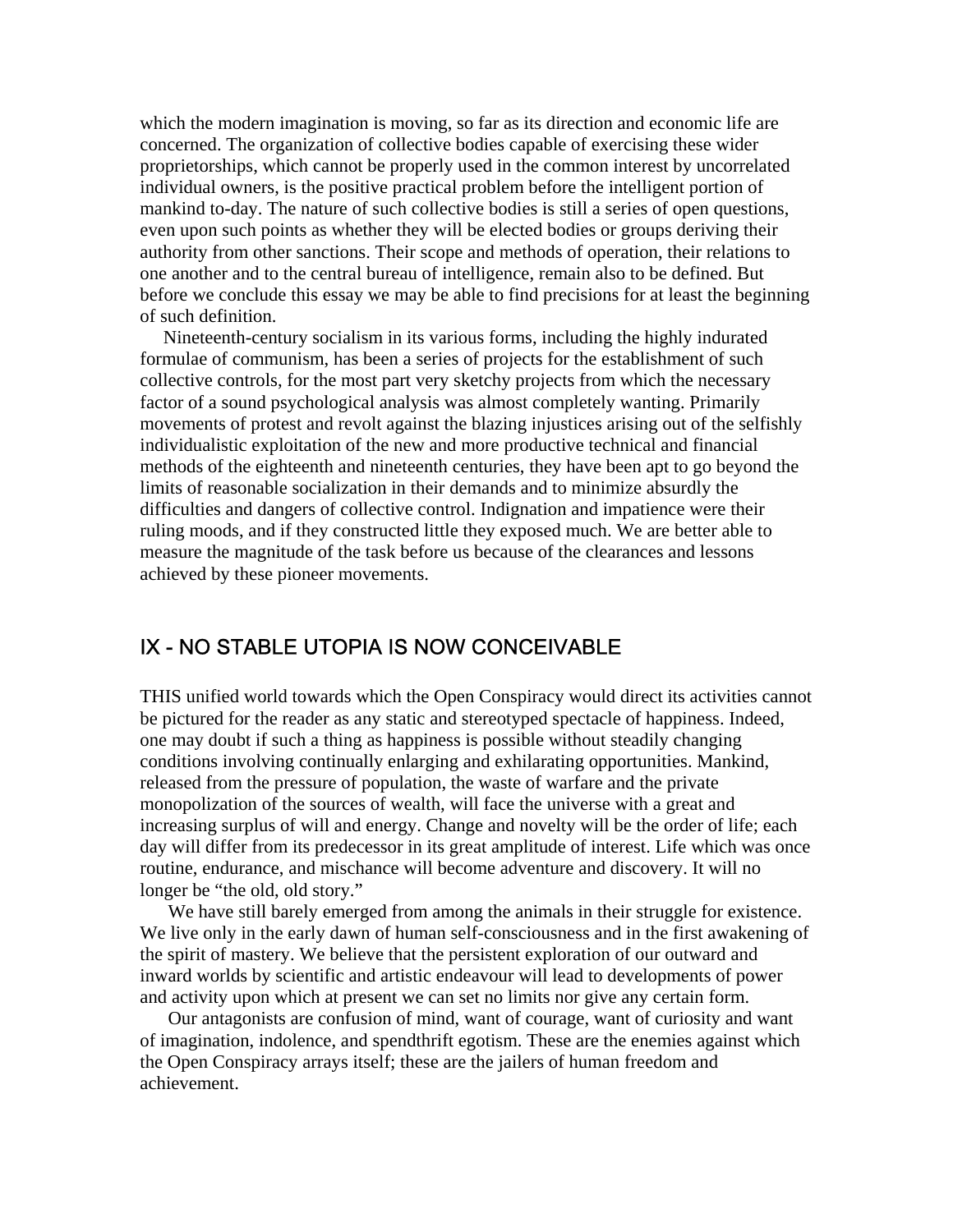which the modern imagination is moving, so far as its direction and economic life are concerned. The organization of collective bodies capable of exercising these wider proprietorships, which cannot be properly used in the common interest by uncorrelated individual owners, is the positive practical problem before the intelligent portion of mankind to-day. The nature of such collective bodies is still a series of open questions, even upon such points as whether they will be elected bodies or groups deriving their authority from other sanctions. Their scope and methods of operation, their relations to one another and to the central bureau of intelligence, remain also to be defined. But before we conclude this essay we may be able to find precisions for at least the beginning of such definition.

Nineteenth-century socialism in its various forms, including the highly indurated formulae of communism, has been a series of projects for the establishment of such collective controls, for the most part very sketchy projects from which the necessary factor of a sound psychological analysis was almost completely wanting. Primarily movements of protest and revolt against the blazing injustices arising out of the selfishly individualistic exploitation of the new and more productive technical and financial methods of the eighteenth and nineteenth centuries, they have been apt to go beyond the limits of reasonable socialization in their demands and to minimize absurdly the difficulties and dangers of collective control. Indignation and impatience were their ruling moods, and if they constructed little they exposed much. We are better able to measure the magnitude of the task before us because of the clearances and lessons achieved by these pioneer movements.

## IX - NO STABLE UTOPIA IS NOW CONCEIVABLE

THIS unified world towards which the Open Conspiracy would direct its activities cannot be pictured for the reader as any static and stereotyped spectacle of happiness. Indeed, one may doubt if such a thing as happiness is possible without steadily changing conditions involving continually enlarging and exhilarating opportunities. Mankind, released from the pressure of population, the waste of warfare and the private monopolization of the sources of wealth, will face the universe with a great and increasing surplus of will and energy. Change and novelty will be the order of life; each day will differ from its predecessor in its great amplitude of interest. Life which was once routine, endurance, and mischance will become adventure and discovery. It will no longer be "the old, old story."

We have still barely emerged from among the animals in their struggle for existence. We live only in the early dawn of human self-consciousness and in the first awakening of the spirit of mastery. We believe that the persistent exploration of our outward and inward worlds by scientific and artistic endeavour will lead to developments of power and activity upon which at present we can set no limits nor give any certain form.

Our antagonists are confusion of mind, want of courage, want of curiosity and want of imagination, indolence, and spendthrift egotism. These are the enemies against which the Open Conspiracy arrays itself; these are the jailers of human freedom and achievement.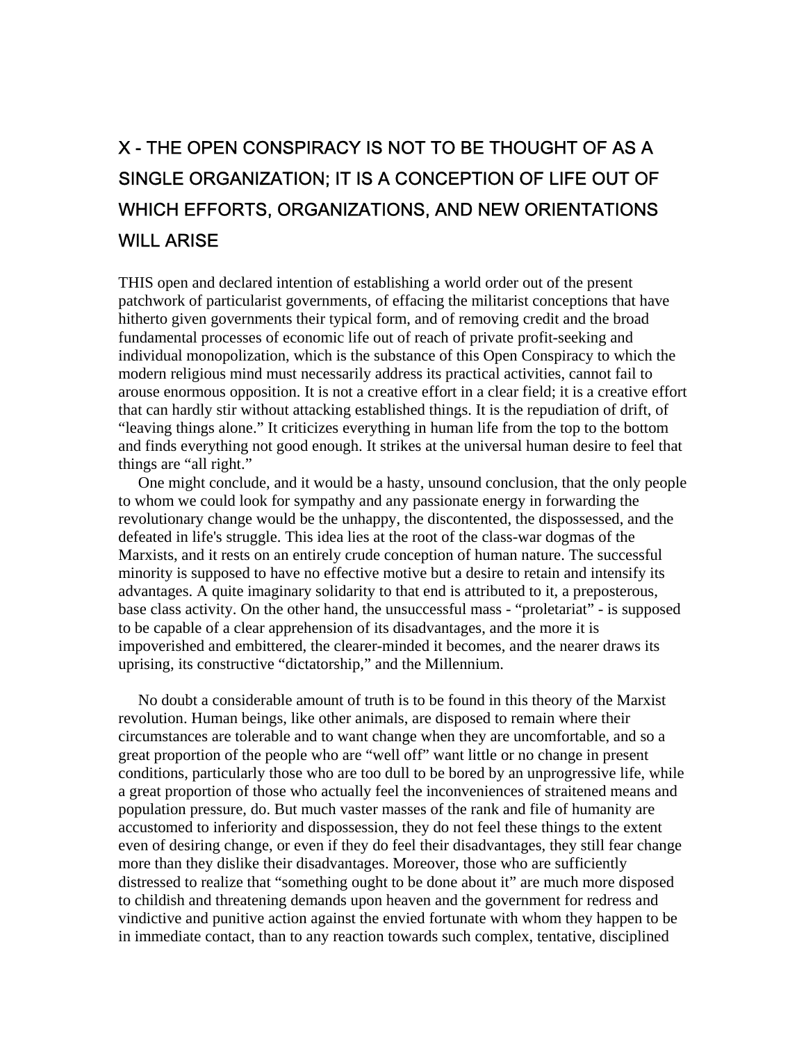# X - THE OPEN CONSPIRACY IS NOT TO BE THOUGHT OF AS A SINGLE ORGANIZATION; IT IS A CONCEPTION OF LIFE OUT OF WHICH EFFORTS, ORGANIZATIONS, AND NEW ORIENTATIONS WILL ARISE

THIS open and declared intention of establishing a world order out of the present patchwork of particularist governments, of effacing the militarist conceptions that have hitherto given governments their typical form, and of removing credit and the broad fundamental processes of economic life out of reach of private profit-seeking and individual monopolization, which is the substance of this Open Conspiracy to which the modern religious mind must necessarily address its practical activities, cannot fail to arouse enormous opposition. It is not a creative effort in a clear field; it is a creative effort that can hardly stir without attacking established things. It is the repudiation of drift, of "leaving things alone." It criticizes everything in human life from the top to the bottom and finds everything not good enough. It strikes at the universal human desire to feel that things are "all right."

One might conclude, and it would be a hasty, unsound conclusion, that the only people to whom we could look for sympathy and any passionate energy in forwarding the revolutionary change would be the unhappy, the discontented, the dispossessed, and the defeated in life's struggle. This idea lies at the root of the class-war dogmas of the Marxists, and it rests on an entirely crude conception of human nature. The successful minority is supposed to have no effective motive but a desire to retain and intensify its advantages. A quite imaginary solidarity to that end is attributed to it, a preposterous, base class activity. On the other hand, the unsuccessful mass - "proletariat" - is supposed to be capable of a clear apprehension of its disadvantages, and the more it is impoverished and embittered, the clearer-minded it becomes, and the nearer draws its uprising, its constructive "dictatorship," and the Millennium.

No doubt a considerable amount of truth is to be found in this theory of the Marxist revolution. Human beings, like other animals, are disposed to remain where their circumstances are tolerable and to want change when they are uncomfortable, and so a great proportion of the people who are "well off" want little or no change in present conditions, particularly those who are too dull to be bored by an unprogressive life, while a great proportion of those who actually feel the inconveniences of straitened means and population pressure, do. But much vaster masses of the rank and file of humanity are accustomed to inferiority and dispossession, they do not feel these things to the extent even of desiring change, or even if they do feel their disadvantages, they still fear change more than they dislike their disadvantages. Moreover, those who are sufficiently distressed to realize that "something ought to be done about it" are much more disposed to childish and threatening demands upon heaven and the government for redress and vindictive and punitive action against the envied fortunate with whom they happen to be in immediate contact, than to any reaction towards such complex, tentative, disciplined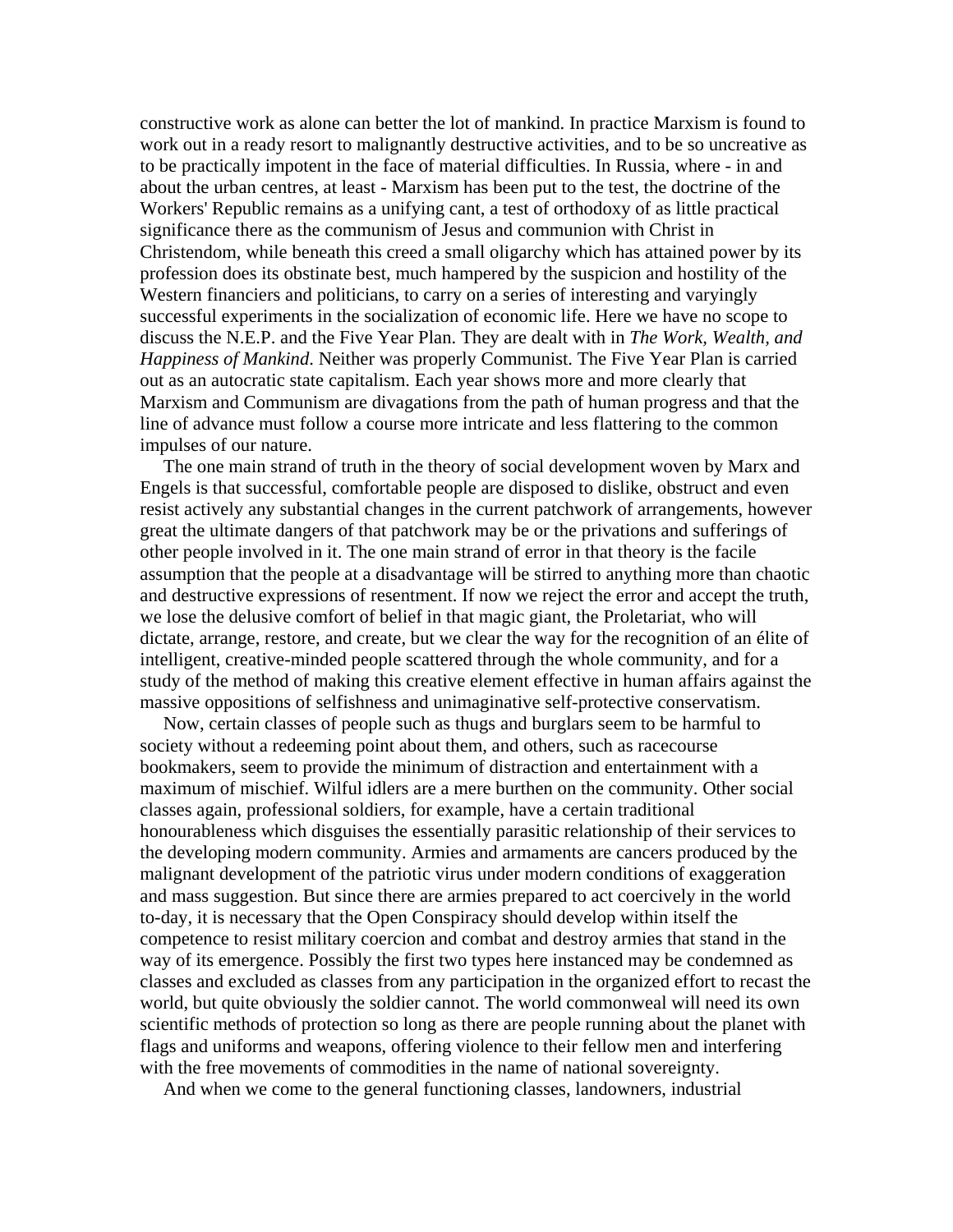constructive work as alone can better the lot of mankind. In practice Marxism is found to work out in a ready resort to malignantly destructive activities, and to be so uncreative as to be practically impotent in the face of material difficulties. In Russia, where - in and about the urban centres, at least - Marxism has been put to the test, the doctrine of the Workers' Republic remains as a unifying cant, a test of orthodoxy of as little practical significance there as the communism of Jesus and communion with Christ in Christendom, while beneath this creed a small oligarchy which has attained power by its profession does its obstinate best, much hampered by the suspicion and hostility of the Western financiers and politicians, to carry on a series of interesting and varyingly successful experiments in the socialization of economic life. Here we have no scope to discuss the N.E.P. and the Five Year Plan. They are dealt with in *The Work, Wealth, and Happiness of Mankind*. Neither was properly Communist. The Five Year Plan is carried out as an autocratic state capitalism. Each year shows more and more clearly that Marxism and Communism are divagations from the path of human progress and that the line of advance must follow a course more intricate and less flattering to the common impulses of our nature.

The one main strand of truth in the theory of social development woven by Marx and Engels is that successful, comfortable people are disposed to dislike, obstruct and even resist actively any substantial changes in the current patchwork of arrangements, however great the ultimate dangers of that patchwork may be or the privations and sufferings of other people involved in it. The one main strand of error in that theory is the facile assumption that the people at a disadvantage will be stirred to anything more than chaotic and destructive expressions of resentment. If now we reject the error and accept the truth, we lose the delusive comfort of belief in that magic giant, the Proletariat, who will dictate, arrange, restore, and create, but we clear the way for the recognition of an élite of intelligent, creative-minded people scattered through the whole community, and for a study of the method of making this creative element effective in human affairs against the massive oppositions of selfishness and unimaginative self-protective conservatism.

Now, certain classes of people such as thugs and burglars seem to be harmful to society without a redeeming point about them, and others, such as racecourse bookmakers, seem to provide the minimum of distraction and entertainment with a maximum of mischief. Wilful idlers are a mere burthen on the community. Other social classes again, professional soldiers, for example, have a certain traditional honourableness which disguises the essentially parasitic relationship of their services to the developing modern community. Armies and armaments are cancers produced by the malignant development of the patriotic virus under modern conditions of exaggeration and mass suggestion. But since there are armies prepared to act coercively in the world to-day, it is necessary that the Open Conspiracy should develop within itself the competence to resist military coercion and combat and destroy armies that stand in the way of its emergence. Possibly the first two types here instanced may be condemned as classes and excluded as classes from any participation in the organized effort to recast the world, but quite obviously the soldier cannot. The world commonweal will need its own scientific methods of protection so long as there are people running about the planet with flags and uniforms and weapons, offering violence to their fellow men and interfering with the free movements of commodities in the name of national sovereignty.

And when we come to the general functioning classes, landowners, industrial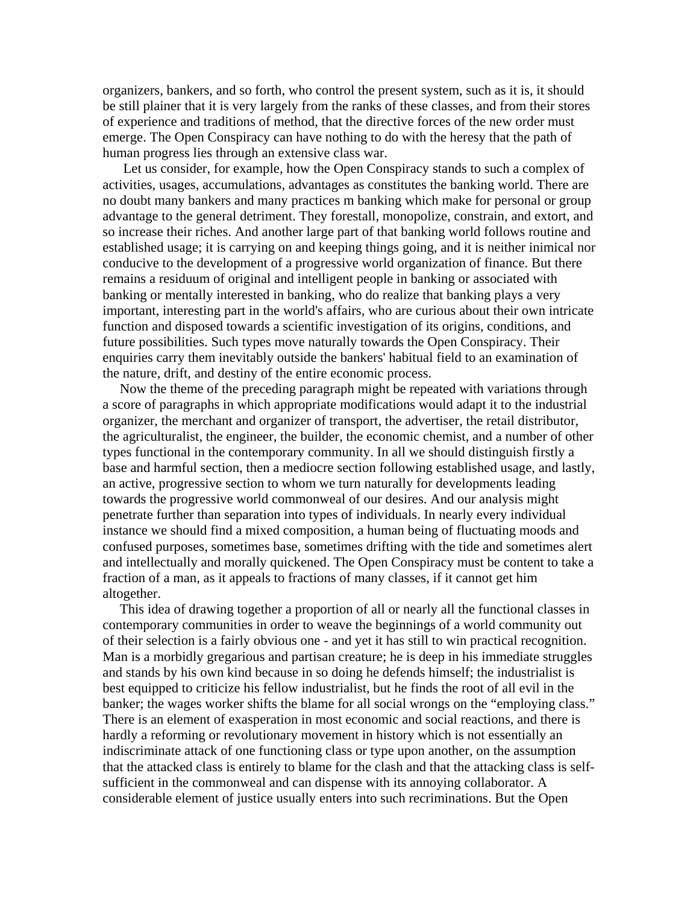organizers, bankers, and so forth, who control the present system, such as it is, it should be still plainer that it is very largely from the ranks of these classes, and from their stores of experience and traditions of method, that the directive forces of the new order must emerge. The Open Conspiracy can have nothing to do with the heresy that the path of human progress lies through an extensive class war.

Let us consider, for example, how the Open Conspiracy stands to such a complex of activities, usages, accumulations, advantages as constitutes the banking world. There are no doubt many bankers and many practices m banking which make for personal or group advantage to the general detriment. They forestall, monopolize, constrain, and extort, and so increase their riches. And another large part of that banking world follows routine and established usage; it is carrying on and keeping things going, and it is neither inimical nor conducive to the development of a progressive world organization of finance. But there remains a residuum of original and intelligent people in banking or associated with banking or mentally interested in banking, who do realize that banking plays a very important, interesting part in the world's affairs, who are curious about their own intricate function and disposed towards a scientific investigation of its origins, conditions, and future possibilities. Such types move naturally towards the Open Conspiracy. Their enquiries carry them inevitably outside the bankers' habitual field to an examination of the nature, drift, and destiny of the entire economic process.

Now the theme of the preceding paragraph might be repeated with variations through a score of paragraphs in which appropriate modifications would adapt it to the industrial organizer, the merchant and organizer of transport, the advertiser, the retail distributor, the agriculturalist, the engineer, the builder, the economic chemist, and a number of other types functional in the contemporary community. In all we should distinguish firstly a base and harmful section, then a mediocre section following established usage, and lastly, an active, progressive section to whom we turn naturally for developments leading towards the progressive world commonweal of our desires. And our analysis might penetrate further than separation into types of individuals. In nearly every individual instance we should find a mixed composition, a human being of fluctuating moods and confused purposes, sometimes base, sometimes drifting with the tide and sometimes alert and intellectually and morally quickened. The Open Conspiracy must be content to take a fraction of a man, as it appeals to fractions of many classes, if it cannot get him altogether.

This idea of drawing together a proportion of all or nearly all the functional classes in contemporary communities in order to weave the beginnings of a world community out of their selection is a fairly obvious one - and yet it has still to win practical recognition. Man is a morbidly gregarious and partisan creature; he is deep in his immediate struggles and stands by his own kind because in so doing he defends himself; the industrialist is best equipped to criticize his fellow industrialist, but he finds the root of all evil in the banker; the wages worker shifts the blame for all social wrongs on the "employing class." There is an element of exasperation in most economic and social reactions, and there is hardly a reforming or revolutionary movement in history which is not essentially an indiscriminate attack of one functioning class or type upon another, on the assumption that the attacked class is entirely to blame for the clash and that the attacking class is self-sufficient in the commonweal and can dispense with its annoying collaborator. A considerable element of justice usually enters into such recriminations. But the Open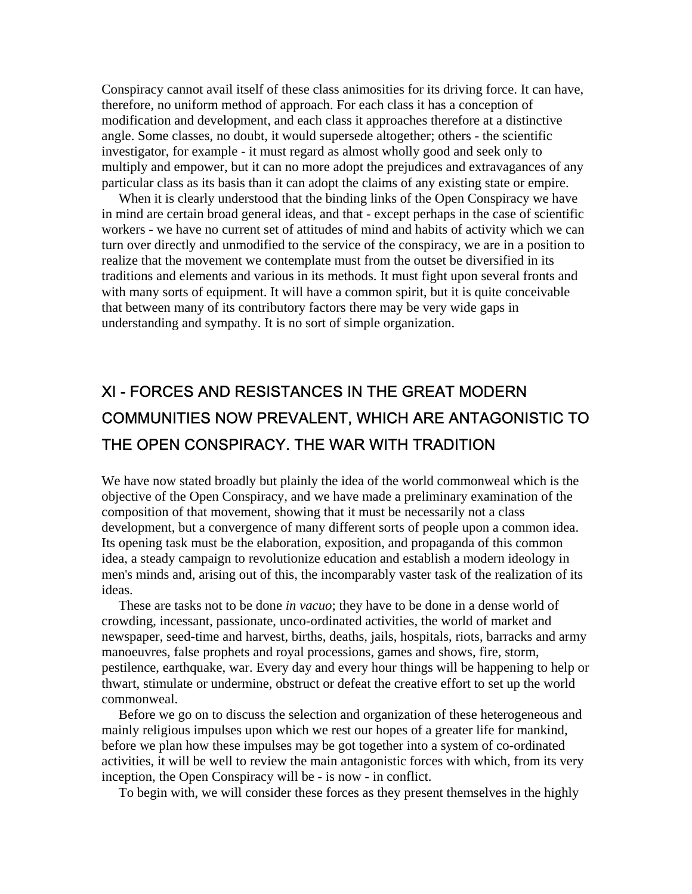Conspiracy cannot avail itself of these class animosities for its driving force. It can have, therefore, no uniform method of approach. For each class it has a conception of modification and development, and each class it approaches therefore at a distinctive angle. Some classes, no doubt, it would supersede altogether; others - the scientific investigator, for example - it must regard as almost wholly good and seek only to multiply and empower, but it can no more adopt the prejudices and extravagances of any particular class as its basis than it can adopt the claims of any existing state or empire.

When it is clearly understood that the binding links of the Open Conspiracy we have in mind are certain broad general ideas, and that - except perhaps in the case of scientific workers - we have no current set of attitudes of mind and habits of activity which we can turn over directly and unmodified to the service of the conspiracy, we are in a position to realize that the movement we contemplate must from the outset be diversified in its traditions and elements and various in its methods. It must fight upon several fronts and with many sorts of equipment. It will have a common spirit, but it is quite conceivable that between many of its contributory factors there may be very wide gaps in understanding and sympathy. It is no sort of simple organization.

## XI - FORCES AND RESISTANCES IN THE GREAT MODERN COMMUNITIES NOW PREVALENT, WHICH ARE ANTAGONISTIC TO THE OPEN CONSPIRACY. THE WAR WITH TRADITION

We have now stated broadly but plainly the idea of the world commonweal which is the objective of the Open Conspiracy, and we have made a preliminary examination of the composition of that movement, showing that it must be necessarily not a class development, but a convergence of many different sorts of people upon a common idea. Its opening task must be the elaboration, exposition, and propaganda of this common idea, a steady campaign to revolutionize education and establish a modern ideology in men's minds and, arising out of this, the incomparably vaster task of the realization of its ideas.

These are tasks not to be done *in vacuo*; they have to be done in a dense world of crowding, incessant, passionate, unco-ordinated activities, the world of market and newspaper, seed-time and harvest, births, deaths, jails, hospitals, riots, barracks and army manoeuvres, false prophets and royal processions, games and shows, fire, storm, pestilence, earthquake, war. Every day and every hour things will be happening to help or thwart, stimulate or undermine, obstruct or defeat the creative effort to set up the world commonweal.

Before we go on to discuss the selection and organization of these heterogeneous and mainly religious impulses upon which we rest our hopes of a greater life for mankind, before we plan how these impulses may be got together into a system of co-ordinated activities, it will be well to review the main antagonistic forces with which, from its very inception, the Open Conspiracy will be - is now - in conflict.

To begin with, we will consider these forces as they present themselves in the highly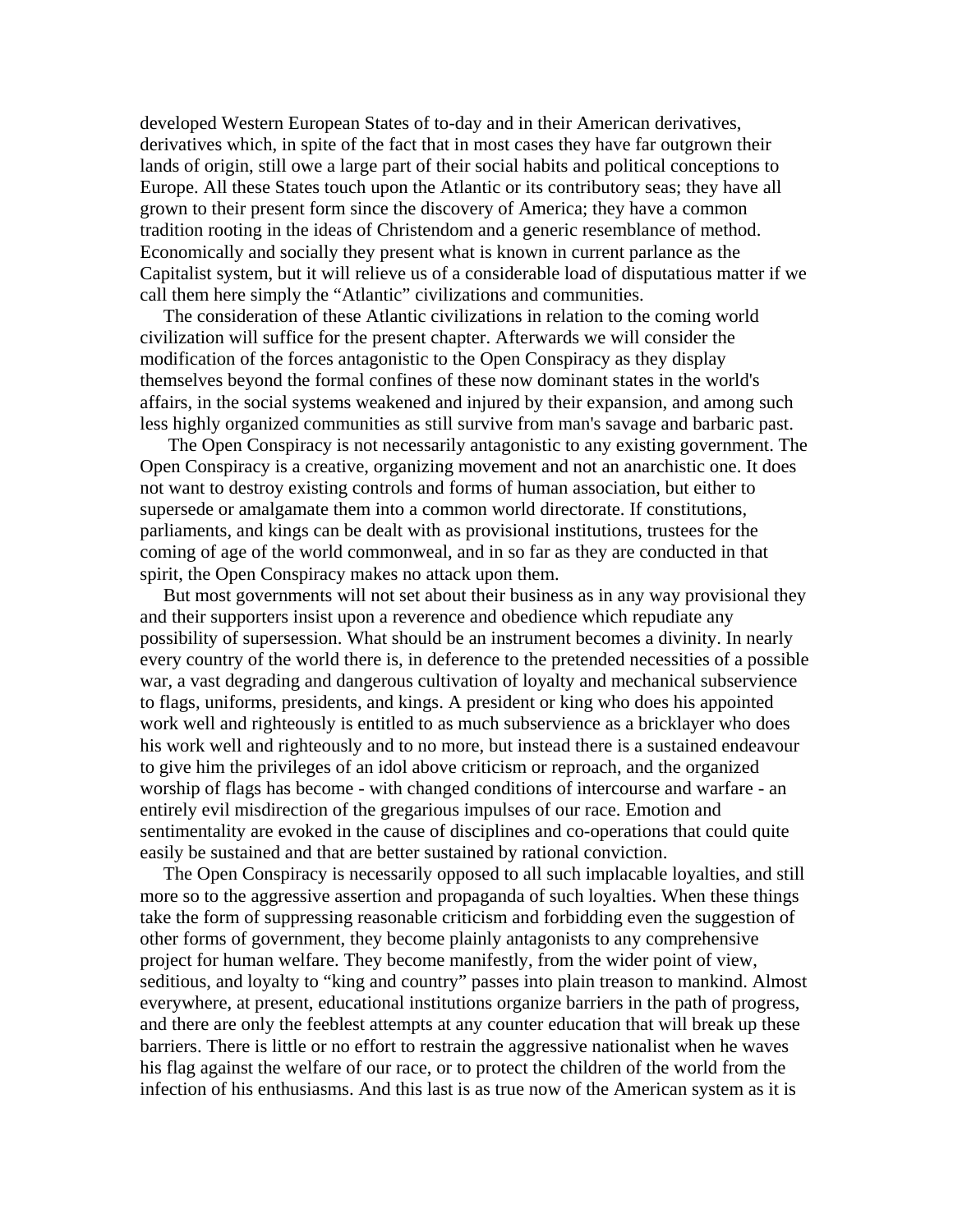developed Western European States of to-day and in their American derivatives, derivatives which, in spite of the fact that in most cases they have far outgrown their lands of origin, still owe a large part of their social habits and political conceptions to Europe. All these States touch upon the Atlantic or its contributory seas; they have all grown to their present form since the discovery of America; they have a common tradition rooting in the ideas of Christendom and a generic resemblance of method. Economically and socially they present what is known in current parlance as the Capitalist system, but it will relieve us of a considerable load of disputatious matter if we call them here simply the "Atlantic" civilizations and communities.

The consideration of these Atlantic civilizations in relation to the coming world civilization will suffice for the present chapter. Afterwards we will consider the modification of the forces antagonistic to the Open Conspiracy as they display themselves beyond the formal confines of these now dominant states in the world's affairs, in the social systems weakened and injured by their expansion, and among such less highly organized communities as still survive from man's savage and barbaric past.

The Open Conspiracy is not necessarily antagonistic to any existing government. The Open Conspiracy is a creative, organizing movement and not an anarchistic one. It does not want to destroy existing controls and forms of human association, but either to supersede or amalgamate them into a common world directorate. If constitutions, parliaments, and kings can be dealt with as provisional institutions, trustees for the coming of age of the world commonweal, and in so far as they are conducted in that spirit, the Open Conspiracy makes no attack upon them.

But most governments will not set about their business as in any way provisional they and their supporters insist upon a reverence and obedience which repudiate any possibility of supersession. What should be an instrument becomes a divinity. In nearly every country of the world there is, in deference to the pretended necessities of a possible war, a vast degrading and dangerous cultivation of loyalty and mechanical subservience to flags, uniforms, presidents, and kings. A president or king who does his appointed work well and righteously is entitled to as much subservience as a bricklayer who does his work well and righteously and to no more, but instead there is a sustained endeavour to give him the privileges of an idol above criticism or reproach, and the organized worship of flags has become - with changed conditions of intercourse and warfare - an entirely evil misdirection of the gregarious impulses of our race. Emotion and sentimentality are evoked in the cause of disciplines and co-operations that could quite easily be sustained and that are better sustained by rational conviction.

The Open Conspiracy is necessarily opposed to all such implacable loyalties, and still more so to the aggressive assertion and propaganda of such loyalties. When these things take the form of suppressing reasonable criticism and forbidding even the suggestion of other forms of government, they become plainly antagonists to any comprehensive project for human welfare. They become manifestly, from the wider point of view, seditious, and loyalty to "king and country" passes into plain treason to mankind. Almost everywhere, at present, educational institutions organize barriers in the path of progress, and there are only the feeblest attempts at any counter education that will break up these barriers. There is little or no effort to restrain the aggressive nationalist when he waves his flag against the welfare of our race, or to protect the children of the world from the infection of his enthusiasms. And this last is as true now of the American system as it is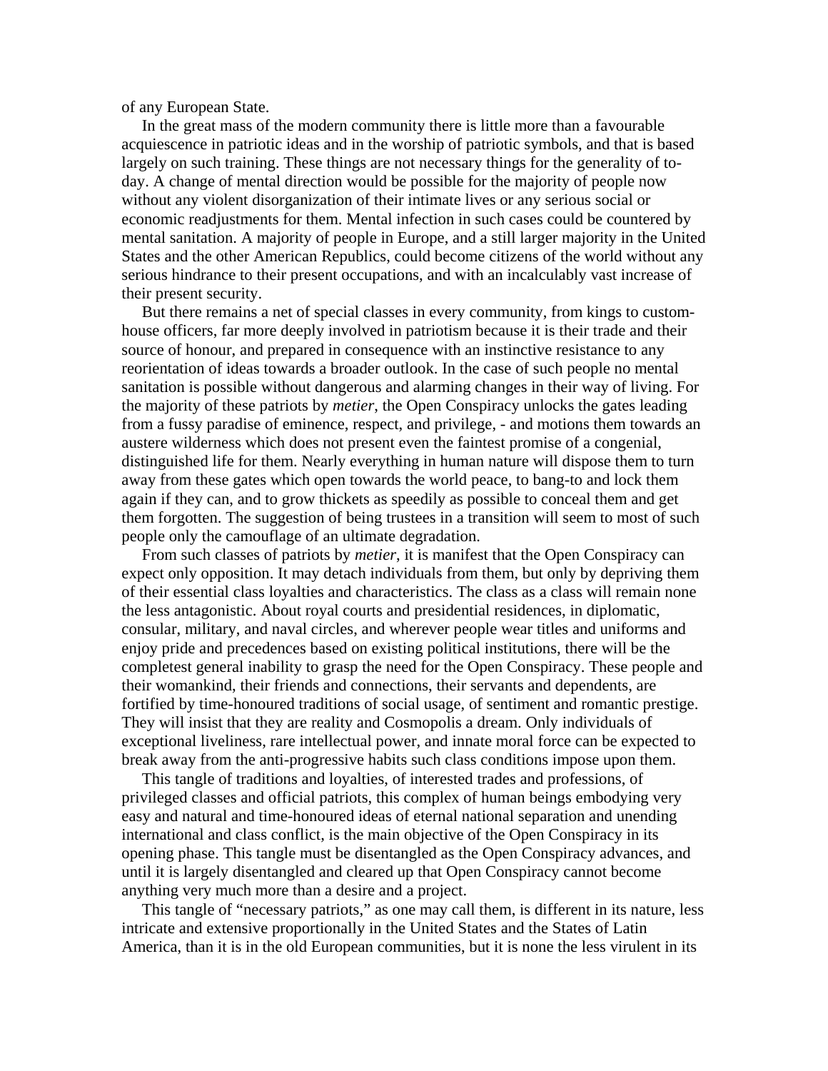of any European State.

In the great mass of the modern community there is little more than a favourable acquiescence in patriotic ideas and in the worship of patriotic symbols, and that is based largely on such training. These things are not necessary things for the generality of to-day. A change of mental direction would be possible for the majority of people now without any violent disorganization of their intimate lives or any serious social or economic readjustments for them. Mental infection in such cases could be countered by mental sanitation. A majority of people in Europe, and a still larger majority in the United States and the other American Republics, could become citizens of the world without any serious hindrance to their present occupations, and with an incalculably vast increase of their present security.

But there remains a net of special classes in every community, from kings to custom-house officers, far more deeply involved in patriotism because it is their trade and their source of honour, and prepared in consequence with an instinctive resistance to any reorientation of ideas towards a broader outlook. In the case of such people no mental sanitation is possible without dangerous and alarming changes in their way of living. For the majority of these patriots by *metier*, the Open Conspiracy unlocks the gates leading from a fussy paradise of eminence, respect, and privilege, - and motions them towards an austere wilderness which does not present even the faintest promise of a congenial, distinguished life for them. Nearly everything in human nature will dispose them to turn away from these gates which open towards the world peace, to bang-to and lock them again if they can, and to grow thickets as speedily as possible to conceal them and get them forgotten. The suggestion of being trustees in a transition will seem to most of such people only the camouflage of an ultimate degradation.

From such classes of patriots by *metier*, it is manifest that the Open Conspiracy can expect only opposition. It may detach individuals from them, but only by depriving them of their essential class loyalties and characteristics. The class as a class will remain none the less antagonistic. About royal courts and presidential residences, in diplomatic, consular, military, and naval circles, and wherever people wear titles and uniforms and enjoy pride and precedences based on existing political institutions, there will be the completest general inability to grasp the need for the Open Conspiracy. These people and their womankind, their friends and connections, their servants and dependents, are fortified by time-honoured traditions of social usage, of sentiment and romantic prestige. They will insist that they are reality and Cosmopolis a dream. Only individuals of exceptional liveliness, rare intellectual power, and innate moral force can be expected to break away from the anti-progressive habits such class conditions impose upon them.

This tangle of traditions and loyalties, of interested trades and professions, of privileged classes and official patriots, this complex of human beings embodying very easy and natural and time-honoured ideas of eternal national separation and unending international and class conflict, is the main objective of the Open Conspiracy in its opening phase. This tangle must be disentangled as the Open Conspiracy advances, and until it is largely disentangled and cleared up that Open Conspiracy cannot become anything very much more than a desire and a project.

This tangle of "necessary patriots," as one may call them, is different in its nature, less intricate and extensive proportionally in the United States and the States of Latin America, than it is in the old European communities, but it is none the less virulent in its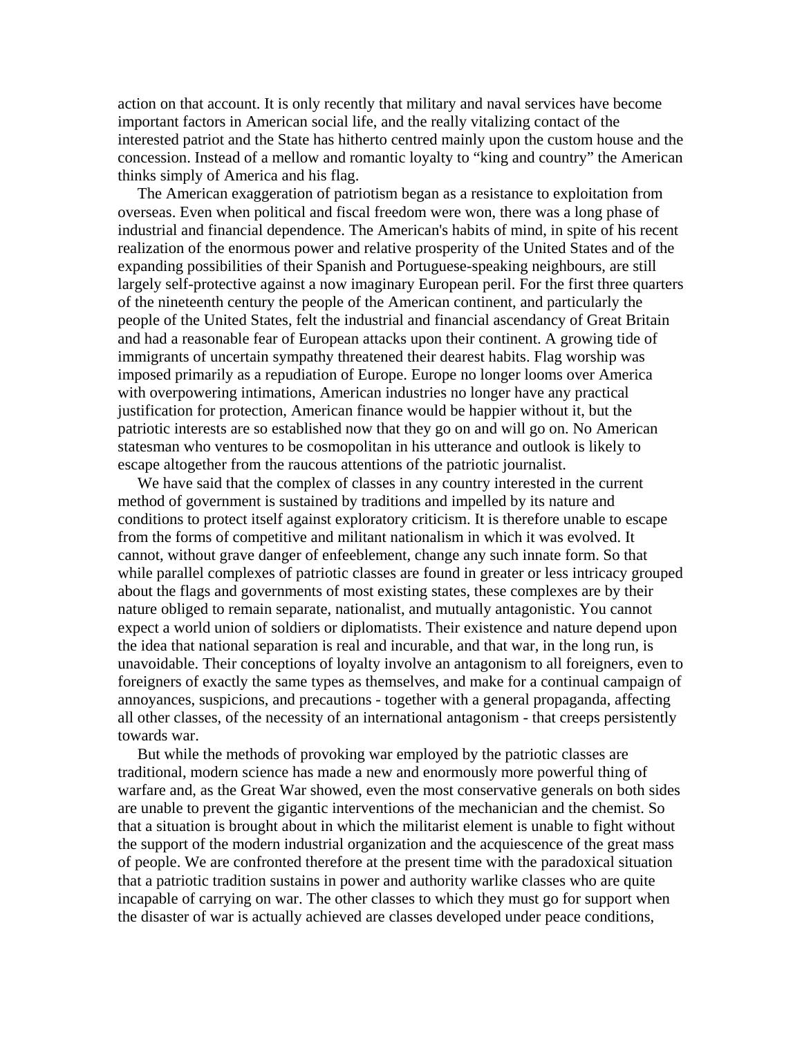action on that account. It is only recently that military and naval services have become important factors in American social life, and the really vitalizing contact of the interested patriot and the State has hitherto centred mainly upon the custom house and the concession. Instead of a mellow and romantic loyalty to "king and country" the American thinks simply of America and his flag.

The American exaggeration of patriotism began as a resistance to exploitation from overseas. Even when political and fiscal freedom were won, there was a long phase of industrial and financial dependence. The American's habits of mind, in spite of his recent realization of the enormous power and relative prosperity of the United States and of the expanding possibilities of their Spanish and Portuguese-speaking neighbours, are still largely self-protective against a now imaginary European peril. For the first three quarters of the nineteenth century the people of the American continent, and particularly the people of the United States, felt the industrial and financial ascendancy of Great Britain and had a reasonable fear of European attacks upon their continent. A growing tide of immigrants of uncertain sympathy threatened their dearest habits. Flag worship was imposed primarily as a repudiation of Europe. Europe no longer looms over America with overpowering intimations, American industries no longer have any practical justification for protection, American finance would be happier without it, but the patriotic interests are so established now that they go on and will go on. No American statesman who ventures to be cosmopolitan in his utterance and outlook is likely to escape altogether from the raucous attentions of the patriotic journalist.

We have said that the complex of classes in any country interested in the current method of government is sustained by traditions and impelled by its nature and conditions to protect itself against exploratory criticism. It is therefore unable to escape from the forms of competitive and militant nationalism in which it was evolved. It cannot, without grave danger of enfeeblement, change any such innate form. So that while parallel complexes of patriotic classes are found in greater or less intricacy grouped about the flags and governments of most existing states, these complexes are by their nature obliged to remain separate, nationalist, and mutually antagonistic. You cannot expect a world union of soldiers or diplomatists. Their existence and nature depend upon the idea that national separation is real and incurable, and that war, in the long run, is unavoidable. Their conceptions of loyalty involve an antagonism to all foreigners, even to foreigners of exactly the same types as themselves, and make for a continual campaign of annoyances, suspicions, and precautions - together with a general propaganda, affecting all other classes, of the necessity of an international antagonism - that creeps persistently towards war.

But while the methods of provoking war employed by the patriotic classes are traditional, modern science has made a new and enormously more powerful thing of warfare and, as the Great War showed, even the most conservative generals on both sides are unable to prevent the gigantic interventions of the mechanician and the chemist. So that a situation is brought about in which the militarist element is unable to fight without the support of the modern industrial organization and the acquiescence of the great mass of people. We are confronted therefore at the present time with the paradoxical situation that a patriotic tradition sustains in power and authority warlike classes who are quite incapable of carrying on war. The other classes to which they must go for support when the disaster of war is actually achieved are classes developed under peace conditions,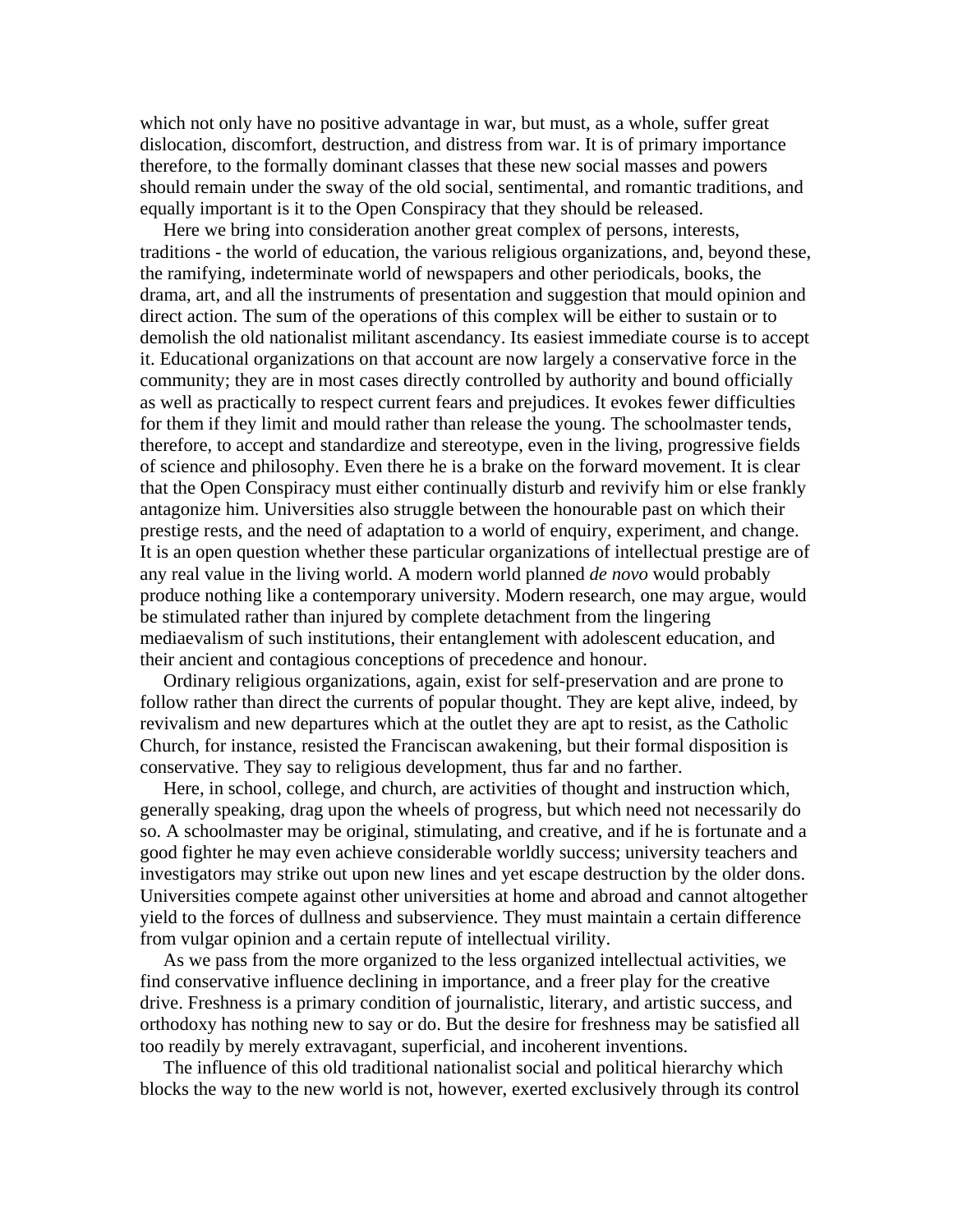which not only have no positive advantage in war, but must, as a whole, suffer great dislocation, discomfort, destruction, and distress from war. It is of primary importance therefore, to the formally dominant classes that these new social masses and powers should remain under the sway of the old social, sentimental, and romantic traditions, and equally important is it to the Open Conspiracy that they should be released.

Here we bring into consideration another great complex of persons, interests, traditions - the world of education, the various religious organizations, and, beyond these, the ramifying, indeterminate world of newspapers and other periodicals, books, the drama, art, and all the instruments of presentation and suggestion that mould opinion and direct action. The sum of the operations of this complex will be either to sustain or to demolish the old nationalist militant ascendancy. Its easiest immediate course is to accept it. Educational organizations on that account are now largely a conservative force in the community; they are in most cases directly controlled by authority and bound officially as well as practically to respect current fears and prejudices. It evokes fewer difficulties for them if they limit and mould rather than release the young. The schoolmaster tends, therefore, to accept and standardize and stereotype, even in the living, progressive fields of science and philosophy. Even there he is a brake on the forward movement. It is clear that the Open Conspiracy must either continually disturb and revivify him or else frankly antagonize him. Universities also struggle between the honourable past on which their prestige rests, and the need of adaptation to a world of enquiry, experiment, and change. It is an open question whether these particular organizations of intellectual prestige are of any real value in the living world. A modern world planned *de novo* would probably produce nothing like a contemporary university. Modern research, one may argue, would be stimulated rather than injured by complete detachment from the lingering mediaevalism of such institutions, their entanglement with adolescent education, and their ancient and contagious conceptions of precedence and honour.

Ordinary religious organizations, again, exist for self-preservation and are prone to follow rather than direct the currents of popular thought. They are kept alive, indeed, by revivalism and new departures which at the outlet they are apt to resist, as the Catholic Church, for instance, resisted the Franciscan awakening, but their formal disposition is conservative. They say to religious development, thus far and no farther.

Here, in school, college, and church, are activities of thought and instruction which, generally speaking, drag upon the wheels of progress, but which need not necessarily do so. A schoolmaster may be original, stimulating, and creative, and if he is fortunate and a good fighter he may even achieve considerable worldly success; university teachers and investigators may strike out upon new lines and yet escape destruction by the older dons. Universities compete against other universities at home and abroad and cannot altogether yield to the forces of dullness and subservience. They must maintain a certain difference from vulgar opinion and a certain repute of intellectual virility.

As we pass from the more organized to the less organized intellectual activities, we find conservative influence declining in importance, and a freer play for the creative drive. Freshness is a primary condition of journalistic, literary, and artistic success, and orthodoxy has nothing new to say or do. But the desire for freshness may be satisfied all too readily by merely extravagant, superficial, and incoherent inventions.

The influence of this old traditional nationalist social and political hierarchy which blocks the way to the new world is not, however, exerted exclusively through its control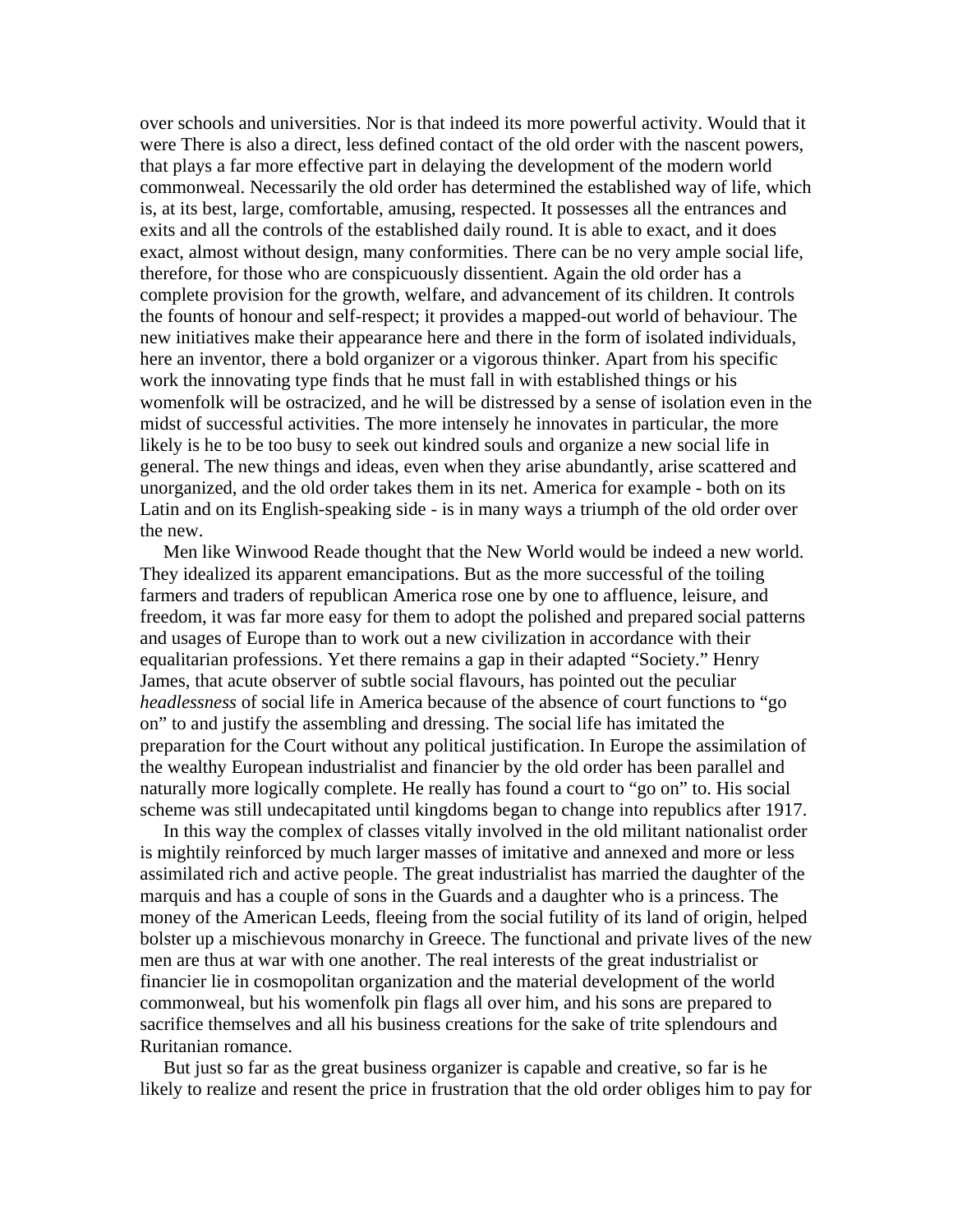over schools and universities. Nor is that indeed its more powerful activity. Would that it were There is also a direct, less defined contact of the old order with the nascent powers, that plays a far more effective part in delaying the development of the modern world commonweal. Necessarily the old order has determined the established way of life, which is, at its best, large, comfortable, amusing, respected. It possesses all the entrances and exits and all the controls of the established daily round. It is able to exact, and it does exact, almost without design, many conformities. There can be no very ample social life, therefore, for those who are conspicuously dissentient. Again the old order has a complete provision for the growth, welfare, and advancement of its children. It controls the founts of honour and self-respect; it provides a mapped-out world of behaviour. The new initiatives make their appearance here and there in the form of isolated individuals, here an inventor, there a bold organizer or a vigorous thinker. Apart from his specific work the innovating type finds that he must fall in with established things or his womenfolk will be ostracized, and he will be distressed by a sense of isolation even in the midst of successful activities. The more intensely he innovates in particular, the more likely is he to be too busy to seek out kindred souls and organize a new social life in general. The new things and ideas, even when they arise abundantly, arise scattered and unorganized, and the old order takes them in its net. America for example - both on its Latin and on its English-speaking side - is in many ways a triumph of the old order over the new.

Men like Winwood Reade thought that the New World would be indeed a new world. They idealized its apparent emancipations. But as the more successful of the toiling farmers and traders of republican America rose one by one to affluence, leisure, and freedom, it was far more easy for them to adopt the polished and prepared social patterns and usages of Europe than to work out a new civilization in accordance with their equalitarian professions. Yet there remains a gap in their adapted "Society." Henry James, that acute observer of subtle social flavours, has pointed out the peculiar *headlessness* of social life in America because of the absence of court functions to "go on" to and justify the assembling and dressing. The social life has imitated the preparation for the Court without any political justification. In Europe the assimilation of the wealthy European industrialist and financier by the old order has been parallel and naturally more logically complete. He really has found a court to "go on" to. His social scheme was still undecapitated until kingdoms began to change into republics after 1917.

In this way the complex of classes vitally involved in the old militant nationalist order is mightily reinforced by much larger masses of imitative and annexed and more or less assimilated rich and active people. The great industrialist has married the daughter of the marquis and has a couple of sons in the Guards and a daughter who is a princess. The money of the American Leeds, fleeing from the social futility of its land of origin, helped bolster up a mischievous monarchy in Greece. The functional and private lives of the new men are thus at war with one another. The real interests of the great industrialist or financier lie in cosmopolitan organization and the material development of the world commonweal, but his womenfolk pin flags all over him, and his sons are prepared to sacrifice themselves and all his business creations for the sake of trite splendours and Ruritanian romance.

But just so far as the great business organizer is capable and creative, so far is he likely to realize and resent the price in frustration that the old order obliges him to pay for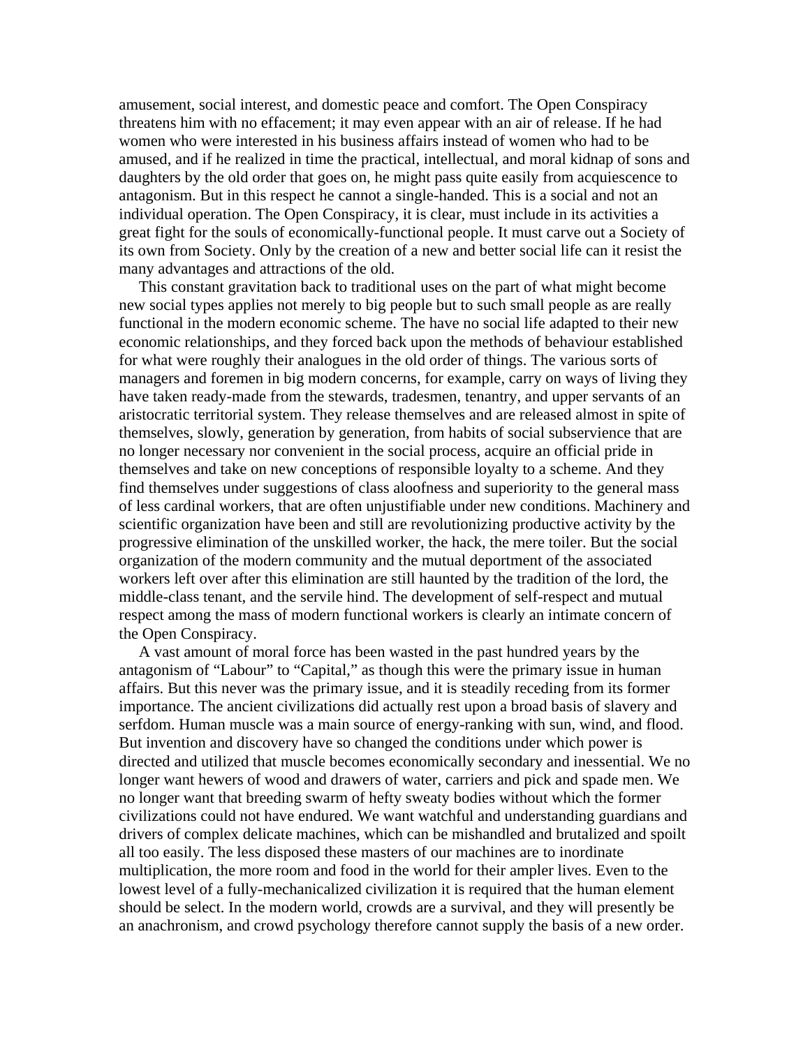amusement, social interest, and domestic peace and comfort. The Open Conspiracy threatens him with no effacement; it may even appear with an air of release. If he had women who were interested in his business affairs instead of women who had to be amused, and if he realized in time the practical, intellectual, and moral kidnap of sons and daughters by the old order that goes on, he might pass quite easily from acquiescence to antagonism. But in this respect he cannot a single-handed. This is a social and not an individual operation. The Open Conspiracy, it is clear, must include in its activities a great fight for the souls of economically-functional people. It must carve out a Society of its own from Society. Only by the creation of a new and better social life can it resist the many advantages and attractions of the old.

This constant gravitation back to traditional uses on the part of what might become new social types applies not merely to big people but to such small people as are really functional in the modern economic scheme. The have no social life adapted to their new economic relationships, and they forced back upon the methods of behaviour established for what were roughly their analogues in the old order of things. The various sorts of managers and foremen in big modern concerns, for example, carry on ways of living they have taken ready-made from the stewards, tradesmen, tenantry, and upper servants of an aristocratic territorial system. They release themselves and are released almost in spite of themselves, slowly, generation by generation, from habits of social subservience that are no longer necessary nor convenient in the social process, acquire an official pride in themselves and take on new conceptions of responsible loyalty to a scheme. And they find themselves under suggestions of class aloofness and superiority to the general mass of less cardinal workers, that are often unjustifiable under new conditions. Machinery and scientific organization have been and still are revolutionizing productive activity by the progressive elimination of the unskilled worker, the hack, the mere toiler. But the social organization of the modern community and the mutual deportment of the associated workers left over after this elimination are still haunted by the tradition of the lord, the middle-class tenant, and the servile hind. The development of self-respect and mutual respect among the mass of modern functional workers is clearly an intimate concern of the Open Conspiracy.

A vast amount of moral force has been wasted in the past hundred years by the antagonism of "Labour" to "Capital," as though this were the primary issue in human affairs. But this never was the primary issue, and it is steadily receding from its former importance. The ancient civilizations did actually rest upon a broad basis of slavery and serfdom. Human muscle was a main source of energy-ranking with sun, wind, and flood. But invention and discovery have so changed the conditions under which power is directed and utilized that muscle becomes economically secondary and inessential. We no longer want hewers of wood and drawers of water, carriers and pick and spade men. We no longer want that breeding swarm of hefty sweaty bodies without which the former civilizations could not have endured. We want watchful and understanding guardians and drivers of complex delicate machines, which can be mishandled and brutalized and spoilt all too easily. The less disposed these masters of our machines are to inordinate multiplication, the more room and food in the world for their ampler lives. Even to the lowest level of a fully-mechanicalized civilization it is required that the human element should be select. In the modern world, crowds are a survival, and they will presently be an anachronism, and crowd psychology therefore cannot supply the basis of a new order.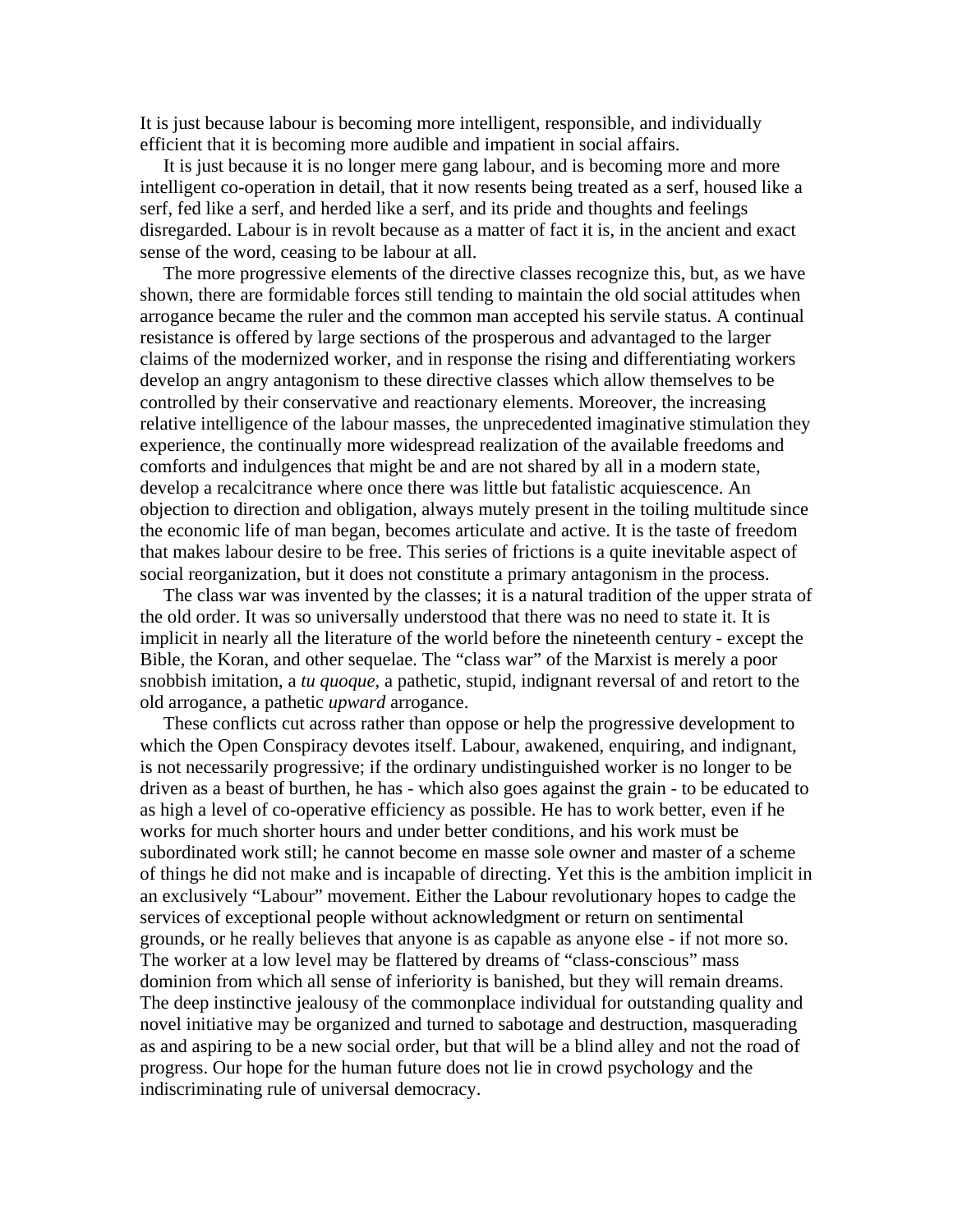It is just because labour is becoming more intelligent, responsible, and individually efficient that it is becoming more audible and impatient in social affairs.

It is just because it is no longer mere gang labour, and is becoming more and more intelligent co-operation in detail, that it now resents being treated as a serf, housed like a serf, fed like a serf, and herded like a serf, and its pride and thoughts and feelings disregarded. Labour is in revolt because as a matter of fact it is, in the ancient and exact sense of the word, ceasing to be labour at all.

The more progressive elements of the directive classes recognize this, but, as we have shown, there are formidable forces still tending to maintain the old social attitudes when arrogance became the ruler and the common man accepted his servile status. A continual resistance is offered by large sections of the prosperous and advantaged to the larger claims of the modernized worker, and in response the rising and differentiating workers develop an angry antagonism to these directive classes which allow themselves to be controlled by their conservative and reactionary elements. Moreover, the increasing relative intelligence of the labour masses, the unprecedented imaginative stimulation they experience, the continually more widespread realization of the available freedoms and comforts and indulgences that might be and are not shared by all in a modern state, develop a recalcitrance where once there was little but fatalistic acquiescence. An objection to direction and obligation, always mutely present in the toiling multitude since the economic life of man began, becomes articulate and active. It is the taste of freedom that makes labour desire to be free. This series of frictions is a quite inevitable aspect of social reorganization, but it does not constitute a primary antagonism in the process.

The class war was invented by the classes; it is a natural tradition of the upper strata of the old order. It was so universally understood that there was no need to state it. It is implicit in nearly all the literature of the world before the nineteenth century - except the Bible, the Koran, and other sequelae. The "class war" of the Marxist is merely a poor snobbish imitation, a *tu quoque*, a pathetic, stupid, indignant reversal of and retort to the old arrogance, a pathetic *upward* arrogance.

These conflicts cut across rather than oppose or help the progressive development to which the Open Conspiracy devotes itself. Labour, awakened, enquiring, and indignant, is not necessarily progressive; if the ordinary undistinguished worker is no longer to be driven as a beast of burthen, he has - which also goes against the grain - to be educated to as high a level of co-operative efficiency as possible. He has to work better, even if he works for much shorter hours and under better conditions, and his work must be subordinated work still; he cannot become en masse sole owner and master of a scheme of things he did not make and is incapable of directing. Yet this is the ambition implicit in an exclusively "Labour" movement. Either the Labour revolutionary hopes to cadge the services of exceptional people without acknowledgment or return on sentimental grounds, or he really believes that anyone is as capable as anyone else - if not more so. The worker at a low level may be flattered by dreams of "class-conscious" mass dominion from which all sense of inferiority is banished, but they will remain dreams. The deep instinctive jealousy of the commonplace individual for outstanding quality and novel initiative may be organized and turned to sabotage and destruction, masquerading as and aspiring to be a new social order, but that will be a blind alley and not the road of progress. Our hope for the human future does not lie in crowd psychology and the indiscriminating rule of universal democracy.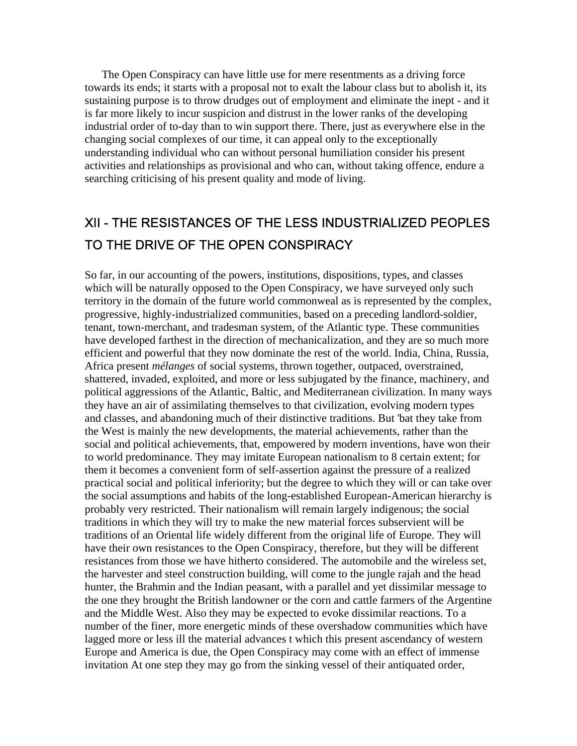The Open Conspiracy can have little use for mere resentments as a driving force towards its ends; it starts with a proposal not to exalt the labour class but to abolish it, its sustaining purpose is to throw drudges out of employment and eliminate the inept - and it is far more likely to incur suspicion and distrust in the lower ranks of the developing industrial order of to-day than to win support there. There, just as everywhere else in the changing social complexes of our time, it can appeal only to the exceptionally understanding individual who can without personal humiliation consider his present activities and relationships as provisional and who can, without taking offence, endure a searching criticising of his present quality and mode of living.

## XII - THE RESISTANCES OF THE LESS INDUSTRIALIZED PEOPLES TO THE DRIVE OF THE OPEN CONSPIRACY

So far, in our accounting of the powers, institutions, dispositions, types, and classes which will be naturally opposed to the Open Conspiracy, we have surveyed only such territory in the domain of the future world commonweal as is represented by the complex, progressive, highly-industrialized communities, based on a preceding landlord-soldier, tenant, town-merchant, and tradesman system, of the Atlantic type. These communities have developed farthest in the direction of mechanicalization, and they are so much more efficient and powerful that they now dominate the rest of the world. India, China, Russia, Africa present *mélanges* of social systems, thrown together, outpaced, overstrained, shattered, invaded, exploited, and more or less subjugated by the finance, machinery, and political aggressions of the Atlantic, Baltic, and Mediterranean civilization. In many ways they have an air of assimilating themselves to that civilization, evolving modern types and classes, and abandoning much of their distinctive traditions. But 'bat they take from the West is mainly the new developments, the material achievements, rather than the social and political achievements, that, empowered by modern inventions, have won their to world predominance. They may imitate European nationalism to 8 certain extent; for them it becomes a convenient form of self-assertion against the pressure of a realized practical social and political inferiority; but the degree to which they will or can take over the social assumptions and habits of the long-established European-American hierarchy is probably very restricted. Their nationalism will remain largely indigenous; the social traditions in which they will try to make the new material forces subservient will be traditions of an Oriental life widely different from the original life of Europe. They will have their own resistances to the Open Conspiracy, therefore, but they will be different resistances from those we have hitherto considered. The automobile and the wireless set, the harvester and steel construction building, will come to the jungle rajah and the head hunter, the Brahmin and the Indian peasant, with a parallel and yet dissimilar message to the one they brought the British landowner or the corn and cattle farmers of the Argentine and the Middle West. Also they may be expected to evoke dissimilar reactions. To a number of the finer, more energetic minds of these overshadow communities which have lagged more or less ill the material advances t which this present ascendancy of western Europe and America is due, the Open Conspiracy may come with an effect of immense invitation At one step they may go from the sinking vessel of their antiquated order,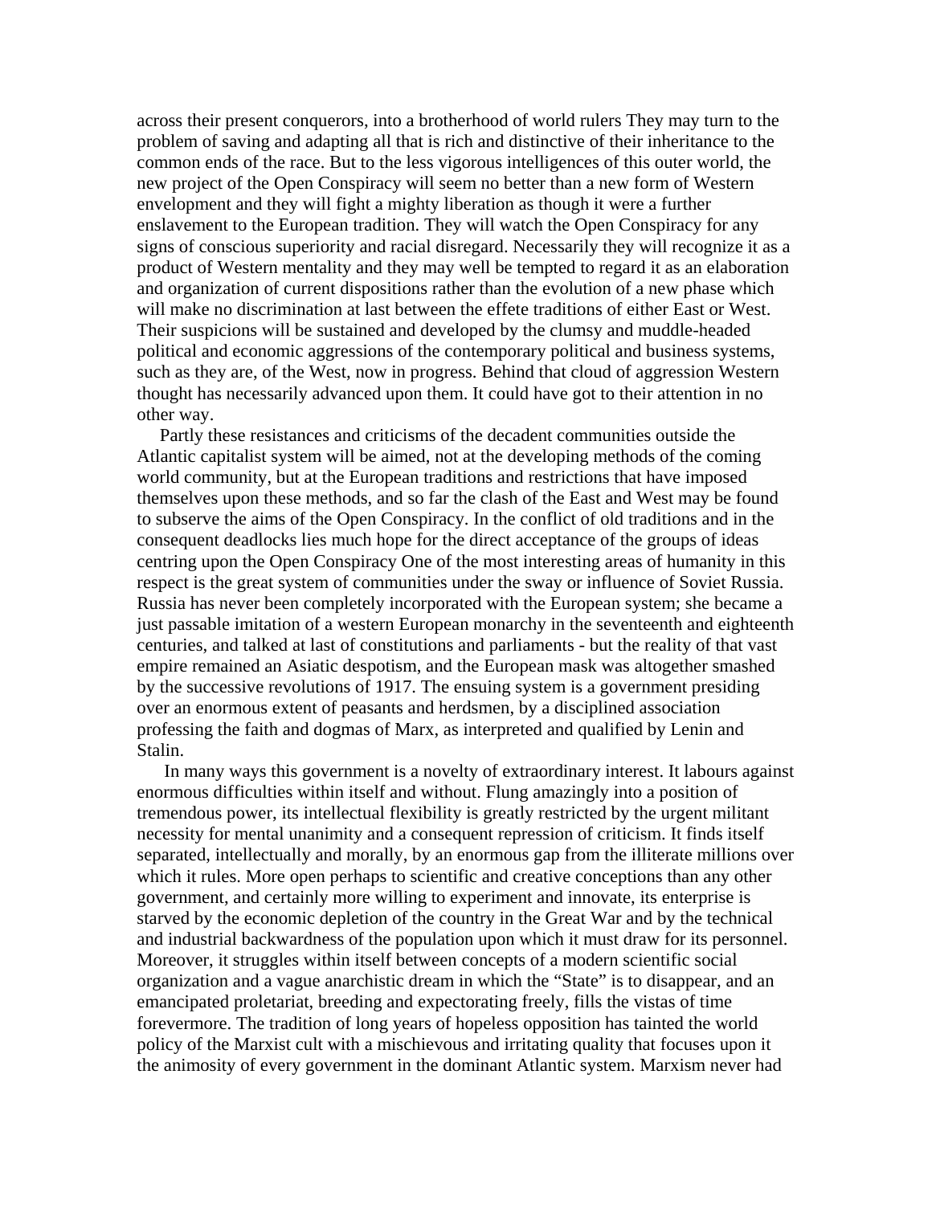across their present conquerors, into a brotherhood of world rulers They may turn to the problem of saving and adapting all that is rich and distinctive of their inheritance to the common ends of the race. But to the less vigorous intelligences of this outer world, the new project of the Open Conspiracy will seem no better than a new form of Western envelopment and they will fight a mighty liberation as though it were a further enslavement to the European tradition. They will watch the Open Conspiracy for any signs of conscious superiority and racial disregard. Necessarily they will recognize it as a product of Western mentality and they may well be tempted to regard it as an elaboration and organization of current dispositions rather than the evolution of a new phase which will make no discrimination at last between the effete traditions of either East or West. Their suspicions will be sustained and developed by the clumsy and muddle-headed political and economic aggressions of the contemporary political and business systems, such as they are, of the West, now in progress. Behind that cloud of aggression Western thought has necessarily advanced upon them. It could have got to their attention in no other way.

Partly these resistances and criticisms of the decadent communities outside the Atlantic capitalist system will be aimed, not at the developing methods of the coming world community, but at the European traditions and restrictions that have imposed themselves upon these methods, and so far the clash of the East and West may be found to subserve the aims of the Open Conspiracy. In the conflict of old traditions and in the consequent deadlocks lies much hope for the direct acceptance of the groups of ideas centring upon the Open Conspiracy One of the most interesting areas of humanity in this respect is the great system of communities under the sway or influence of Soviet Russia. Russia has never been completely incorporated with the European system; she became a just passable imitation of a western European monarchy in the seventeenth and eighteenth centuries, and talked at last of constitutions and parliaments - but the reality of that vast empire remained an Asiatic despotism, and the European mask was altogether smashed by the successive revolutions of 1917. The ensuing system is a government presiding over an enormous extent of peasants and herdsmen, by a disciplined association professing the faith and dogmas of Marx, as interpreted and qualified by Lenin and Stalin.

In many ways this government is a novelty of extraordinary interest. It labours against enormous difficulties within itself and without. Flung amazingly into a position of tremendous power, its intellectual flexibility is greatly restricted by the urgent militant necessity for mental unanimity and a consequent repression of criticism. It finds itself separated, intellectually and morally, by an enormous gap from the illiterate millions over which it rules. More open perhaps to scientific and creative conceptions than any other government, and certainly more willing to experiment and innovate, its enterprise is starved by the economic depletion of the country in the Great War and by the technical and industrial backwardness of the population upon which it must draw for its personnel. Moreover, it struggles within itself between concepts of a modern scientific social organization and a vague anarchistic dream in which the "State" is to disappear, and an emancipated proletariat, breeding and expectorating freely, fills the vistas of time forevermore. The tradition of long years of hopeless opposition has tainted the world policy of the Marxist cult with a mischievous and irritating quality that focuses upon it the animosity of every government in the dominant Atlantic system. Marxism never had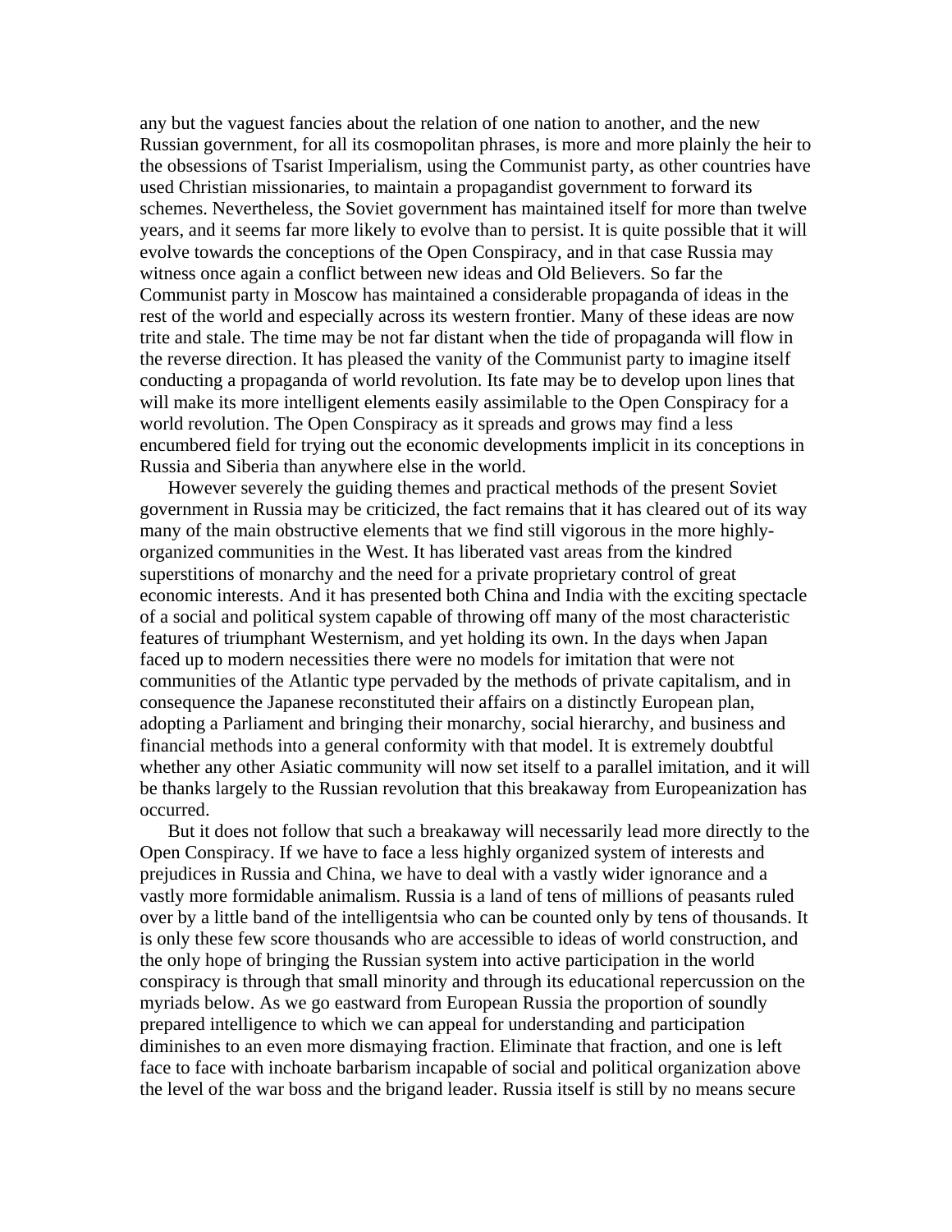any but the vaguest fancies about the relation of one nation to another, and the new Russian government, for all its cosmopolitan phrases, is more and more plainly the heir to the obsessions of Tsarist Imperialism, using the Communist party, as other countries have used Christian missionaries, to maintain a propagandist government to forward its schemes. Nevertheless, the Soviet government has maintained itself for more than twelve years, and it seems far more likely to evolve than to persist. It is quite possible that it will evolve towards the conceptions of the Open Conspiracy, and in that case Russia may witness once again a conflict between new ideas and Old Believers. So far the Communist party in Moscow has maintained a considerable propaganda of ideas in the rest of the world and especially across its western frontier. Many of these ideas are now trite and stale. The time may be not far distant when the tide of propaganda will flow in the reverse direction. It has pleased the vanity of the Communist party to imagine itself conducting a propaganda of world revolution. Its fate may be to develop upon lines that will make its more intelligent elements easily assimilable to the Open Conspiracy for a world revolution. The Open Conspiracy as it spreads and grows may find a less encumbered field for trying out the economic developments implicit in its conceptions in Russia and Siberia than anywhere else in the world.

However severely the guiding themes and practical methods of the present Soviet government in Russia may be criticized, the fact remains that it has cleared out of its way many of the main obstructive elements that we find still vigorous in the more highly-organized communities in the West. It has liberated vast areas from the kindred superstitions of monarchy and the need for a private proprietary control of great economic interests. And it has presented both China and India with the exciting spectacle of a social and political system capable of throwing off many of the most characteristic features of triumphant Westernism, and yet holding its own. In the days when Japan faced up to modern necessities there were no models for imitation that were not communities of the Atlantic type pervaded by the methods of private capitalism, and in consequence the Japanese reconstituted their affairs on a distinctly European plan, adopting a Parliament and bringing their monarchy, social hierarchy, and business and financial methods into a general conformity with that model. It is extremely doubtful whether any other Asiatic community will now set itself to a parallel imitation, and it will be thanks largely to the Russian revolution that this breakaway from Europeanization has occurred.

But it does not follow that such a breakaway will necessarily lead more directly to the Open Conspiracy. If we have to face a less highly organized system of interests and prejudices in Russia and China, we have to deal with a vastly wider ignorance and a vastly more formidable animalism. Russia is a land of tens of millions of peasants ruled over by a little band of the intelligentsia who can be counted only by tens of thousands. It is only these few score thousands who are accessible to ideas of world construction, and the only hope of bringing the Russian system into active participation in the world conspiracy is through that small minority and through its educational repercussion on the myriads below. As we go eastward from European Russia the proportion of soundly prepared intelligence to which we can appeal for understanding and participation diminishes to an even more dismaying fraction. Eliminate that fraction, and one is left face to face with inchoate barbarism incapable of social and political organization above the level of the war boss and the brigand leader. Russia itself is still by no means secure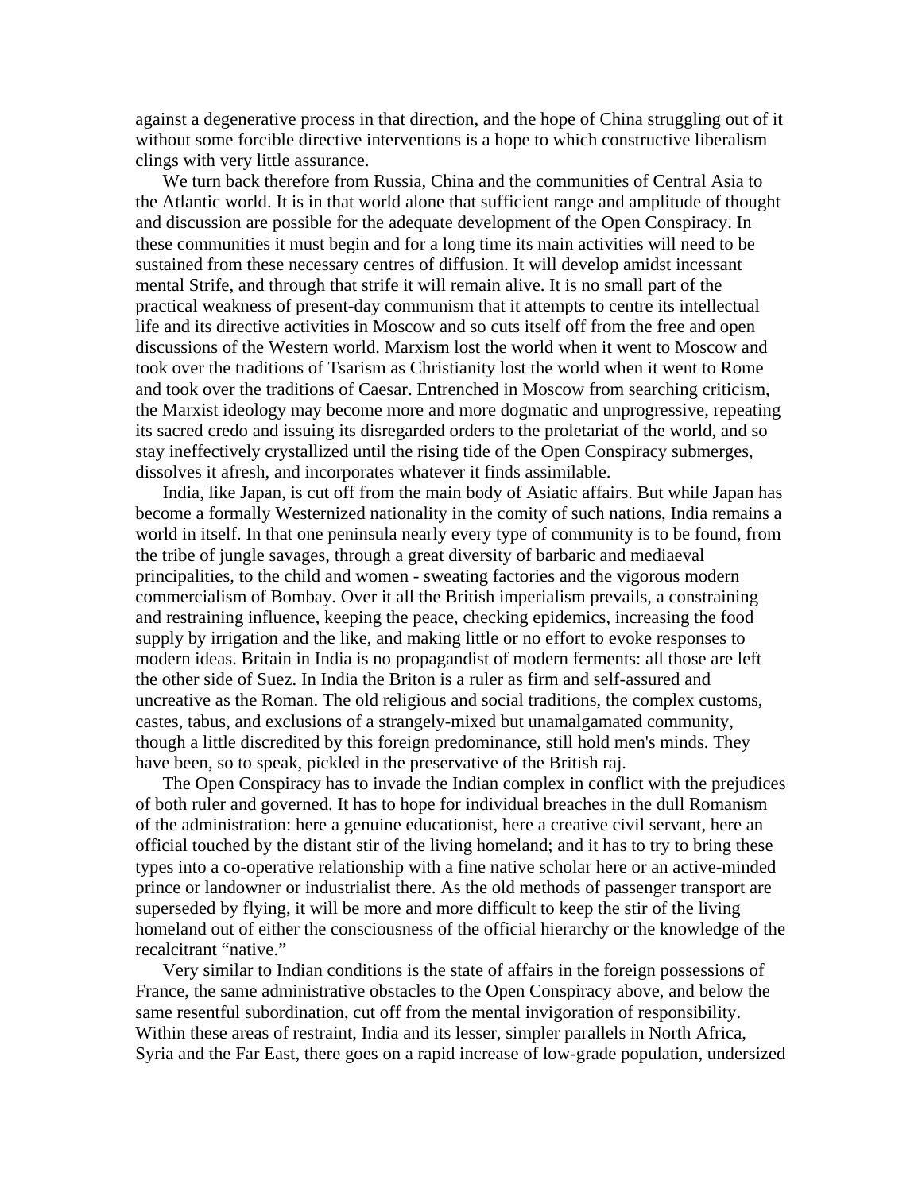against a degenerative process in that direction, and the hope of China struggling out of it without some forcible directive interventions is a hope to which constructive liberalism clings with very little assurance.

We turn back therefore from Russia, China and the communities of Central Asia to the Atlantic world. It is in that world alone that sufficient range and amplitude of thought and discussion are possible for the adequate development of the Open Conspiracy. In these communities it must begin and for a long time its main activities will need to be sustained from these necessary centres of diffusion. It will develop amidst incessant mental Strife, and through that strife it will remain alive. It is no small part of the practical weakness of present-day communism that it attempts to centre its intellectual life and its directive activities in Moscow and so cuts itself off from the free and open discussions of the Western world. Marxism lost the world when it went to Moscow and took over the traditions of Tsarism as Christianity lost the world when it went to Rome and took over the traditions of Caesar. Entrenched in Moscow from searching criticism, the Marxist ideology may become more and more dogmatic and unprogressive, repeating its sacred credo and issuing its disregarded orders to the proletariat of the world, and so stay ineffectively crystallized until the rising tide of the Open Conspiracy submerges, dissolves it afresh, and incorporates whatever it finds assimilable.

India, like Japan, is cut off from the main body of Asiatic affairs. But while Japan has become a formally Westernized nationality in the comity of such nations, India remains a world in itself. In that one peninsula nearly every type of community is to be found, from the tribe of jungle savages, through a great diversity of barbaric and mediaeval principalities, to the child and women - sweating factories and the vigorous modern commercialism of Bombay. Over it all the British imperialism prevails, a constraining and restraining influence, keeping the peace, checking epidemics, increasing the food supply by irrigation and the like, and making little or no effort to evoke responses to modern ideas. Britain in India is no propagandist of modern ferments: all those are left the other side of Suez. In India the Briton is a ruler as firm and self-assured and uncreative as the Roman. The old religious and social traditions, the complex customs, castes, tabus, and exclusions of a strangely-mixed but unamalgamated community, though a little discredited by this foreign predominance, still hold men's minds. They have been, so to speak, pickled in the preservative of the British raj.

The Open Conspiracy has to invade the Indian complex in conflict with the prejudices of both ruler and governed. It has to hope for individual breaches in the dull Romanism of the administration: here a genuine educationist, here a creative civil servant, here an official touched by the distant stir of the living homeland; and it has to try to bring these types into a co-operative relationship with a fine native scholar here or an active-minded prince or landowner or industrialist there. As the old methods of passenger transport are superseded by flying, it will be more and more difficult to keep the stir of the living homeland out of either the consciousness of the official hierarchy or the knowledge of the recalcitrant "native."

Very similar to Indian conditions is the state of affairs in the foreign possessions of France, the same administrative obstacles to the Open Conspiracy above, and below the same resentful subordination, cut off from the mental invigoration of responsibility. Within these areas of restraint, India and its lesser, simpler parallels in North Africa, Syria and the Far East, there goes on a rapid increase of low-grade population, undersized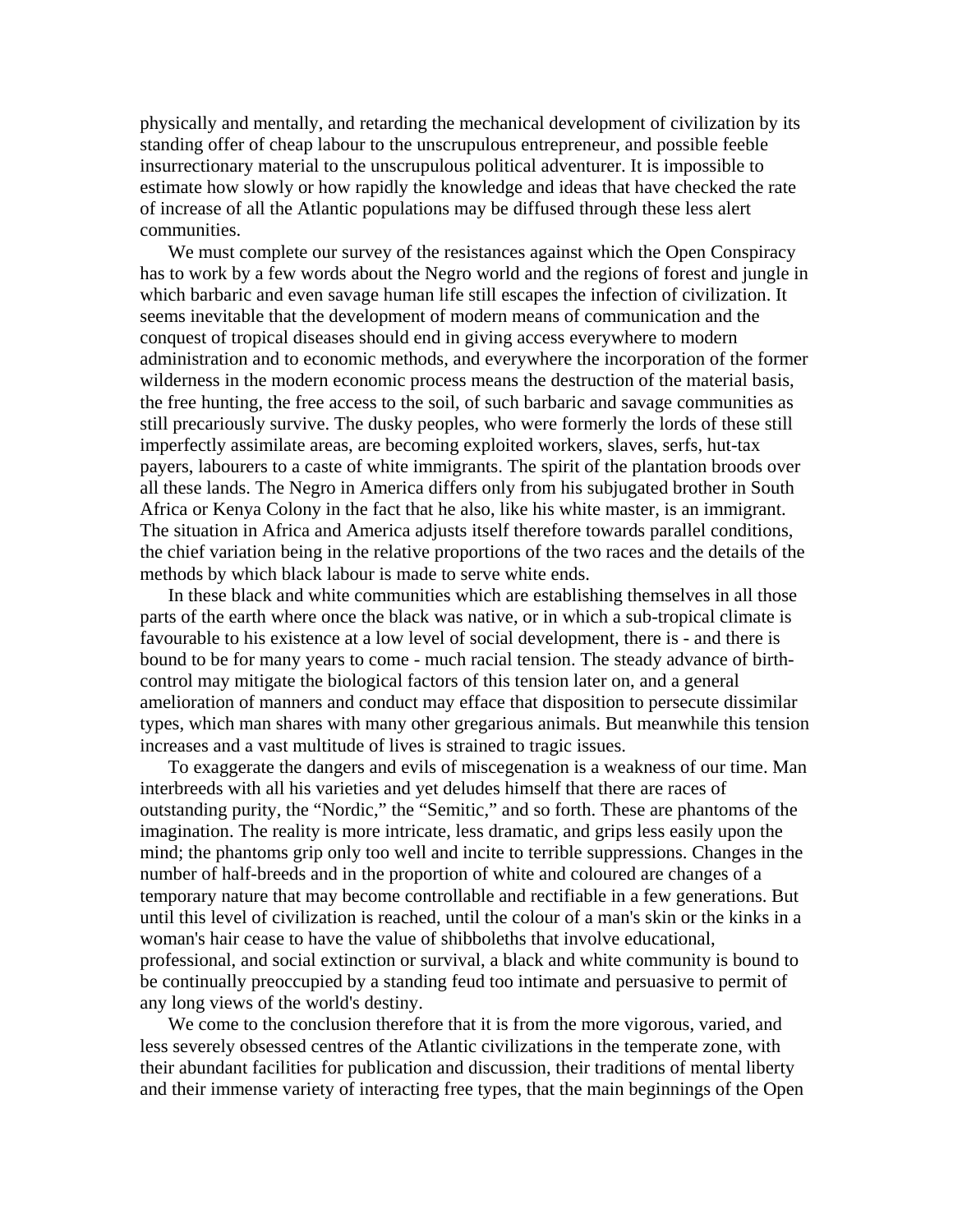physically and mentally, and retarding the mechanical development of civilization by its standing offer of cheap labour to the unscrupulous entrepreneur, and possible feeble insurrectionary material to the unscrupulous political adventurer. It is impossible to estimate how slowly or how rapidly the knowledge and ideas that have checked the rate of increase of all the Atlantic populations may be diffused through these less alert communities.

We must complete our survey of the resistances against which the Open Conspiracy has to work by a few words about the Negro world and the regions of forest and jungle in which barbaric and even savage human life still escapes the infection of civilization. It seems inevitable that the development of modern means of communication and the conquest of tropical diseases should end in giving access everywhere to modern administration and to economic methods, and everywhere the incorporation of the former wilderness in the modern economic process means the destruction of the material basis, the free hunting, the free access to the soil, of such barbaric and savage communities as still precariously survive. The dusky peoples, who were formerly the lords of these still imperfectly assimilate areas, are becoming exploited workers, slaves, serfs, hut-tax payers, labourers to a caste of white immigrants. The spirit of the plantation broods over all these lands. The Negro in America differs only from his subjugated brother in South Africa or Kenya Colony in the fact that he also, like his white master, is an immigrant. The situation in Africa and America adjusts itself therefore towards parallel conditions, the chief variation being in the relative proportions of the two races and the details of the methods by which black labour is made to serve white ends.

In these black and white communities which are establishing themselves in all those parts of the earth where once the black was native, or in which a sub-tropical climate is favourable to his existence at a low level of social development, there is - and there is bound to be for many years to come - much racial tension. The steady advance of birth-control may mitigate the biological factors of this tension later on, and a general amelioration of manners and conduct may efface that disposition to persecute dissimilar types, which man shares with many other gregarious animals. But meanwhile this tension increases and a vast multitude of lives is strained to tragic issues.

To exaggerate the dangers and evils of miscegenation is a weakness of our time. Man interbreeds with all his varieties and yet deludes himself that there are races of outstanding purity, the "Nordic," the "Semitic," and so forth. These are phantoms of the imagination. The reality is more intricate, less dramatic, and grips less easily upon the mind; the phantoms grip only too well and incite to terrible suppressions. Changes in the number of half-breeds and in the proportion of white and coloured are changes of a temporary nature that may become controllable and rectifiable in a few generations. But until this level of civilization is reached, until the colour of a man's skin or the kinks in a woman's hair cease to have the value of shibboleths that involve educational, professional, and social extinction or survival, a black and white community is bound to be continually preoccupied by a standing feud too intimate and persuasive to permit of any long views of the world's destiny.

We come to the conclusion therefore that it is from the more vigorous, varied, and less severely obsessed centres of the Atlantic civilizations in the temperate zone, with their abundant facilities for publication and discussion, their traditions of mental liberty and their immense variety of interacting free types, that the main beginnings of the Open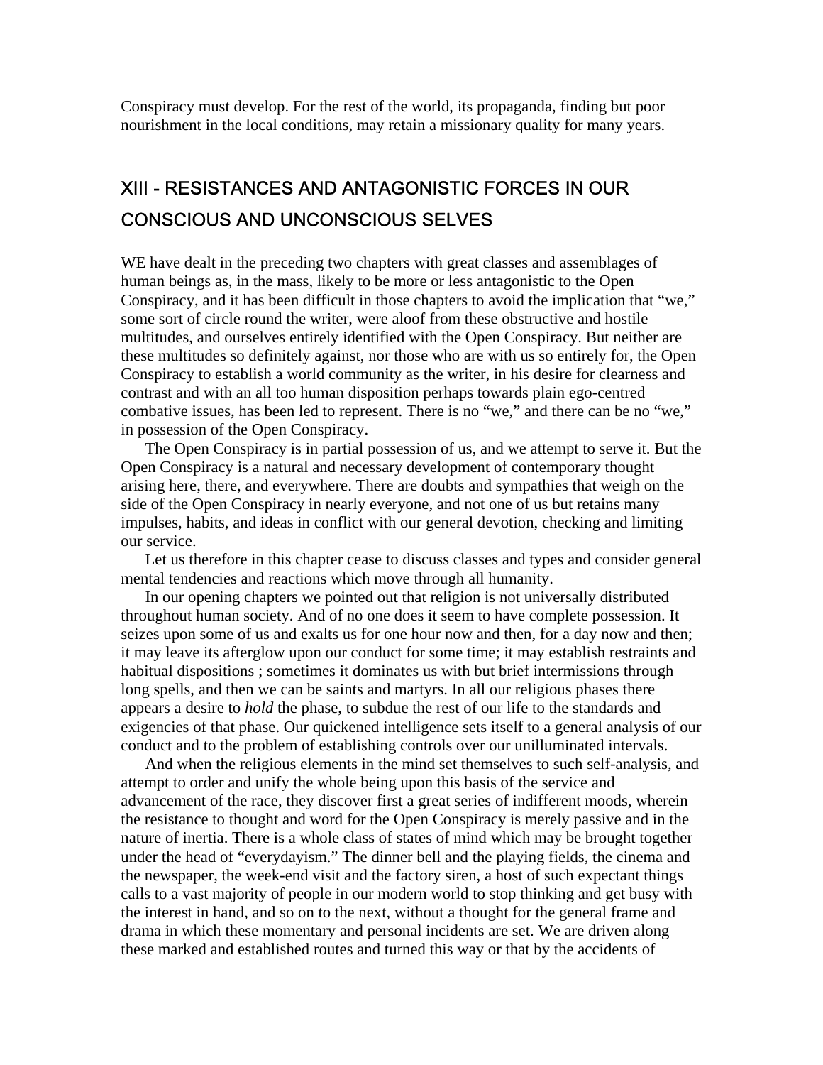Conspiracy must develop. For the rest of the world, its propaganda, finding but poor nourishment in the local conditions, may retain a missionary quality for many years.

## XIII - RESISTANCES AND ANTAGONISTIC FORCES IN OUR CONSCIOUS AND UNCONSCIOUS SELVES

WE have dealt in the preceding two chapters with great classes and assemblages of human beings as, in the mass, likely to be more or less antagonistic to the Open Conspiracy, and it has been difficult in those chapters to avoid the implication that "we," some sort of circle round the writer, were aloof from these obstructive and hostile multitudes, and ourselves entirely identified with the Open Conspiracy. But neither are these multitudes so definitely against, nor those who are with us so entirely for, the Open Conspiracy to establish a world community as the writer, in his desire for clearness and contrast and with an all too human disposition perhaps towards plain ego-centred combative issues, has been led to represent. There is no "we," and there can be no "we," in possession of the Open Conspiracy.

The Open Conspiracy is in partial possession of us, and we attempt to serve it. But the Open Conspiracy is a natural and necessary development of contemporary thought arising here, there, and everywhere. There are doubts and sympathies that weigh on the side of the Open Conspiracy in nearly everyone, and not one of us but retains many impulses, habits, and ideas in conflict with our general devotion, checking and limiting our service.

Let us therefore in this chapter cease to discuss classes and types and consider general mental tendencies and reactions which move through all humanity.

In our opening chapters we pointed out that religion is not universally distributed throughout human society. And of no one does it seem to have complete possession. It seizes upon some of us and exalts us for one hour now and then, for a day now and then; it may leave its afterglow upon our conduct for some time; it may establish restraints and habitual dispositions ; sometimes it dominates us with but brief intermissions through long spells, and then we can be saints and martyrs. In all our religious phases there appears a desire to *hold* the phase, to subdue the rest of our life to the standards and exigencies of that phase. Our quickened intelligence sets itself to a general analysis of our conduct and to the problem of establishing controls over our unilluminated intervals.

And when the religious elements in the mind set themselves to such self-analysis, and attempt to order and unify the whole being upon this basis of the service and advancement of the race, they discover first a great series of indifferent moods, wherein the resistance to thought and word for the Open Conspiracy is merely passive and in the nature of inertia. There is a whole class of states of mind which may be brought together under the head of "everydayism." The dinner bell and the playing fields, the cinema and the newspaper, the week-end visit and the factory siren, a host of such expectant things calls to a vast majority of people in our modern world to stop thinking and get busy with the interest in hand, and so on to the next, without a thought for the general frame and drama in which these momentary and personal incidents are set. We are driven along these marked and established routes and turned this way or that by the accidents of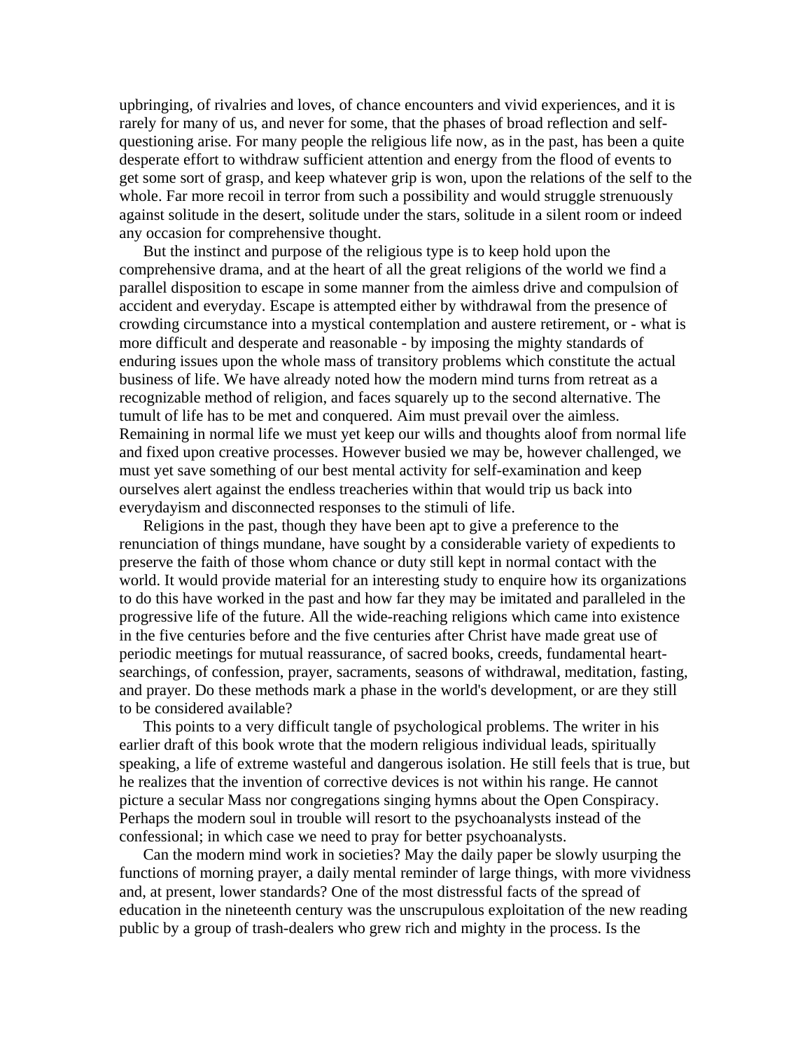upbringing, of rivalries and loves, of chance encounters and vivid experiences, and it is rarely for many of us, and never for some, that the phases of broad reflection and self-questioning arise. For many people the religious life now, as in the past, has been a quite desperate effort to withdraw sufficient attention and energy from the flood of events to get some sort of grasp, and keep whatever grip is won, upon the relations of the self to the whole. Far more recoil in terror from such a possibility and would struggle strenuously against solitude in the desert, solitude under the stars, solitude in a silent room or indeed any occasion for comprehensive thought.

But the instinct and purpose of the religious type is to keep hold upon the comprehensive drama, and at the heart of all the great religions of the world we find a parallel disposition to escape in some manner from the aimless drive and compulsion of accident and everyday. Escape is attempted either by withdrawal from the presence of crowding circumstance into a mystical contemplation and austere retirement, or - what is more difficult and desperate and reasonable - by imposing the mighty standards of enduring issues upon the whole mass of transitory problems which constitute the actual business of life. We have already noted how the modern mind turns from retreat as a recognizable method of religion, and faces squarely up to the second alternative. The tumult of life has to be met and conquered. Aim must prevail over the aimless. Remaining in normal life we must yet keep our wills and thoughts aloof from normal life and fixed upon creative processes. However busied we may be, however challenged, we must yet save something of our best mental activity for self-examination and keep ourselves alert against the endless treacheries within that would trip us back into everydayism and disconnected responses to the stimuli of life.

Religions in the past, though they have been apt to give a preference to the renunciation of things mundane, have sought by a considerable variety of expedients to preserve the faith of those whom chance or duty still kept in normal contact with the world. It would provide material for an interesting study to enquire how its organizations to do this have worked in the past and how far they may be imitated and paralleled in the progressive life of the future. All the wide-reaching religions which came into existence in the five centuries before and the five centuries after Christ have made great use of periodic meetings for mutual reassurance, of sacred books, creeds, fundamental heart-searchings, of confession, prayer, sacraments, seasons of withdrawal, meditation, fasting, and prayer. Do these methods mark a phase in the world's development, or are they still to be considered available?

This points to a very difficult tangle of psychological problems. The writer in his earlier draft of this book wrote that the modern religious individual leads, spiritually speaking, a life of extreme wasteful and dangerous isolation. He still feels that is true, but he realizes that the invention of corrective devices is not within his range. He cannot picture a secular Mass nor congregations singing hymns about the Open Conspiracy. Perhaps the modern soul in trouble will resort to the psychoanalysts instead of the confessional; in which case we need to pray for better psychoanalysts.

Can the modern mind work in societies? May the daily paper be slowly usurping the functions of morning prayer, a daily mental reminder of large things, with more vividness and, at present, lower standards? One of the most distressful facts of the spread of education in the nineteenth century was the unscrupulous exploitation of the new reading public by a group of trash-dealers who grew rich and mighty in the process. Is the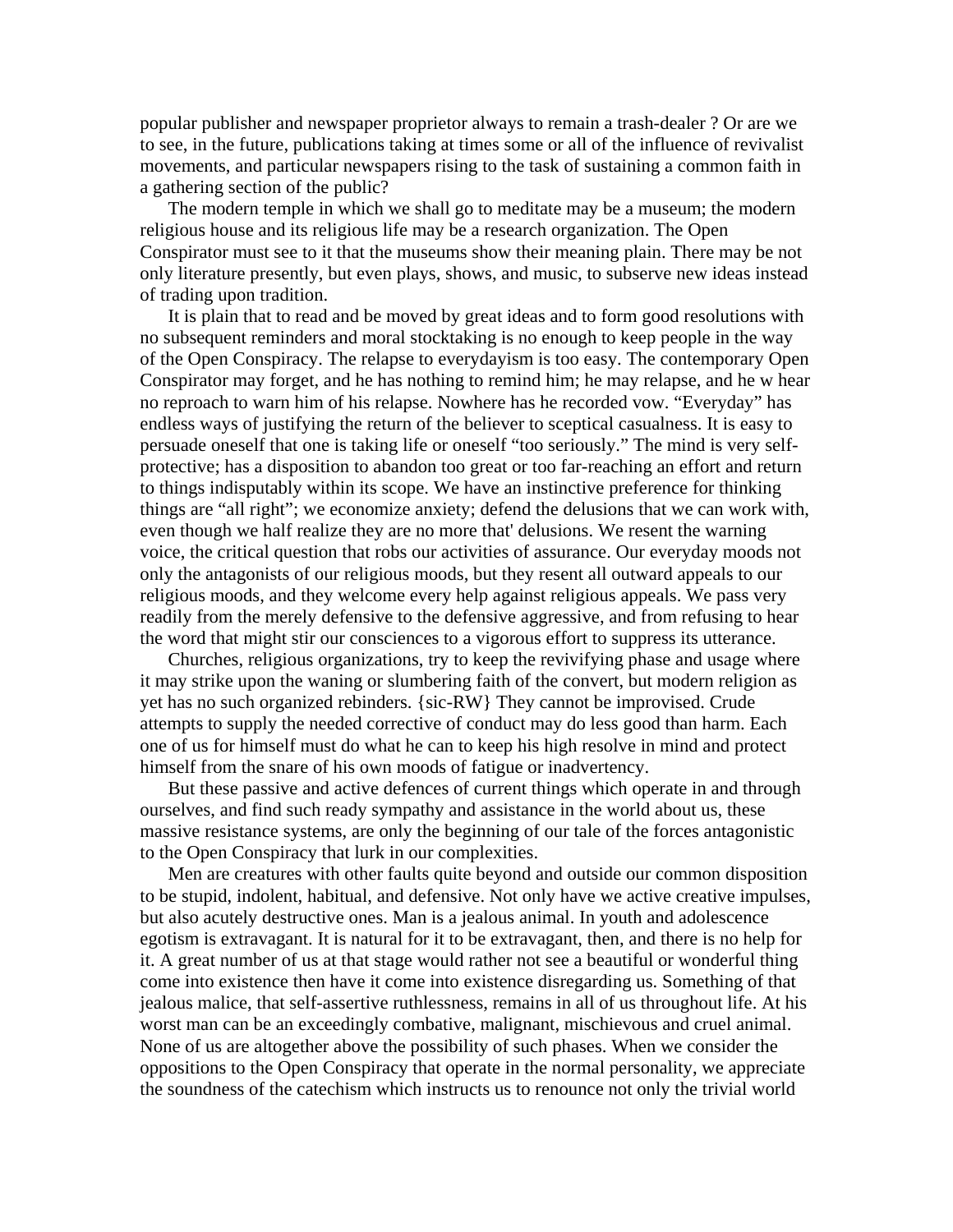popular publisher and newspaper proprietor always to remain a trash-dealer ? Or are we to see, in the future, publications taking at times some or all of the influence of revivalist movements, and particular newspapers rising to the task of sustaining a common faith in a gathering section of the public?

The modern temple in which we shall go to meditate may be a museum; the modern religious house and its religious life may be a research organization. The Open Conspirator must see to it that the museums show their meaning plain. There may be not only literature presently, but even plays, shows, and music, to subserve new ideas instead of trading upon tradition.

It is plain that to read and be moved by great ideas and to form good resolutions with no subsequent reminders and moral stocktaking is no enough to keep people in the way of the Open Conspiracy. The relapse to everydayism is too easy. The contemporary Open Conspirator may forget, and he has nothing to remind him; he may relapse, and he w hear no reproach to warn him of his relapse. Nowhere has he recorded vow. “Everyday” has endless ways of justifying the return of the believer to sceptical casualness. It is easy to persuade oneself that one is taking life or oneself “too seriously.” The mind is very self-protective; has a disposition to abandon too great or too far-reaching an effort and return to things indisputably within its scope. We have an instinctive preference for thinking things are “all right”; we economize anxiety; defend the delusions that we can work with, even though we half realize they are no more that' delusions. We resent the warning voice, the critical question that robs our activities of assurance. Our everyday moods not only the antagonists of our religious moods, but they resent all outward appeals to our religious moods, and they welcome every help against religious appeals. We pass very readily from the merely defensive to the defensive aggressive, and from refusing to hear the word that might stir our consciences to a vigorous effort to suppress its utterance.

Churches, religious organizations, try to keep the revivifying phase and usage where it may strike upon the waning or slumbering faith of the convert, but modern religion as yet has no such organized rebinders. {sic-RW} They cannot be improvised. Crude attempts to supply the needed corrective of conduct may do less good than harm. Each one of us for himself must do what he can to keep his high resolve in mind and protect himself from the snare of his own moods of fatigue or inadvertency.

But these passive and active defences of current things which operate in and through ourselves, and find such ready sympathy and assistance in the world about us, these massive resistance systems, are only the beginning of our tale of the forces antagonistic to the Open Conspiracy that lurk in our complexities.

Men are creatures with other faults quite beyond and outside our common disposition to be stupid, indolent, habitual, and defensive. Not only have we active creative impulses, but also acutely destructive ones. Man is a jealous animal. In youth and adolescence egotism is extravagant. It is natural for it to be extravagant, then, and there is no help for it. A great number of us at that stage would rather not see a beautiful or wonderful thing come into existence then have it come into existence disregarding us. Something of that jealous malice, that self-assertive ruthlessness, remains in all of us throughout life. At his worst man can be an exceedingly combative, malignant, mischievous and cruel animal. None of us are altogether above the possibility of such phases. When we consider the oppositions to the Open Conspiracy that operate in the normal personality, we appreciate the soundness of the catechism which instructs us to renounce not only the trivial world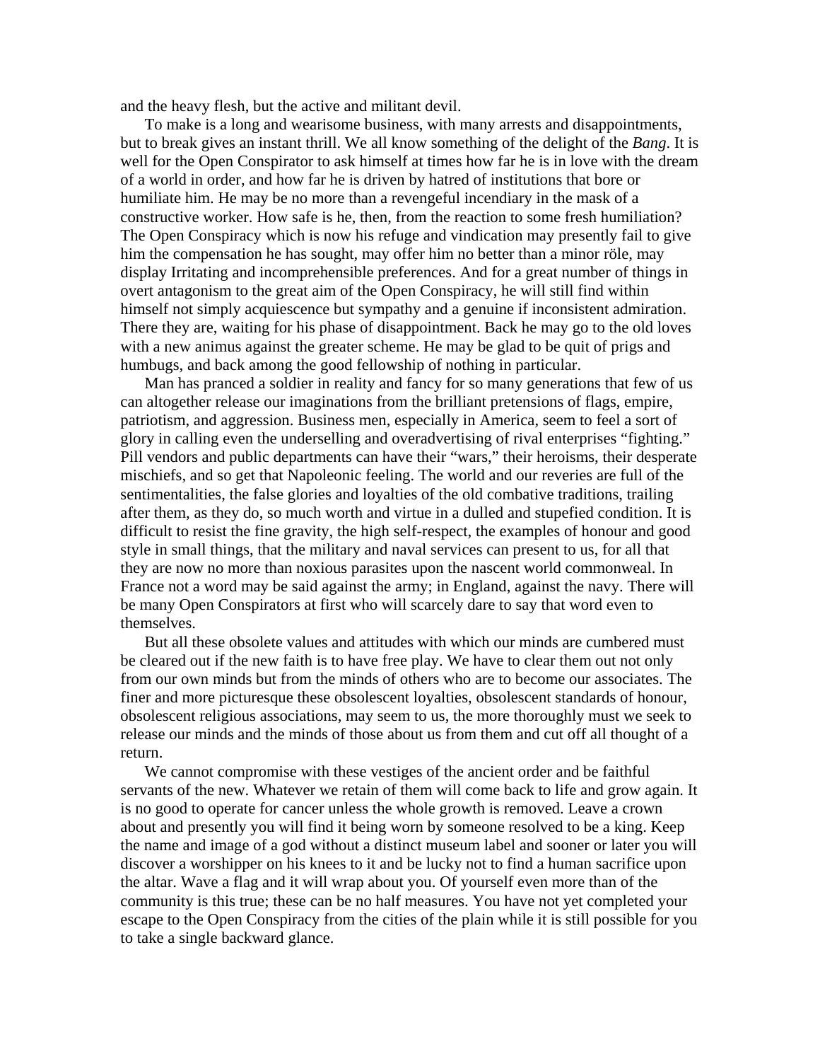and the heavy flesh, but the active and militant devil.

To make is a long and wearisome business, with many arrests and disappointments, but to break gives an instant thrill. We all know something of the delight of the *Bang*. It is well for the Open Conspirator to ask himself at times how far he is in love with the dream of a world in order, and how far he is driven by hatred of institutions that bore or humiliate him. He may be no more than a revengeful incendiary in the mask of a constructive worker. How safe is he, then, from the reaction to some fresh humiliation? The Open Conspiracy which is now his refuge and vindication may presently fail to give him the compensation he has sought, may offer him no better than a minor röle, may display Irritating and incomprehensible preferences. And for a great number of things in overt antagonism to the great aim of the Open Conspiracy, he will still find within himself not simply acquiescence but sympathy and a genuine if inconsistent admiration. There they are, waiting for his phase of disappointment. Back he may go to the old loves with a new animus against the greater scheme. He may be glad to be quit of prigs and humbugs, and back among the good fellowship of nothing in particular.

Man has pranced a soldier in reality and fancy for so many generations that few of us can altogether release our imaginations from the brilliant pretensions of flags, empire, patriotism, and aggression. Business men, especially in America, seem to feel a sort of glory in calling even the underselling and overadvertising of rival enterprises "fighting." Pill vendors and public departments can have their "wars," their heroisms, their desperate mischiefs, and so get that Napoleonic feeling. The world and our reveries are full of the sentimentalities, the false glories and loyalties of the old combative traditions, trailing after them, as they do, so much worth and virtue in a dulled and stupefied condition. It is difficult to resist the fine gravity, the high self-respect, the examples of honour and good style in small things, that the military and naval services can present to us, for all that they are now no more than noxious parasites upon the nascent world commonweal. In France not a word may be said against the army; in England, against the navy. There will be many Open Conspirators at first who will scarcely dare to say that word even to themselves.

But all these obsolete values and attitudes with which our minds are cumbered must be cleared out if the new faith is to have free play. We have to clear them out not only from our own minds but from the minds of others who are to become our associates. The finer and more picturesque these obsolescent loyalties, obsolescent standards of honour, obsolescent religious associations, may seem to us, the more thoroughly must we seek to release our minds and the minds of those about us from them and cut off all thought of a return.

We cannot compromise with these vestiges of the ancient order and be faithful servants of the new. Whatever we retain of them will come back to life and grow again. It is no good to operate for cancer unless the whole growth is removed. Leave a crown about and presently you will find it being worn by someone resolved to be a king. Keep the name and image of a god without a distinct museum label and sooner or later you will discover a worshipper on his knees to it and be lucky not to find a human sacrifice upon the altar. Wave a flag and it will wrap about you. Of yourself even more than of the community is this true; these can be no half measures. You have not yet completed your escape to the Open Conspiracy from the cities of the plain while it is still possible for you to take a single backward glance.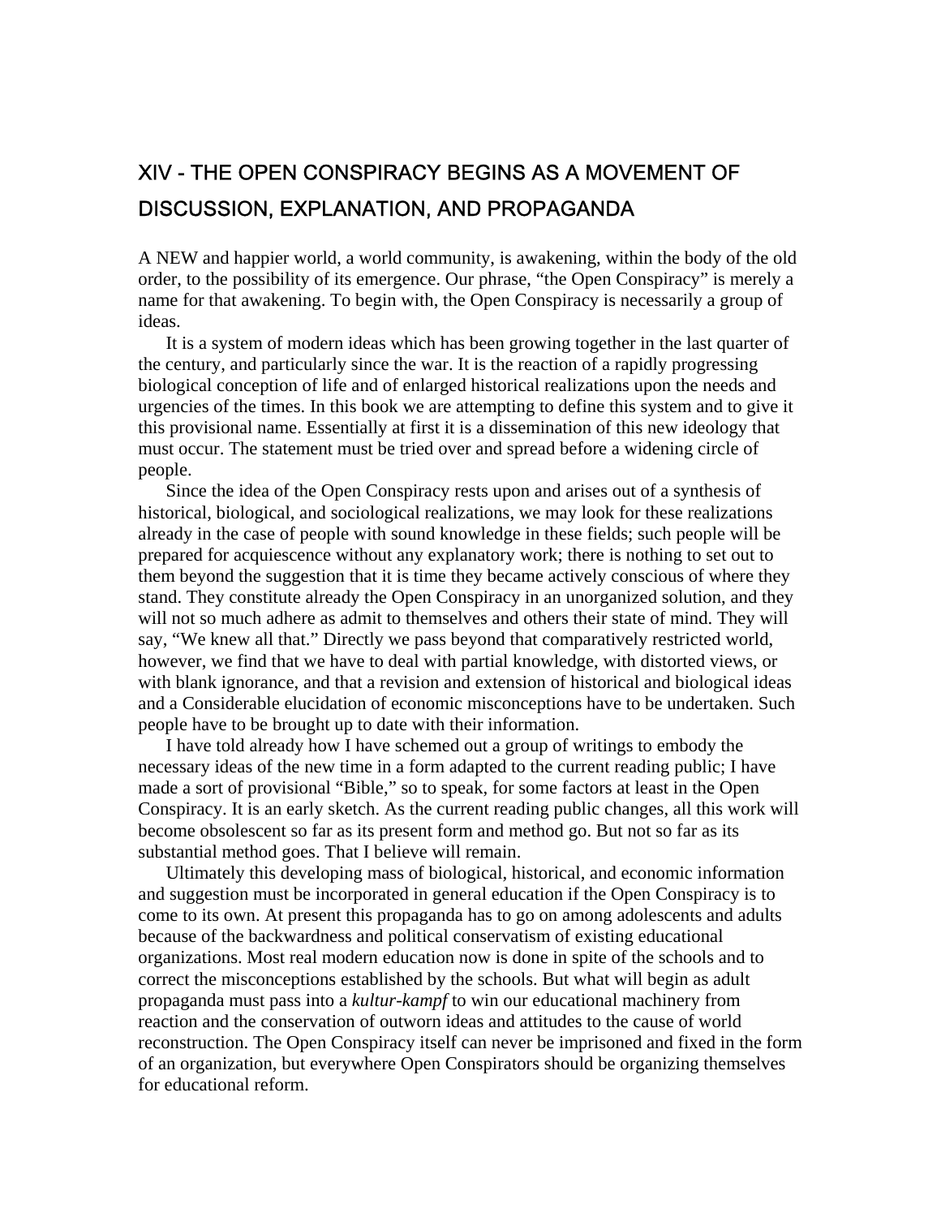## XIV - THE OPEN CONSPIRACY BEGINS AS A MOVEMENT OF DISCUSSION, EXPLANATION, AND PROPAGANDA

A NEW and happier world, a world community, is awakening, within the body of the old order, to the possibility of its emergence. Our phrase, "the Open Conspiracy" is merely a name for that awakening. To begin with, the Open Conspiracy is necessarily a group of ideas.

It is a system of modern ideas which has been growing together in the last quarter of the century, and particularly since the war. It is the reaction of a rapidly progressing biological conception of life and of enlarged historical realizations upon the needs and urgencies of the times. In this book we are attempting to define this system and to give it this provisional name. Essentially at first it is a dissemination of this new ideology that must occur. The statement must be tried over and spread before a widening circle of people.

Since the idea of the Open Conspiracy rests upon and arises out of a synthesis of historical, biological, and sociological realizations, we may look for these realizations already in the case of people with sound knowledge in these fields; such people will be prepared for acquiescence without any explanatory work; there is nothing to set out to them beyond the suggestion that it is time they became actively conscious of where they stand. They constitute already the Open Conspiracy in an unorganized solution, and they will not so much adhere as admit to themselves and others their state of mind. They will say, "We knew all that." Directly we pass beyond that comparatively restricted world, however, we find that we have to deal with partial knowledge, with distorted views, or with blank ignorance, and that a revision and extension of historical and biological ideas and a Considerable elucidation of economic misconceptions have to be undertaken. Such people have to be brought up to date with their information.

I have told already how I have schemed out a group of writings to embody the necessary ideas of the new time in a form adapted to the current reading public; I have made a sort of provisional "Bible," so to speak, for some factors at least in the Open Conspiracy. It is an early sketch. As the current reading public changes, all this work will become obsolescent so far as its present form and method go. But not so far as its substantial method goes. That I believe will remain.

Ultimately this developing mass of biological, historical, and economic information and suggestion must be incorporated in general education if the Open Conspiracy is to come to its own. At present this propaganda has to go on among adolescents and adults because of the backwardness and political conservatism of existing educational organizations. Most real modern education now is done in spite of the schools and to correct the misconceptions established by the schools. But what will begin as adult propaganda must pass into a *kultur-kampf* to win our educational machinery from reaction and the conservation of outworn ideas and attitudes to the cause of world reconstruction. The Open Conspiracy itself can never be imprisoned and fixed in the form of an organization, but everywhere Open Conspirators should be organizing themselves for educational reform.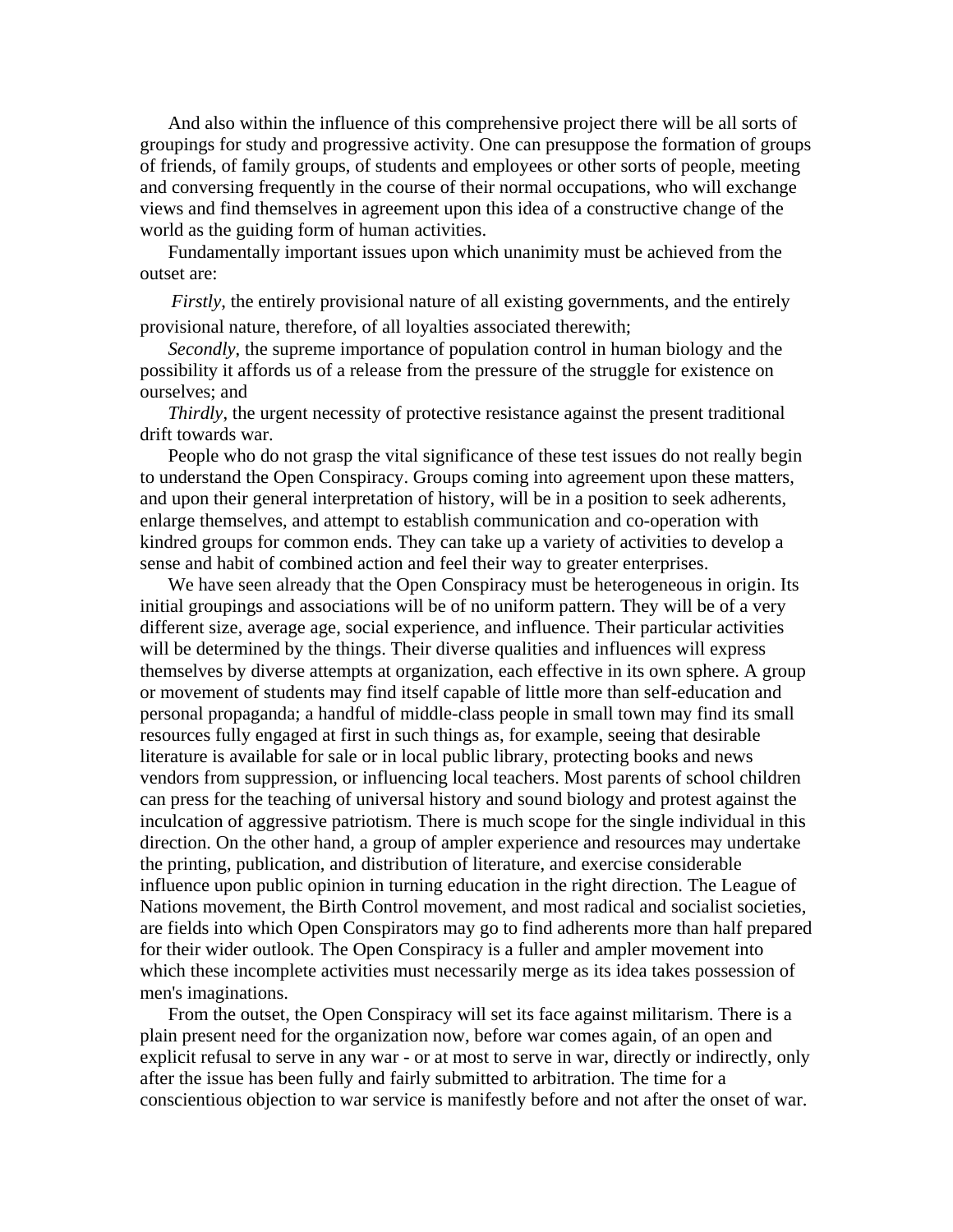And also within the influence of this comprehensive project there will be all sorts of groupings for study and progressive activity. One can presuppose the formation of groups of friends, of family groups, of students and employees or other sorts of people, meeting and conversing frequently in the course of their normal occupations, who will exchange views and find themselves in agreement upon this idea of a constructive change of the world as the guiding form of human activities.

Fundamentally important issues upon which unanimity must be achieved from the outset are:

*Firstly*, the entirely provisional nature of all existing governments, and the entirely provisional nature, therefore, of all loyalties associated therewith;

*Secondly*, the supreme importance of population control in human biology and the possibility it affords us of a release from the pressure of the struggle for existence on ourselves; and

*Thirdly*, the urgent necessity of protective resistance against the present traditional drift towards war.

People who do not grasp the vital significance of these test issues do not really begin to understand the Open Conspiracy. Groups coming into agreement upon these matters, and upon their general interpretation of history, will be in a position to seek adherents, enlarge themselves, and attempt to establish communication and co-operation with kindred groups for common ends. They can take up a variety of activities to develop a sense and habit of combined action and feel their way to greater enterprises.

We have seen already that the Open Conspiracy must be heterogeneous in origin. Its initial groupings and associations will be of no uniform pattern. They will be of a very different size, average age, social experience, and influence. Their particular activities will be determined by the things. Their diverse qualities and influences will express themselves by diverse attempts at organization, each effective in its own sphere. A group or movement of students may find itself capable of little more than self-education and personal propaganda; a handful of middle-class people in small town may find its small resources fully engaged at first in such things as, for example, seeing that desirable literature is available for sale or in local public library, protecting books and news vendors from suppression, or influencing local teachers. Most parents of school children can press for the teaching of universal history and sound biology and protest against the inculcation of aggressive patriotism. There is much scope for the single individual in this direction. On the other hand, a group of ampler experience and resources may undertake the printing, publication, and distribution of literature, and exercise considerable influence upon public opinion in turning education in the right direction. The League of Nations movement, the Birth Control movement, and most radical and socialist societies, are fields into which Open Conspirators may go to find adherents more than half prepared for their wider outlook. The Open Conspiracy is a fuller and ampler movement into which these incomplete activities must necessarily merge as its idea takes possession of men's imaginations.

From the outset, the Open Conspiracy will set its face against militarism. There is a plain present need for the organization now, before war comes again, of an open and explicit refusal to serve in any war - or at most to serve in war, directly or indirectly, only after the issue has been fully and fairly submitted to arbitration. The time for a conscientious objection to war service is manifestly before and not after the onset of war.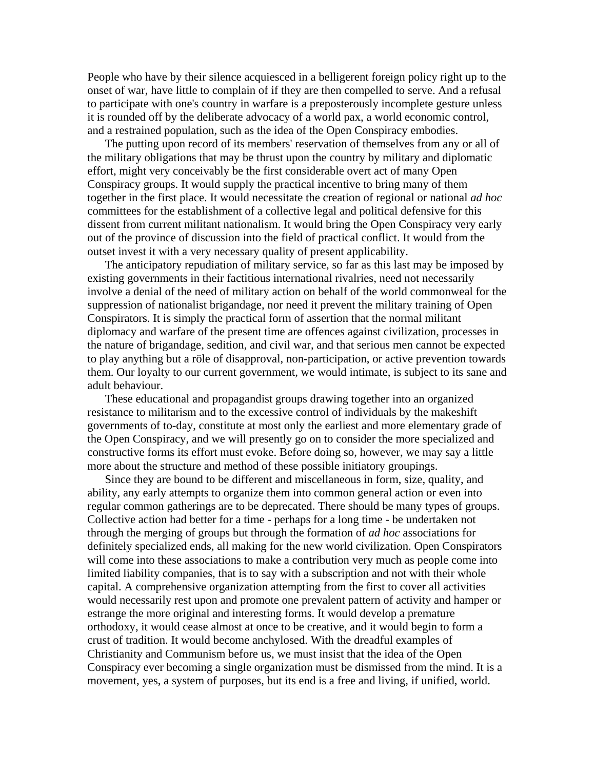People who have by their silence acquiesced in a belligerent foreign policy right up to the onset of war, have little to complain of if they are then compelled to serve. And a refusal to participate with one's country in warfare is a preposterously incomplete gesture unless it is rounded off by the deliberate advocacy of a world pax, a world economic control, and a restrained population, such as the idea of the Open Conspiracy embodies.

The putting upon record of its members' reservation of themselves from any or all of the military obligations that may be thrust upon the country by military and diplomatic effort, might very conceivably be the first considerable overt act of many Open Conspiracy groups. It would supply the practical incentive to bring many of them together in the first place. It would necessitate the creation of regional or national *ad hoc* committees for the establishment of a collective legal and political defensive for this dissent from current militant nationalism. It would bring the Open Conspiracy very early out of the province of discussion into the field of practical conflict. It would from the outset invest it with a very necessary quality of present applicability.

The anticipatory repudiation of military service, so far as this last may be imposed by existing governments in their factitious international rivalries, need not necessarily involve a denial of the need of military action on behalf of the world commonweal for the suppression of nationalist brigandage, nor need it prevent the military training of Open Conspirators. It is simply the practical form of assertion that the normal militant diplomacy and warfare of the present time are offences against civilization, processes in the nature of brigandage, sedition, and civil war, and that serious men cannot be expected to play anything but a röle of disapproval, non-participation, or active prevention towards them. Our loyalty to our current government, we would intimate, is subject to its sane and adult behaviour.

These educational and propagandist groups drawing together into an organized resistance to militarism and to the excessive control of individuals by the makeshift governments of to-day, constitute at most only the earliest and more elementary grade of the Open Conspiracy, and we will presently go on to consider the more specialized and constructive forms its effort must evoke. Before doing so, however, we may say a little more about the structure and method of these possible initiatory groupings.

Since they are bound to be different and miscellaneous in form, size, quality, and ability, any early attempts to organize them into common general action or even into regular common gatherings are to be deprecated. There should be many types of groups. Collective action had better for a time - perhaps for a long time - be undertaken not through the merging of groups but through the formation of *ad hoc* associations for definitely specialized ends, all making for the new world civilization. Open Conspirators will come into these associations to make a contribution very much as people come into limited liability companies, that is to say with a subscription and not with their whole capital. A comprehensive organization attempting from the first to cover all activities would necessarily rest upon and promote one prevalent pattern of activity and hamper or estrange the more original and interesting forms. It would develop a premature orthodoxy, it would cease almost at once to be creative, and it would begin to form a crust of tradition. It would become anchylosed. With the dreadful examples of Christianity and Communism before us, we must insist that the idea of the Open Conspiracy ever becoming a single organization must be dismissed from the mind. It is a movement, yes, a system of purposes, but its end is a free and living, if unified, world.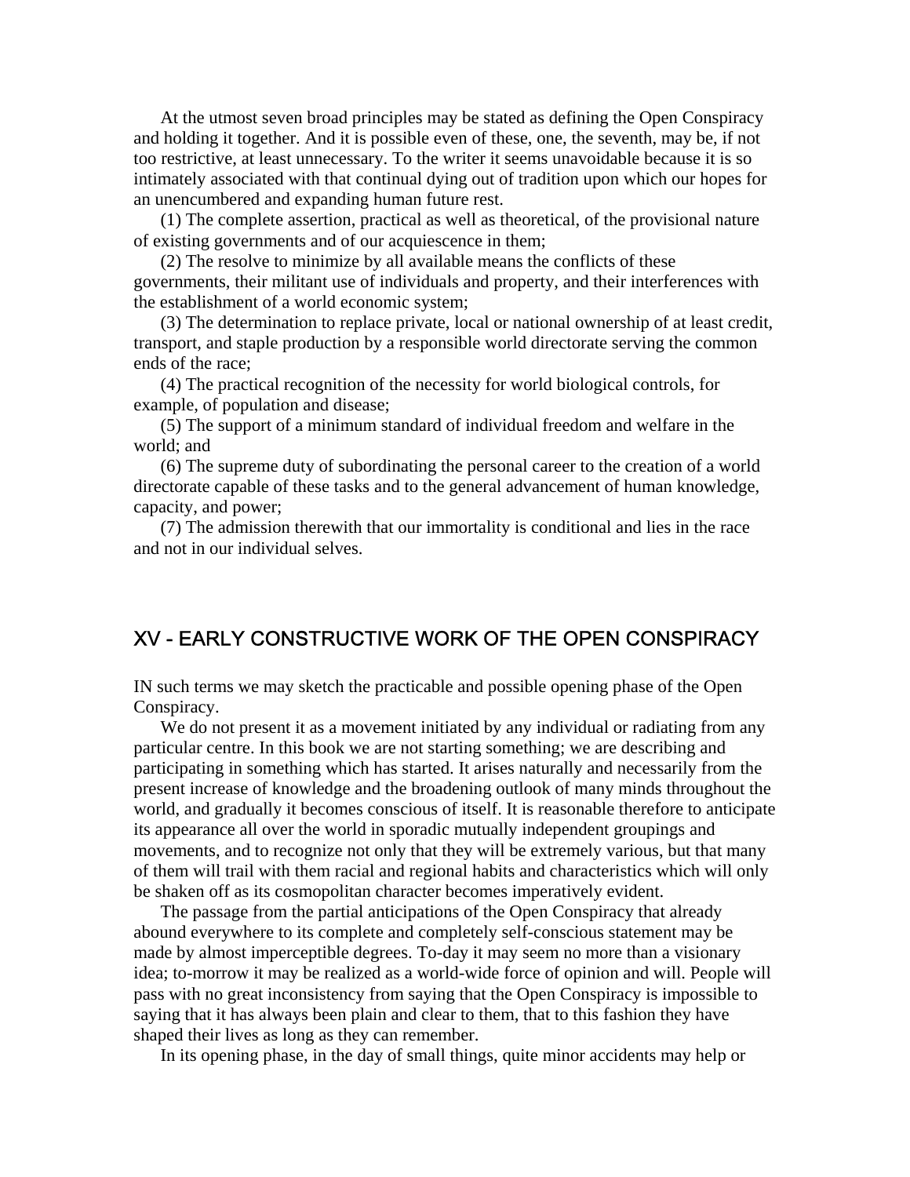At the utmost seven broad principles may be stated as defining the Open Conspiracy and holding it together. And it is possible even of these, one, the seventh, may be, if not too restrictive, at least unnecessary. To the writer it seems unavoidable because it is so intimately associated with that continual dying out of tradition upon which our hopes for an unencumbered and expanding human future rest.

(1) The complete assertion, practical as well as theoretical, of the provisional nature of existing governments and of our acquiescence in them;

(2) The resolve to minimize by all available means the conflicts of these governments, their militant use of individuals and property, and their interferences with the establishment of a world economic system;

(3) The determination to replace private, local or national ownership of at least credit, transport, and staple production by a responsible world directorate serving the common ends of the race;

(4) The practical recognition of the necessity for world biological controls, for example, of population and disease;

(5) The support of a minimum standard of individual freedom and welfare in the world; and

(6) The supreme duty of subordinating the personal career to the creation of a world directorate capable of these tasks and to the general advancement of human knowledge, capacity, and power;

(7) The admission therewith that our immortality is conditional and lies in the race and not in our individual selves.

## XV - EARLY CONSTRUCTIVE WORK OF THE OPEN CONSPIRACY

IN such terms we may sketch the practicable and possible opening phase of the Open Conspiracy.

We do not present it as a movement initiated by any individual or radiating from any particular centre. In this book we are not starting something; we are describing and participating in something which has started. It arises naturally and necessarily from the present increase of knowledge and the broadening outlook of many minds throughout the world, and gradually it becomes conscious of itself. It is reasonable therefore to anticipate its appearance all over the world in sporadic mutually independent groupings and movements, and to recognize not only that they will be extremely various, but that many of them will trail with them racial and regional habits and characteristics which will only be shaken off as its cosmopolitan character becomes imperatively evident.

The passage from the partial anticipations of the Open Conspiracy that already abound everywhere to its complete and completely self-conscious statement may be made by almost imperceptible degrees. To-day it may seem no more than a visionary idea; to-morrow it may be realized as a world-wide force of opinion and will. People will pass with no great inconsistency from saying that the Open Conspiracy is impossible to saying that it has always been plain and clear to them, that to this fashion they have shaped their lives as long as they can remember.

In its opening phase, in the day of small things, quite minor accidents may help or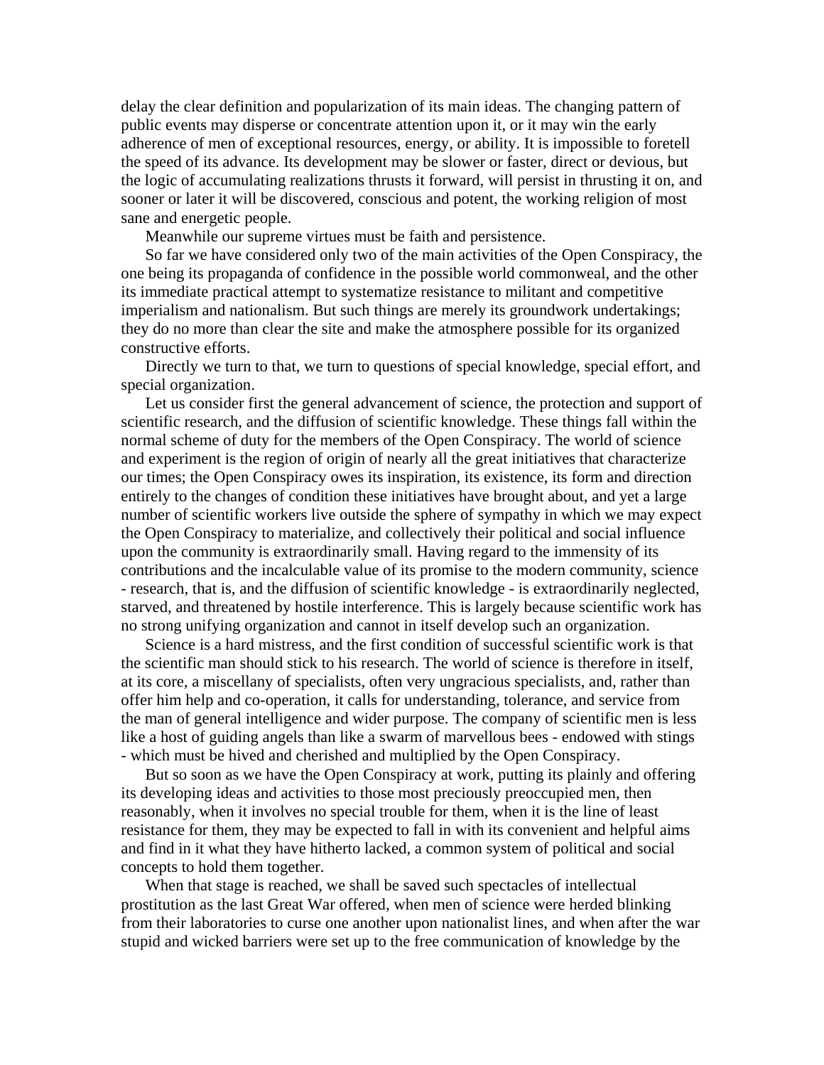delay the clear definition and popularization of its main ideas. The changing pattern of public events may disperse or concentrate attention upon it, or it may win the early adherence of men of exceptional resources, energy, or ability. It is impossible to foretell the speed of its advance. Its development may be slower or faster, direct or devious, but the logic of accumulating realizations thrusts it forward, will persist in thrusting it on, and sooner or later it will be discovered, conscious and potent, the working religion of most sane and energetic people.

Meanwhile our supreme virtues must be faith and persistence.

So far we have considered only two of the main activities of the Open Conspiracy, the one being its propaganda of confidence in the possible world commonweal, and the other its immediate practical attempt to systematize resistance to militant and competitive imperialism and nationalism. But such things are merely its groundwork undertakings; they do no more than clear the site and make the atmosphere possible for its organized constructive efforts.

Directly we turn to that, we turn to questions of special knowledge, special effort, and special organization.

Let us consider first the general advancement of science, the protection and support of scientific research, and the diffusion of scientific knowledge. These things fall within the normal scheme of duty for the members of the Open Conspiracy. The world of science and experiment is the region of origin of nearly all the great initiatives that characterize our times; the Open Conspiracy owes its inspiration, its existence, its form and direction entirely to the changes of condition these initiatives have brought about, and yet a large number of scientific workers live outside the sphere of sympathy in which we may expect the Open Conspiracy to materialize, and collectively their political and social influence upon the community is extraordinarily small. Having regard to the immensity of its contributions and the incalculable value of its promise to the modern community, science - research, that is, and the diffusion of scientific knowledge - is extraordinarily neglected, starved, and threatened by hostile interference. This is largely because scientific work has no strong unifying organization and cannot in itself develop such an organization.

Science is a hard mistress, and the first condition of successful scientific work is that the scientific man should stick to his research. The world of science is therefore in itself, at its core, a miscellany of specialists, often very ungracious specialists, and, rather than offer him help and co-operation, it calls for understanding, tolerance, and service from the man of general intelligence and wider purpose. The company of scientific men is less like a host of guiding angels than like a swarm of marvellous bees - endowed with stings - which must be hived and cherished and multiplied by the Open Conspiracy.

But so soon as we have the Open Conspiracy at work, putting its plainly and offering its developing ideas and activities to those most preciously preoccupied men, then reasonably, when it involves no special trouble for them, when it is the line of least resistance for them, they may be expected to fall in with its convenient and helpful aims and find in it what they have hitherto lacked, a common system of political and social concepts to hold them together.

When that stage is reached, we shall be saved such spectacles of intellectual prostitution as the last Great War offered, when men of science were herded blinking from their laboratories to curse one another upon nationalist lines, and when after the war stupid and wicked barriers were set up to the free communication of knowledge by the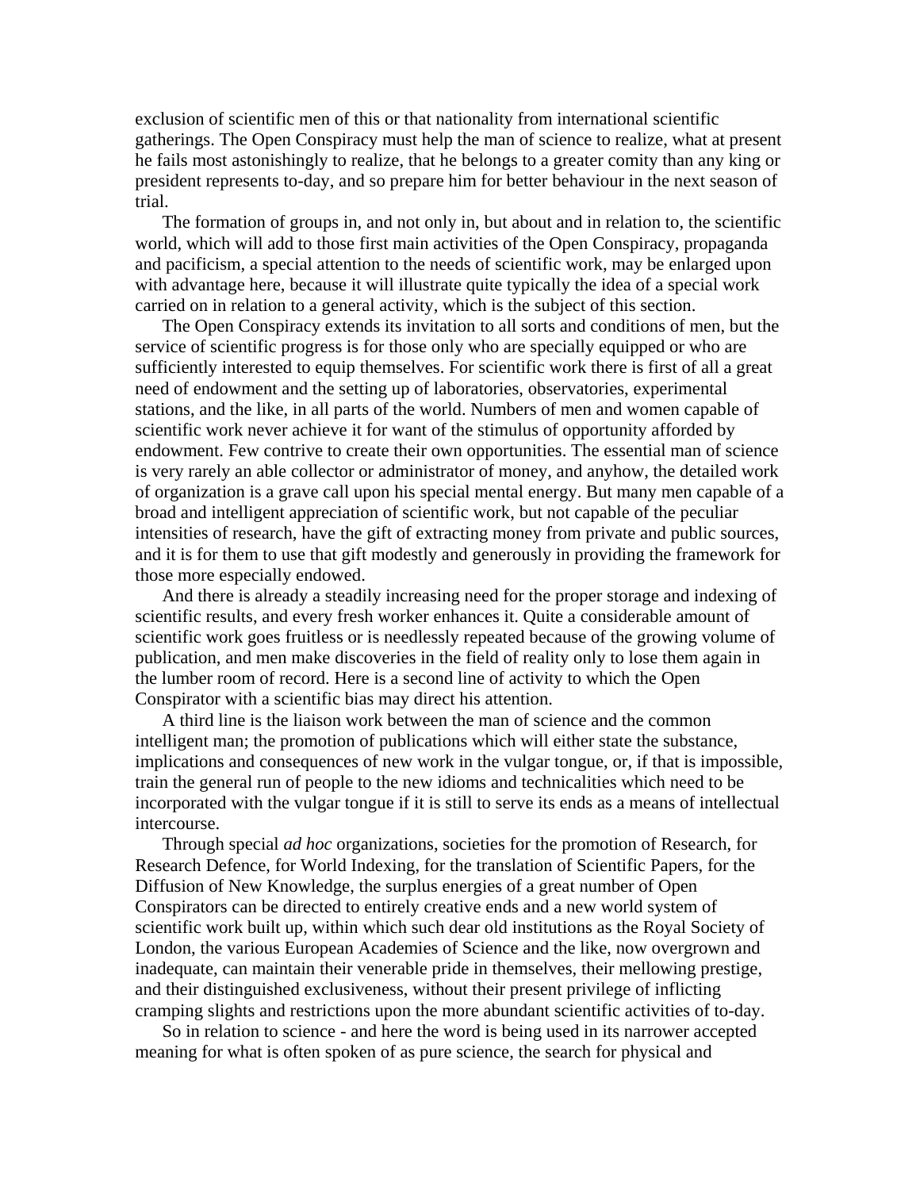exclusion of scientific men of this or that nationality from international scientific gatherings. The Open Conspiracy must help the man of science to realize, what at present he fails most astonishingly to realize, that he belongs to a greater comity than any king or president represents to-day, and so prepare him for better behaviour in the next season of trial.

The formation of groups in, and not only in, but about and in relation to, the scientific world, which will add to those first main activities of the Open Conspiracy, propaganda and pacificism, a special attention to the needs of scientific work, may be enlarged upon with advantage here, because it will illustrate quite typically the idea of a special work carried on in relation to a general activity, which is the subject of this section.

The Open Conspiracy extends its invitation to all sorts and conditions of men, but the service of scientific progress is for those only who are specially equipped or who are sufficiently interested to equip themselves. For scientific work there is first of all a great need of endowment and the setting up of laboratories, observatories, experimental stations, and the like, in all parts of the world. Numbers of men and women capable of scientific work never achieve it for want of the stimulus of opportunity afforded by endowment. Few contrive to create their own opportunities. The essential man of science is very rarely an able collector or administrator of money, and anyhow, the detailed work of organization is a grave call upon his special mental energy. But many men capable of a broad and intelligent appreciation of scientific work, but not capable of the peculiar intensities of research, have the gift of extracting money from private and public sources, and it is for them to use that gift modestly and generously in providing the framework for those more especially endowed.

And there is already a steadily increasing need for the proper storage and indexing of scientific results, and every fresh worker enhances it. Quite a considerable amount of scientific work goes fruitless or is needlessly repeated because of the growing volume of publication, and men make discoveries in the field of reality only to lose them again in the lumber room of record. Here is a second line of activity to which the Open Conspirator with a scientific bias may direct his attention.

A third line is the liaison work between the man of science and the common intelligent man; the promotion of publications which will either state the substance, implications and consequences of new work in the vulgar tongue, or, if that is impossible, train the general run of people to the new idioms and technicalities which need to be incorporated with the vulgar tongue if it is still to serve its ends as a means of intellectual intercourse.

Through special *ad hoc* organizations, societies for the promotion of Research, for Research Defence, for World Indexing, for the translation of Scientific Papers, for the Diffusion of New Knowledge, the surplus energies of a great number of Open Conspirators can be directed to entirely creative ends and a new world system of scientific work built up, within which such dear old institutions as the Royal Society of London, the various European Academies of Science and the like, now overgrown and inadequate, can maintain their venerable pride in themselves, their mellowing prestige, and their distinguished exclusiveness, without their present privilege of inflicting cramping slights and restrictions upon the more abundant scientific activities of to-day.

So in relation to science - and here the word is being used in its narrower accepted meaning for what is often spoken of as pure science, the search for physical and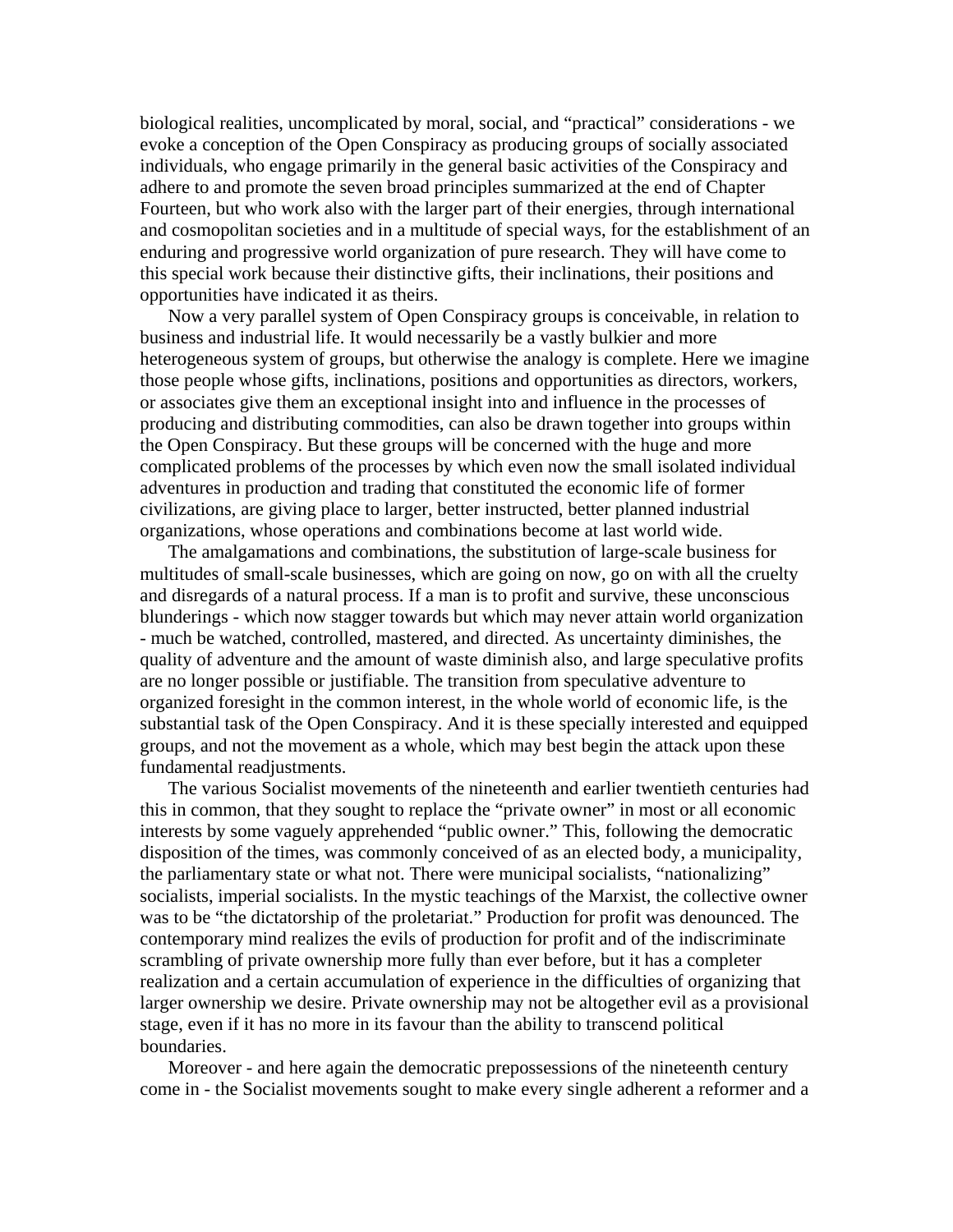biological realities, uncomplicated by moral, social, and "practical" considerations - we evoke a conception of the Open Conspiracy as producing groups of socially associated individuals, who engage primarily in the general basic activities of the Conspiracy and adhere to and promote the seven broad principles summarized at the end of Chapter Fourteen, but who work also with the larger part of their energies, through international and cosmopolitan societies and in a multitude of special ways, for the establishment of an enduring and progressive world organization of pure research. They will have come to this special work because their distinctive gifts, their inclinations, their positions and opportunities have indicated it as theirs.

Now a very parallel system of Open Conspiracy groups is conceivable, in relation to business and industrial life. It would necessarily be a vastly bulkier and more heterogeneous system of groups, but otherwise the analogy is complete. Here we imagine those people whose gifts, inclinations, positions and opportunities as directors, workers, or associates give them an exceptional insight into and influence in the processes of producing and distributing commodities, can also be drawn together into groups within the Open Conspiracy. But these groups will be concerned with the huge and more complicated problems of the processes by which even now the small isolated individual adventures in production and trading that constituted the economic life of former civilizations, are giving place to larger, better instructed, better planned industrial organizations, whose operations and combinations become at last world wide.

The amalgamations and combinations, the substitution of large-scale business for multitudes of small-scale businesses, which are going on now, go on with all the cruelty and disregards of a natural process. If a man is to profit and survive, these unconscious blunderings - which now stagger towards but which may never attain world organization - much be watched, controlled, mastered, and directed. As uncertainty diminishes, the quality of adventure and the amount of waste diminish also, and large speculative profits are no longer possible or justifiable. The transition from speculative adventure to organized foresight in the common interest, in the whole world of economic life, is the substantial task of the Open Conspiracy. And it is these specially interested and equipped groups, and not the movement as a whole, which may best begin the attack upon these fundamental readjustments.

The various Socialist movements of the nineteenth and earlier twentieth centuries had this in common, that they sought to replace the "private owner" in most or all economic interests by some vaguely apprehended "public owner." This, following the democratic disposition of the times, was commonly conceived of as an elected body, a municipality, the parliamentary state or what not. There were municipal socialists, "nationalizing" socialists, imperial socialists. In the mystic teachings of the Marxist, the collective owner was to be "the dictatorship of the proletariat." Production for profit was denounced. The contemporary mind realizes the evils of production for profit and of the indiscriminate scrambling of private ownership more fully than ever before, but it has a completer realization and a certain accumulation of experience in the difficulties of organizing that larger ownership we desire. Private ownership may not be altogether evil as a provisional stage, even if it has no more in its favour than the ability to transcend political boundaries.

Moreover - and here again the democratic prepossessions of the nineteenth century come in - the Socialist movements sought to make every single adherent a reformer and a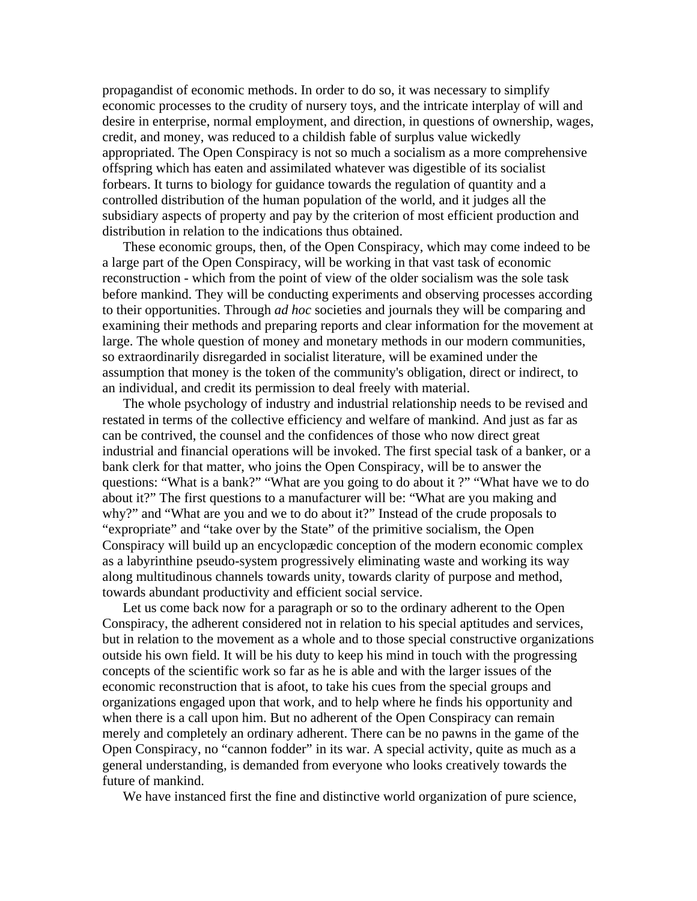propagandist of economic methods. In order to do so, it was necessary to simplify economic processes to the crudity of nursery toys, and the intricate interplay of will and desire in enterprise, normal employment, and direction, in questions of ownership, wages, credit, and money, was reduced to a childish fable of surplus value wickedly appropriated. The Open Conspiracy is not so much a socialism as a more comprehensive offspring which has eaten and assimilated whatever was digestible of its socialist forbears. It turns to biology for guidance towards the regulation of quantity and a controlled distribution of the human population of the world, and it judges all the subsidiary aspects of property and pay by the criterion of most efficient production and distribution in relation to the indications thus obtained.

These economic groups, then, of the Open Conspiracy, which may come indeed to be a large part of the Open Conspiracy, will be working in that vast task of economic reconstruction - which from the point of view of the older socialism was the sole task before mankind. They will be conducting experiments and observing processes according to their opportunities. Through *ad hoc* societies and journals they will be comparing and examining their methods and preparing reports and clear information for the movement at large. The whole question of money and monetary methods in our modern communities, so extraordinarily disregarded in socialist literature, will be examined under the assumption that money is the token of the community's obligation, direct or indirect, to an individual, and credit its permission to deal freely with material.

The whole psychology of industry and industrial relationship needs to be revised and restated in terms of the collective efficiency and welfare of mankind. And just as far as can be contrived, the counsel and the confidences of those who now direct great industrial and financial operations will be invoked. The first special task of a banker, or a bank clerk for that matter, who joins the Open Conspiracy, will be to answer the questions: “What is a bank?” “What are you going to do about it ?” “What have we to do about it?” The first questions to a manufacturer will be: “What are you making and why?” and “What are you and we to do about it?” Instead of the crude proposals to “expropriate” and “take over by the State” of the primitive socialism, the Open Conspiracy will build up an encyclopædic conception of the modern economic complex as a labyrinthine pseudo-system progressively eliminating waste and working its way along multitudinous channels towards unity, towards clarity of purpose and method, towards abundant productivity and efficient social service.

Let us come back now for a paragraph or so to the ordinary adherent to the Open Conspiracy, the adherent considered not in relation to his special aptitudes and services, but in relation to the movement as a whole and to those special constructive organizations outside his own field. It will be his duty to keep his mind in touch with the progressing concepts of the scientific work so far as he is able and with the larger issues of the economic reconstruction that is afoot, to take his cues from the special groups and organizations engaged upon that work, and to help where he finds his opportunity and when there is a call upon him. But no adherent of the Open Conspiracy can remain merely and completely an ordinary adherent. There can be no pawns in the game of the Open Conspiracy, no “cannon fodder” in its war. A special activity, quite as much as a general understanding, is demanded from everyone who looks creatively towards the future of mankind.

We have instanced first the fine and distinctive world organization of pure science,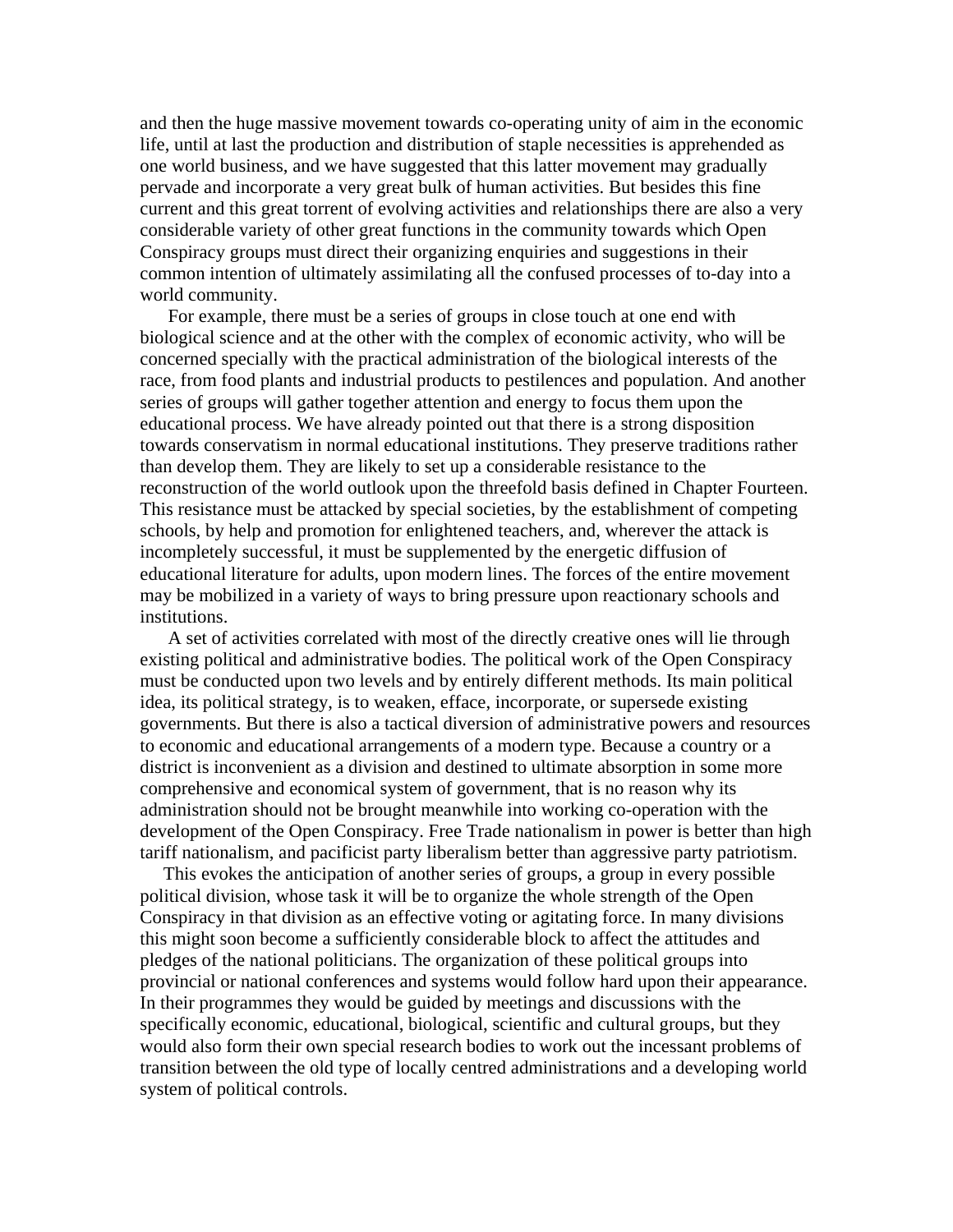and then the huge massive movement towards co-operating unity of aim in the economic life, until at last the production and distribution of staple necessities is apprehended as one world business, and we have suggested that this latter movement may gradually pervade and incorporate a very great bulk of human activities. But besides this fine current and this great torrent of evolving activities and relationships there are also a very considerable variety of other great functions in the community towards which Open Conspiracy groups must direct their organizing enquiries and suggestions in their common intention of ultimately assimilating all the confused processes of to-day into a world community.

For example, there must be a series of groups in close touch at one end with biological science and at the other with the complex of economic activity, who will be concerned specially with the practical administration of the biological interests of the race, from food plants and industrial products to pestilences and population. And another series of groups will gather together attention and energy to focus them upon the educational process. We have already pointed out that there is a strong disposition towards conservatism in normal educational institutions. They preserve traditions rather than develop them. They are likely to set up a considerable resistance to the reconstruction of the world outlook upon the threefold basis defined in Chapter Fourteen. This resistance must be attacked by special societies, by the establishment of competing schools, by help and promotion for enlightened teachers, and, wherever the attack is incompletely successful, it must be supplemented by the energetic diffusion of educational literature for adults, upon modern lines. The forces of the entire movement may be mobilized in a variety of ways to bring pressure upon reactionary schools and institutions.

A set of activities correlated with most of the directly creative ones will lie through existing political and administrative bodies. The political work of the Open Conspiracy must be conducted upon two levels and by entirely different methods. Its main political idea, its political strategy, is to weaken, efface, incorporate, or supersede existing governments. But there is also a tactical diversion of administrative powers and resources to economic and educational arrangements of a modern type. Because a country or a district is inconvenient as a division and destined to ultimate absorption in some more comprehensive and economical system of government, that is no reason why its administration should not be brought meanwhile into working co-operation with the development of the Open Conspiracy. Free Trade nationalism in power is better than high tariff nationalism, and pacificist party liberalism better than aggressive party patriotism.

This evokes the anticipation of another series of groups, a group in every possible political division, whose task it will be to organize the whole strength of the Open Conspiracy in that division as an effective voting or agitating force. In many divisions this might soon become a sufficiently considerable block to affect the attitudes and pledges of the national politicians. The organization of these political groups into provincial or national conferences and systems would follow hard upon their appearance. In their programmes they would be guided by meetings and discussions with the specifically economic, educational, biological, scientific and cultural groups, but they would also form their own special research bodies to work out the incessant problems of transition between the old type of locally centred administrations and a developing world system of political controls.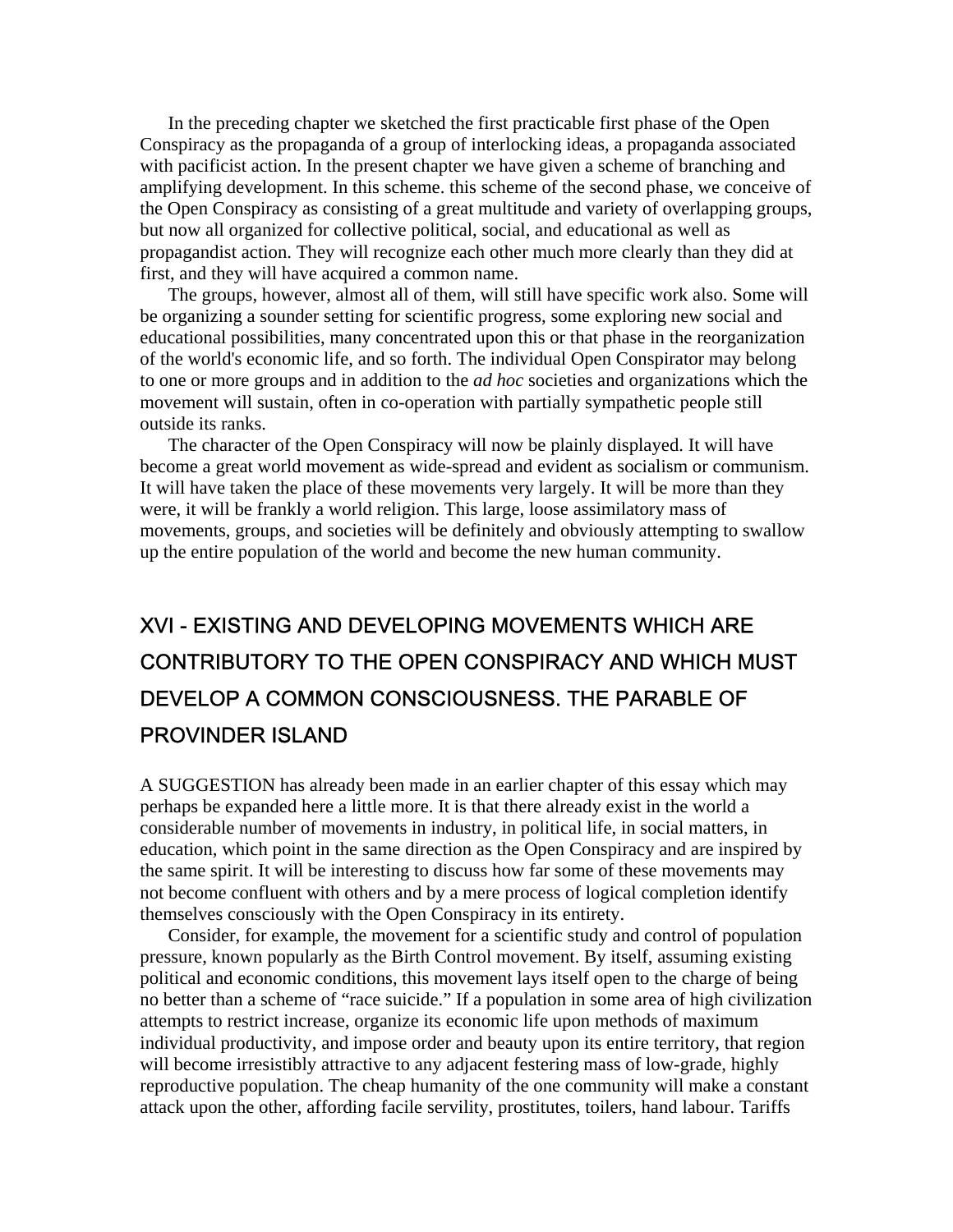In the preceding chapter we sketched the first practicable first phase of the Open Conspiracy as the propaganda of a group of interlocking ideas, a propaganda associated with pacificist action. In the present chapter we have given a scheme of branching and amplifying development. In this scheme. this scheme of the second phase, we conceive of the Open Conspiracy as consisting of a great multitude and variety of overlapping groups, but now all organized for collective political, social, and educational as well as propagandist action. They will recognize each other much more clearly than they did at first, and they will have acquired a common name.

The groups, however, almost all of them, will still have specific work also. Some will be organizing a sounder setting for scientific progress, some exploring new social and educational possibilities, many concentrated upon this or that phase in the reorganization of the world's economic life, and so forth. The individual Open Conspirator may belong to one or more groups and in addition to the *ad hoc* societies and organizations which the movement will sustain, often in co-operation with partially sympathetic people still outside its ranks.

The character of the Open Conspiracy will now be plainly displayed. It will have become a great world movement as wide-spread and evident as socialism or communism. It will have taken the place of these movements very largely. It will be more than they were, it will be frankly a world religion. This large, loose assimilatory mass of movements, groups, and societies will be definitely and obviously attempting to swallow up the entire population of the world and become the new human community.

## XVI - EXISTING AND DEVELOPING MOVEMENTS WHICH ARE CONTRIBUTORY TO THE OPEN CONSPIRACY AND WHICH MUST DEVELOP A COMMON CONSCIOUSNESS. THE PARABLE OF PROVINDER ISLAND

A SUGGESTION has already been made in an earlier chapter of this essay which may perhaps be expanded here a little more. It is that there already exist in the world a considerable number of movements in industry, in political life, in social matters, in education, which point in the same direction as the Open Conspiracy and are inspired by the same spirit. It will be interesting to discuss how far some of these movements may not become confluent with others and by a mere process of logical completion identify themselves consciously with the Open Conspiracy in its entirety.

Consider, for example, the movement for a scientific study and control of population pressure, known popularly as the Birth Control movement. By itself, assuming existing political and economic conditions, this movement lays itself open to the charge of being no better than a scheme of "race suicide." If a population in some area of high civilization attempts to restrict increase, organize its economic life upon methods of maximum individual productivity, and impose order and beauty upon its entire territory, that region will become irresistibly attractive to any adjacent festering mass of low-grade, highly reproductive population. The cheap humanity of the one community will make a constant attack upon the other, affording facile servility, prostitutes, toilers, hand labour. Tariffs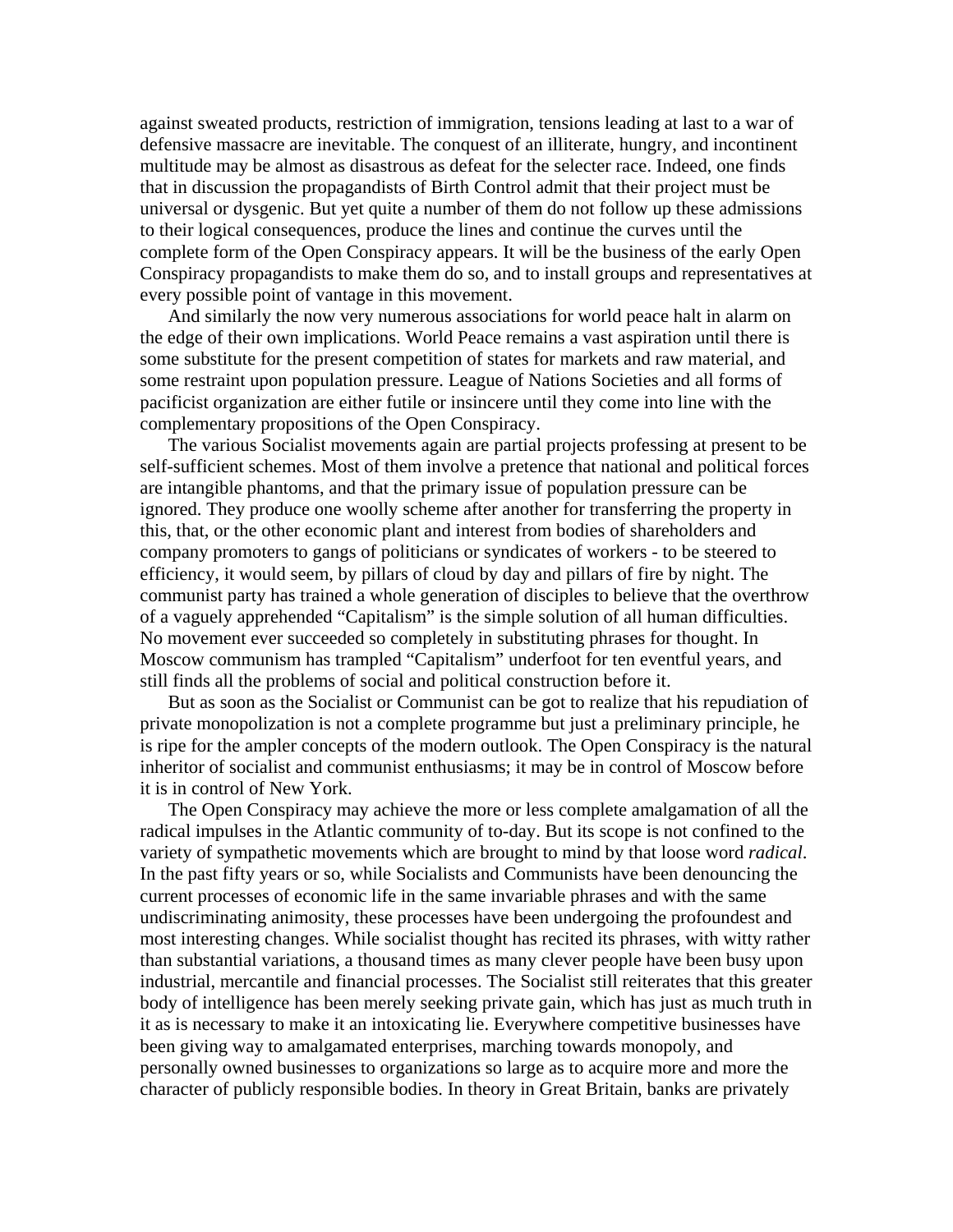against sweated products, restriction of immigration, tensions leading at last to a war of defensive massacre are inevitable. The conquest of an illiterate, hungry, and incontinent multitude may be almost as disastrous as defeat for the selecter race. Indeed, one finds that in discussion the propagandists of Birth Control admit that their project must be universal or dysgenic. But yet quite a number of them do not follow up these admissions to their logical consequences, produce the lines and continue the curves until the complete form of the Open Conspiracy appears. It will be the business of the early Open Conspiracy propagandists to make them do so, and to install groups and representatives at every possible point of vantage in this movement.

And similarly the now very numerous associations for world peace halt in alarm on the edge of their own implications. World Peace remains a vast aspiration until there is some substitute for the present competition of states for markets and raw material, and some restraint upon population pressure. League of Nations Societies and all forms of pacificist organization are either futile or insincere until they come into line with the complementary propositions of the Open Conspiracy.

The various Socialist movements again are partial projects professing at present to be self-sufficient schemes. Most of them involve a pretence that national and political forces are intangible phantoms, and that the primary issue of population pressure can be ignored. They produce one woolly scheme after another for transferring the property in this, that, or the other economic plant and interest from bodies of shareholders and company promoters to gangs of politicians or syndicates of workers - to be steered to efficiency, it would seem, by pillars of cloud by day and pillars of fire by night. The communist party has trained a whole generation of disciples to believe that the overthrow of a vaguely apprehended "Capitalism" is the simple solution of all human difficulties. No movement ever succeeded so completely in substituting phrases for thought. In Moscow communism has trampled "Capitalism" underfoot for ten eventful years, and still finds all the problems of social and political construction before it.

But as soon as the Socialist or Communist can be got to realize that his repudiation of private monopolization is not a complete programme but just a preliminary principle, he is ripe for the ampler concepts of the modern outlook. The Open Conspiracy is the natural inheritor of socialist and communist enthusiasms; it may be in control of Moscow before it is in control of New York.

The Open Conspiracy may achieve the more or less complete amalgamation of all the radical impulses in the Atlantic community of to-day. But its scope is not confined to the variety of sympathetic movements which are brought to mind by that loose word *radical*. In the past fifty years or so, while Socialists and Communists have been denouncing the current processes of economic life in the same invariable phrases and with the same undiscriminating animosity, these processes have been undergoing the profoundest and most interesting changes. While socialist thought has recited its phrases, with witty rather than substantial variations, a thousand times as many clever people have been busy upon industrial, mercantile and financial processes. The Socialist still reiterates that this greater body of intelligence has been merely seeking private gain, which has just as much truth in it as is necessary to make it an intoxicating lie. Everywhere competitive businesses have been giving way to amalgamated enterprises, marching towards monopoly, and personally owned businesses to organizations so large as to acquire more and more the character of publicly responsible bodies. In theory in Great Britain, banks are privately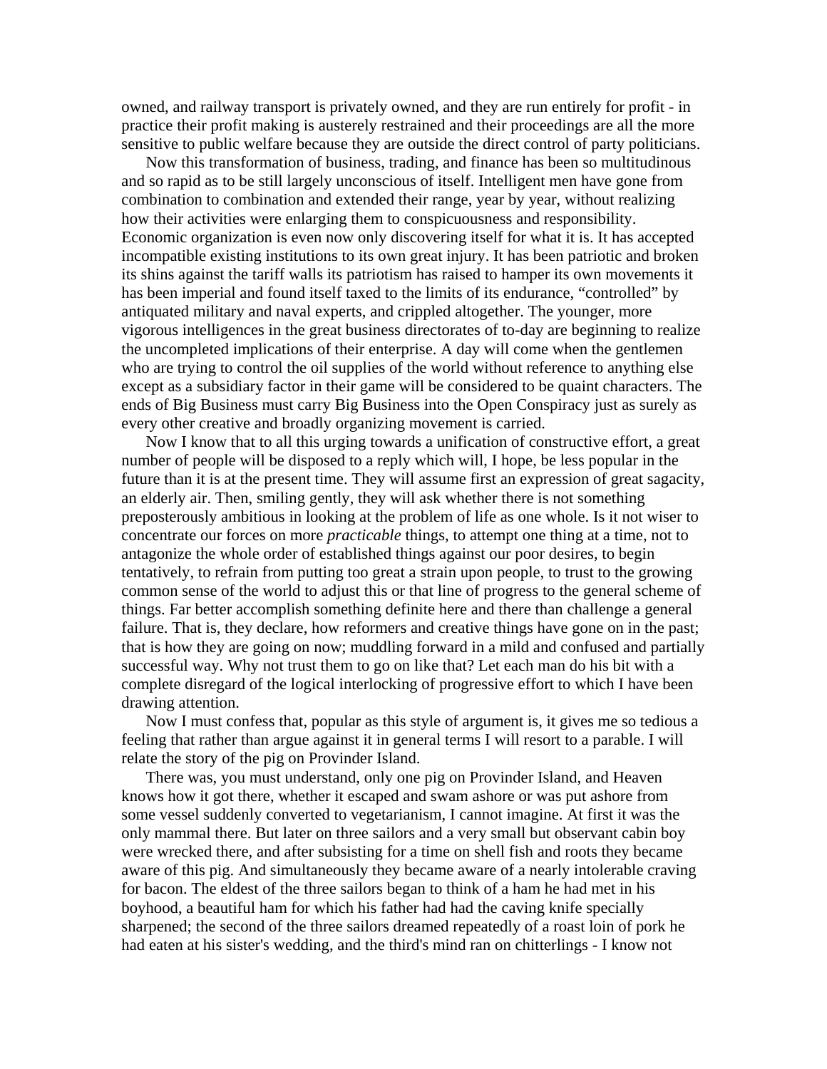owned, and railway transport is privately owned, and they are run entirely for profit - in practice their profit making is austerely restrained and their proceedings are all the more sensitive to public welfare because they are outside the direct control of party politicians.

Now this transformation of business, trading, and finance has been so multitudinous and so rapid as to be still largely unconscious of itself. Intelligent men have gone from combination to combination and extended their range, year by year, without realizing how their activities were enlarging them to conspicuousness and responsibility. Economic organization is even now only discovering itself for what it is. It has accepted incompatible existing institutions to its own great injury. It has been patriotic and broken its shins against the tariff walls its patriotism has raised to hamper its own movements it has been imperial and found itself taxed to the limits of its endurance, "controlled" by antiquated military and naval experts, and crippled altogether. The younger, more vigorous intelligences in the great business directorates of to-day are beginning to realize the uncompleted implications of their enterprise. A day will come when the gentlemen who are trying to control the oil supplies of the world without reference to anything else except as a subsidiary factor in their game will be considered to be quaint characters. The ends of Big Business must carry Big Business into the Open Conspiracy just as surely as every other creative and broadly organizing movement is carried.

Now I know that to all this urging towards a unification of constructive effort, a great number of people will be disposed to a reply which will, I hope, be less popular in the future than it is at the present time. They will assume first an expression of great sagacity, an elderly air. Then, smiling gently, they will ask whether there is not something preposterously ambitious in looking at the problem of life as one whole. Is it not wiser to concentrate our forces on more *practicable* things, to attempt one thing at a time, not to antagonize the whole order of established things against our poor desires, to begin tentatively, to refrain from putting too great a strain upon people, to trust to the growing common sense of the world to adjust this or that line of progress to the general scheme of things. Far better accomplish something definite here and there than challenge a general failure. That is, they declare, how reformers and creative things have gone on in the past; that is how they are going on now; muddling forward in a mild and confused and partially successful way. Why not trust them to go on like that? Let each man do his bit with a complete disregard of the logical interlocking of progressive effort to which I have been drawing attention.

Now I must confess that, popular as this style of argument is, it gives me so tedious a feeling that rather than argue against it in general terms I will resort to a parable. I will relate the story of the pig on Provinder Island.

There was, you must understand, only one pig on Provinder Island, and Heaven knows how it got there, whether it escaped and swam ashore or was put ashore from some vessel suddenly converted to vegetarianism, I cannot imagine. At first it was the only mammal there. But later on three sailors and a very small but observant cabin boy were wrecked there, and after subsisting for a time on shell fish and roots they became aware of this pig. And simultaneously they became aware of a nearly intolerable craving for bacon. The eldest of the three sailors began to think of a ham he had met in his boyhood, a beautiful ham for which his father had had the caving knife specially sharpened; the second of the three sailors dreamed repeatedly of a roast loin of pork he had eaten at his sister's wedding, and the third's mind ran on chitterlings - I know not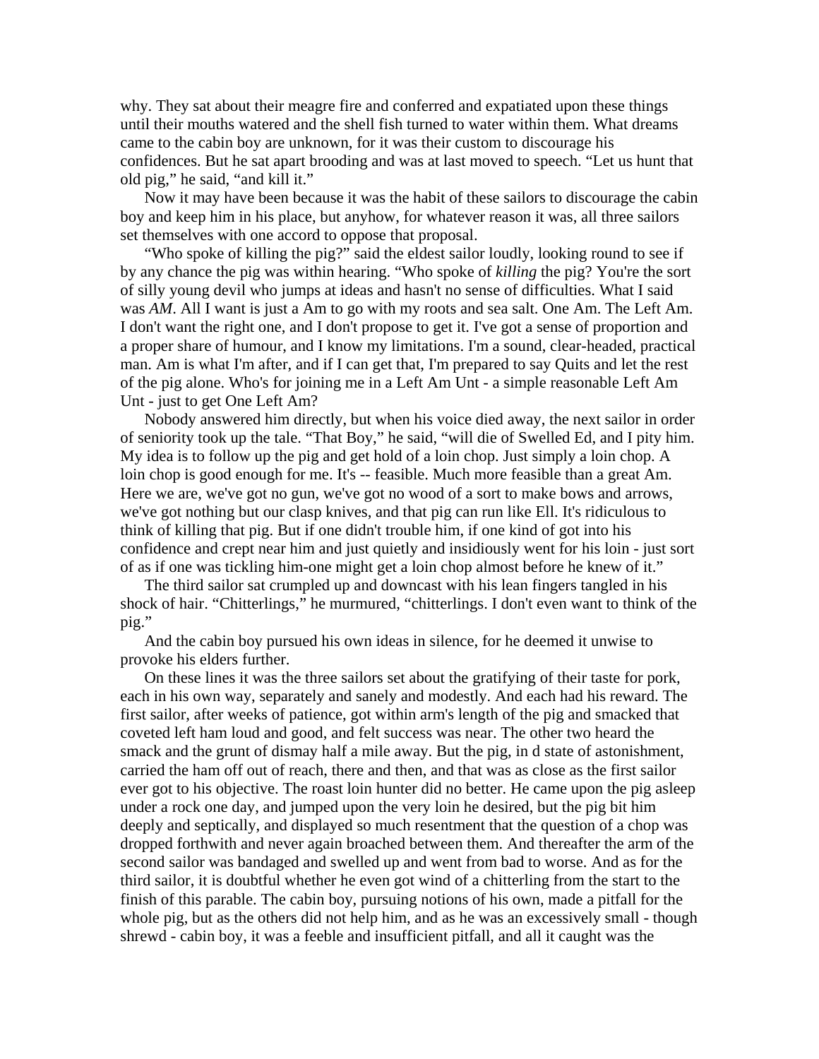why. They sat about their meagre fire and conferred and expatiated upon these things until their mouths watered and the shell fish turned to water within them. What dreams came to the cabin boy are unknown, for it was their custom to discourage his confidences. But he sat apart brooding and was at last moved to speech. “Let us hunt that old pig,” he said, “and kill it.”

Now it may have been because it was the habit of these sailors to discourage the cabin boy and keep him in his place, but anyhow, for whatever reason it was, all three sailors set themselves with one accord to oppose that proposal.

“Who spoke of killing the pig?” said the eldest sailor loudly, looking round to see if by any chance the pig was within hearing. “Who spoke of *killing* the pig? You're the sort of silly young devil who jumps at ideas and hasn't no sense of difficulties. What I said was *AM*. All I want is just a Am to go with my roots and sea salt. One Am. The Left Am. I don't want the right one, and I don't propose to get it. I've got a sense of proportion and a proper share of humour, and I know my limitations. I'm a sound, clear-headed, practical man. Am is what I'm after, and if I can get that, I'm prepared to say Quits and let the rest of the pig alone. Who's for joining me in a Left Am Unt - a simple reasonable Left Am Unt - just to get One Left Am?

Nobody answered him directly, but when his voice died away, the next sailor in order of seniority took up the tale. “That Boy,” he said, “will die of Swelled Ed, and I pity him. My idea is to follow up the pig and get hold of a loin chop. Just simply a loin chop. A loin chop is good enough for me. It's -- feasible. Much more feasible than a great Am. Here we are, we've got no gun, we've got no wood of a sort to make bows and arrows, we've got nothing but our clasp knives, and that pig can run like Ell. It's ridiculous to think of killing that pig. But if one didn't trouble him, if one kind of got into his confidence and crept near him and just quietly and insidiously went for his loin - just sort of as if one was tickling him-one might get a loin chop almost before he knew of it.”

The third sailor sat crumpled up and downcast with his lean fingers tangled in his shock of hair. “Chitterlings,” he murmured, “chitterlings. I don't even want to think of the pig.”

And the cabin boy pursued his own ideas in silence, for he deemed it unwise to provoke his elders further.

On these lines it was the three sailors set about the gratifying of their taste for pork, each in his own way, separately and sanely and modestly. And each had his reward. The first sailor, after weeks of patience, got within arm's length of the pig and smacked that coveted left ham loud and good, and felt success was near. The other two heard the smack and the grunt of dismay half a mile away. But the pig, in d state of astonishment, carried the ham off out of reach, there and then, and that was as close as the first sailor ever got to his objective. The roast loin hunter did no better. He came upon the pig asleep under a rock one day, and jumped upon the very loin he desired, but the pig bit him deeply and septically, and displayed so much resentment that the question of a chop was dropped forthwith and never again broached between them. And thereafter the arm of the second sailor was bandaged and swelled up and went from bad to worse. And as for the third sailor, it is doubtful whether he even got wind of a chitterling from the start to the finish of this parable. The cabin boy, pursuing notions of his own, made a pitfall for the whole pig, but as the others did not help him, and as he was an excessively small - though shrewd - cabin boy, it was a feeble and insufficient pitfall, and all it caught was the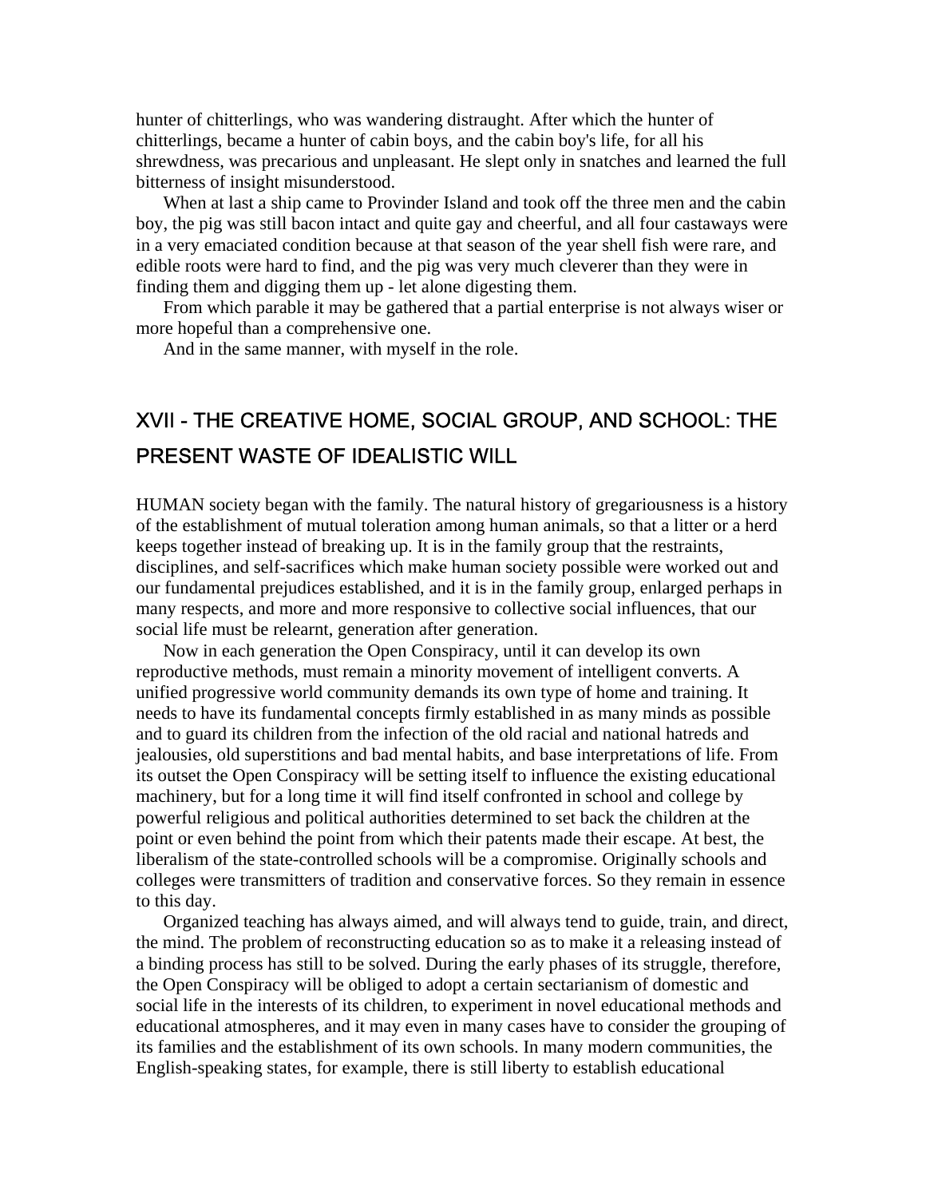hunter of chitterlings, who was wandering distraught. After which the hunter of chitterlings, became a hunter of cabin boys, and the cabin boy's life, for all his shrewdness, was precarious and unpleasant. He slept only in snatches and learned the full bitterness of insight misunderstood.

When at last a ship came to Provinder Island and took off the three men and the cabin boy, the pig was still bacon intact and quite gay and cheerful, and all four castaways were in a very emaciated condition because at that season of the year shell fish were rare, and edible roots were hard to find, and the pig was very much cleverer than they were in finding them and digging them up - let alone digesting them.

From which parable it may be gathered that a partial enterprise is not always wiser or more hopeful than a comprehensive one.

And in the same manner, with myself in the role.

## XVII - THE CREATIVE HOME, SOCIAL GROUP, AND SCHOOL: THE PRESENT WASTE OF IDEALISTIC WILL

HUMAN society began with the family. The natural history of gregariousness is a history of the establishment of mutual toleration among human animals, so that a litter or a herd keeps together instead of breaking up. It is in the family group that the restraints, disciplines, and self-sacrifices which make human society possible were worked out and our fundamental prejudices established, and it is in the family group, enlarged perhaps in many respects, and more and more responsive to collective social influences, that our social life must be relearnt, generation after generation.

Now in each generation the Open Conspiracy, until it can develop its own reproductive methods, must remain a minority movement of intelligent converts. A unified progressive world community demands its own type of home and training. It needs to have its fundamental concepts firmly established in as many minds as possible and to guard its children from the infection of the old racial and national hatreds and jealousies, old superstitions and bad mental habits, and base interpretations of life. From its outset the Open Conspiracy will be setting itself to influence the existing educational machinery, but for a long time it will find itself confronted in school and college by powerful religious and political authorities determined to set back the children at the point or even behind the point from which their patents made their escape. At best, the liberalism of the state-controlled schools will be a compromise. Originally schools and colleges were transmitters of tradition and conservative forces. So they remain in essence to this day.

Organized teaching has always aimed, and will always tend to guide, train, and direct, the mind. The problem of reconstructing education so as to make it a releasing instead of a binding process has still to be solved. During the early phases of its struggle, therefore, the Open Conspiracy will be obliged to adopt a certain sectarianism of domestic and social life in the interests of its children, to experiment in novel educational methods and educational atmospheres, and it may even in many cases have to consider the grouping of its families and the establishment of its own schools. In many modern communities, the English-speaking states, for example, there is still liberty to establish educational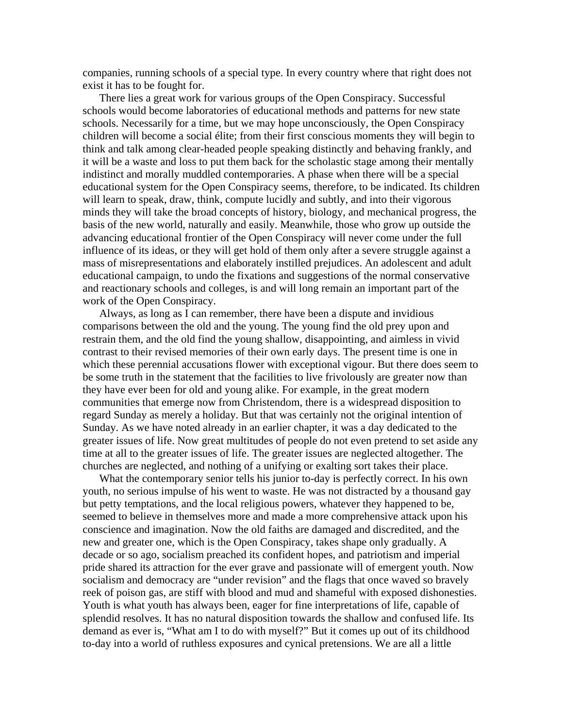companies, running schools of a special type. In every country where that right does not exist it has to be fought for.

There lies a great work for various groups of the Open Conspiracy. Successful schools would become laboratories of educational methods and patterns for new state schools. Necessarily for a time, but we may hope unconsciously, the Open Conspiracy children will become a social élite; from their first conscious moments they will begin to think and talk among clear-headed people speaking distinctly and behaving frankly, and it will be a waste and loss to put them back for the scholastic stage among their mentally indistinct and morally muddled contemporaries. A phase when there will be a special educational system for the Open Conspiracy seems, therefore, to be indicated. Its children will learn to speak, draw, think, compute lucidly and subtly, and into their vigorous minds they will take the broad concepts of history, biology, and mechanical progress, the basis of the new world, naturally and easily. Meanwhile, those who grow up outside the advancing educational frontier of the Open Conspiracy will never come under the full influence of its ideas, or they will get hold of them only after a severe struggle against a mass of misrepresentations and elaborately instilled prejudices. An adolescent and adult educational campaign, to undo the fixations and suggestions of the normal conservative and reactionary schools and colleges, is and will long remain an important part of the work of the Open Conspiracy.

Always, as long as I can remember, there have been a dispute and invidious comparisons between the old and the young. The young find the old prey upon and restrain them, and the old find the young shallow, disappointing, and aimless in vivid contrast to their revised memories of their own early days. The present time is one in which these perennial accusations flower with exceptional vigour. But there does seem to be some truth in the statement that the facilities to live frivolously are greater now than they have ever been for old and young alike. For example, in the great modern communities that emerge now from Christendom, there is a widespread disposition to regard Sunday as merely a holiday. But that was certainly not the original intention of Sunday. As we have noted already in an earlier chapter, it was a day dedicated to the greater issues of life. Now great multitudes of people do not even pretend to set aside any time at all to the greater issues of life. The greater issues are neglected altogether. The churches are neglected, and nothing of a unifying or exalting sort takes their place.

What the contemporary senior tells his junior to-day is perfectly correct. In his own youth, no serious impulse of his went to waste. He was not distracted by a thousand gay but petty temptations, and the local religious powers, whatever they happened to be, seemed to believe in themselves more and made a more comprehensive attack upon his conscience and imagination. Now the old faiths are damaged and discredited, and the new and greater one, which is the Open Conspiracy, takes shape only gradually. A decade or so ago, socialism preached its confident hopes, and patriotism and imperial pride shared its attraction for the ever grave and passionate will of emergent youth. Now socialism and democracy are "under revision" and the flags that once waved so bravely reek of poison gas, are stiff with blood and mud and shameful with exposed dishonesties. Youth is what youth has always been, eager for fine interpretations of life, capable of splendid resolves. It has no natural disposition towards the shallow and confused life. Its demand as ever is, "What am I to do with myself?" But it comes up out of its childhood to-day into a world of ruthless exposures and cynical pretensions. We are all a little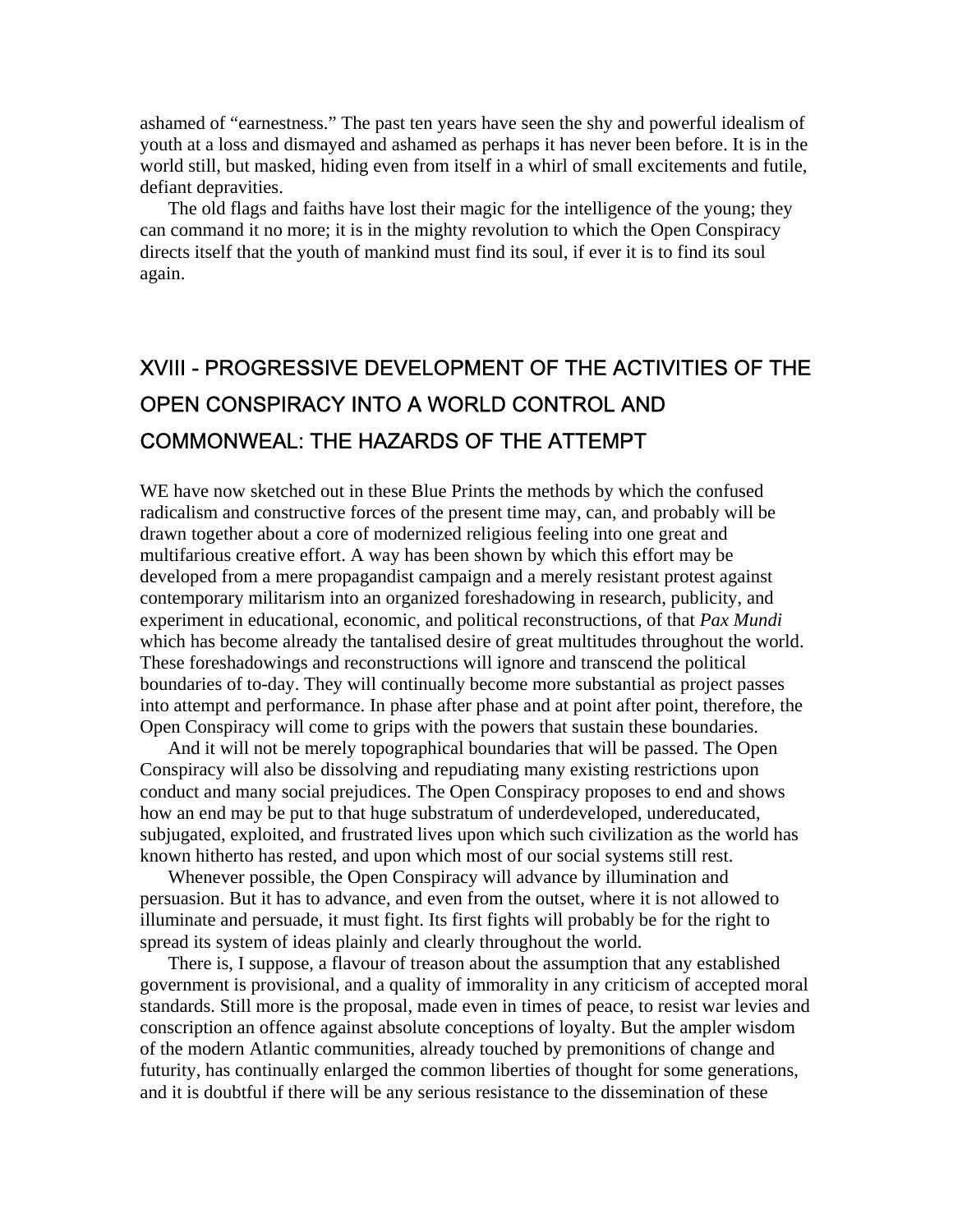ashamed of “earnestness.” The past ten years have seen the shy and powerful idealism of youth at a loss and dismayed and ashamed as perhaps it has never been before. It is in the world still, but masked, hiding even from itself in a whirl of small excitements and futile, defiant depravities.

The old flags and faiths have lost their magic for the intelligence of the young; they can command it no more; it is in the mighty revolution to which the Open Conspiracy directs itself that the youth of mankind must find its soul, if ever it is to find its soul again.

## XVIII - PROGRESSIVE DEVELOPMENT OF THE ACTIVITIES OF THE OPEN CONSPIRACY INTO A WORLD CONTROL AND COMMONWEAL: THE HAZARDS OF THE ATTEMPT

WE have now sketched out in these Blue Prints the methods by which the confused radicalism and constructive forces of the present time may, can, and probably will be drawn together about a core of modernized religious feeling into one great and multifarious creative effort. A way has been shown by which this effort may be developed from a mere propagandist campaign and a merely resistant protest against contemporary militarism into an organized foreshadowing in research, publicity, and experiment in educational, economic, and political reconstructions, of that *Pax Mundi* which has become already the tantalised desire of great multitudes throughout the world. These foreshadowings and reconstructions will ignore and transcend the political boundaries of to-day. They will continually become more substantial as project passes into attempt and performance. In phase after phase and at point after point, therefore, the Open Conspiracy will come to grips with the powers that sustain these boundaries.

And it will not be merely topographical boundaries that will be passed. The Open Conspiracy will also be dissolving and repudiating many existing restrictions upon conduct and many social prejudices. The Open Conspiracy proposes to end and shows how an end may be put to that huge substratum of underdeveloped, undereducated, subjugated, exploited, and frustrated lives upon which such civilization as the world has known hitherto has rested, and upon which most of our social systems still rest.

Whenever possible, the Open Conspiracy will advance by illumination and persuasion. But it has to advance, and even from the outset, where it is not allowed to illuminate and persuade, it must fight. Its first fights will probably be for the right to spread its system of ideas plainly and clearly throughout the world.

There is, I suppose, a flavour of treason about the assumption that any established government is provisional, and a quality of immorality in any criticism of accepted moral standards. Still more is the proposal, made even in times of peace, to resist war levies and conscription an offence against absolute conceptions of loyalty. But the ampler wisdom of the modern Atlantic communities, already touched by premonitions of change and futurity, has continually enlarged the common liberties of thought for some generations, and it is doubtful if there will be any serious resistance to the dissemination of these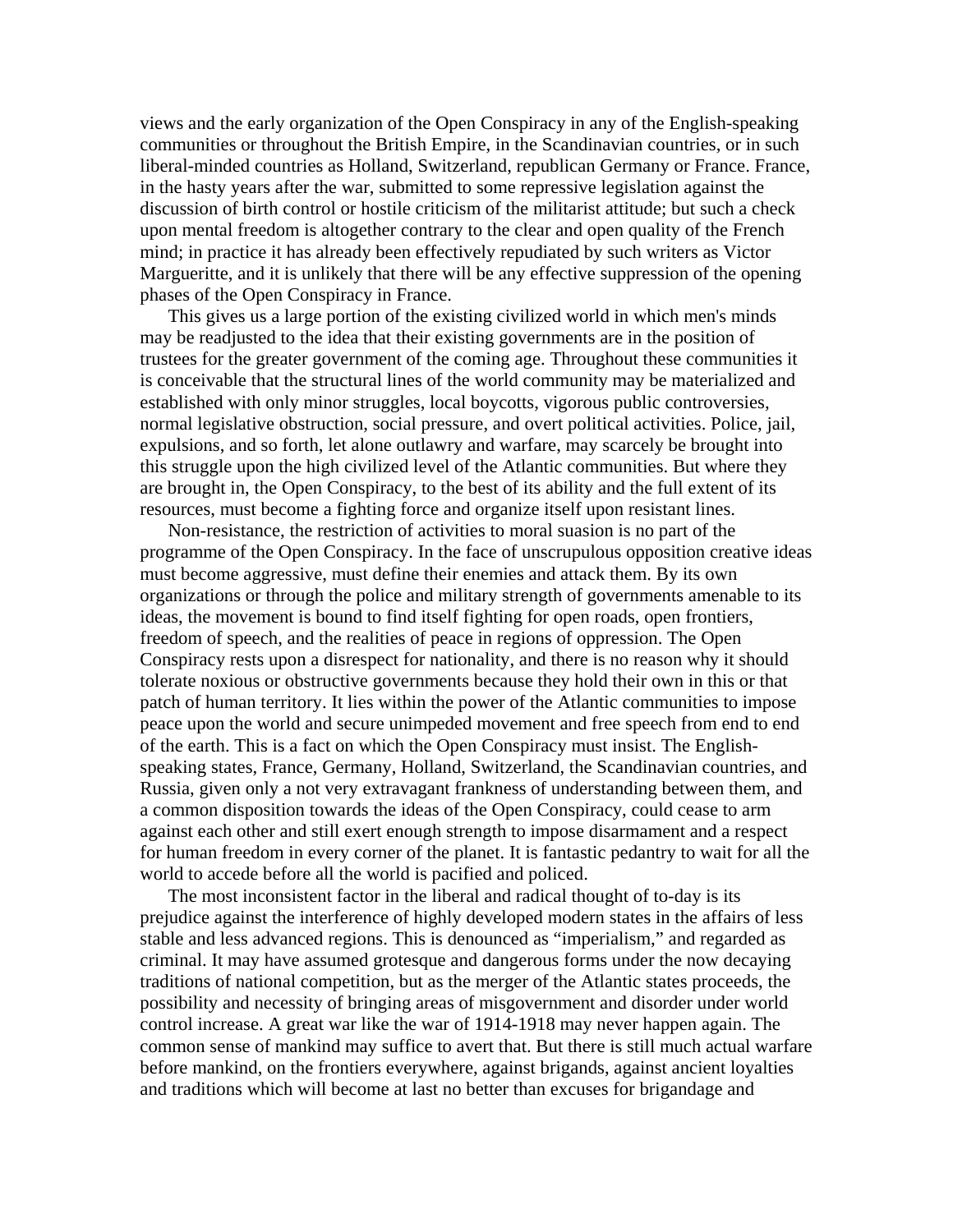views and the early organization of the Open Conspiracy in any of the English-speaking communities or throughout the British Empire, in the Scandinavian countries, or in such liberal-minded countries as Holland, Switzerland, republican Germany or France. France, in the hasty years after the war, submitted to some repressive legislation against the discussion of birth control or hostile criticism of the militarist attitude; but such a check upon mental freedom is altogether contrary to the clear and open quality of the French mind; in practice it has already been effectively repudiated by such writers as Victor Margueritte, and it is unlikely that there will be any effective suppression of the opening phases of the Open Conspiracy in France.

This gives us a large portion of the existing civilized world in which men's minds may be readjusted to the idea that their existing governments are in the position of trustees for the greater government of the coming age. Throughout these communities it is conceivable that the structural lines of the world community may be materialized and established with only minor struggles, local boycotts, vigorous public controversies, normal legislative obstruction, social pressure, and overt political activities. Police, jail, expulsions, and so forth, let alone outlawry and warfare, may scarcely be brought into this struggle upon the high civilized level of the Atlantic communities. But where they are brought in, the Open Conspiracy, to the best of its ability and the full extent of its resources, must become a fighting force and organize itself upon resistant lines.

Non-resistance, the restriction of activities to moral suasion is no part of the programme of the Open Conspiracy. In the face of unscrupulous opposition creative ideas must become aggressive, must define their enemies and attack them. By its own organizations or through the police and military strength of governments amenable to its ideas, the movement is bound to find itself fighting for open roads, open frontiers, freedom of speech, and the realities of peace in regions of oppression. The Open Conspiracy rests upon a disrespect for nationality, and there is no reason why it should tolerate noxious or obstructive governments because they hold their own in this or that patch of human territory. It lies within the power of the Atlantic communities to impose peace upon the world and secure unimpeded movement and free speech from end to end of the earth. This is a fact on which the Open Conspiracy must insist. The English-speaking states, France, Germany, Holland, Switzerland, the Scandinavian countries, and Russia, given only a not very extravagant frankness of understanding between them, and a common disposition towards the ideas of the Open Conspiracy, could cease to arm against each other and still exert enough strength to impose disarmament and a respect for human freedom in every corner of the planet. It is fantastic pedantry to wait for all the world to accede before all the world is pacified and policed.

The most inconsistent factor in the liberal and radical thought of to-day is its prejudice against the interference of highly developed modern states in the affairs of less stable and less advanced regions. This is denounced as "imperialism," and regarded as criminal. It may have assumed grotesque and dangerous forms under the now decaying traditions of national competition, but as the merger of the Atlantic states proceeds, the possibility and necessity of bringing areas of misgovernment and disorder under world control increase. A great war like the war of 1914-1918 may never happen again. The common sense of mankind may suffice to avert that. But there is still much actual warfare before mankind, on the frontiers everywhere, against brigands, against ancient loyalties and traditions which will become at last no better than excuses for brigandage and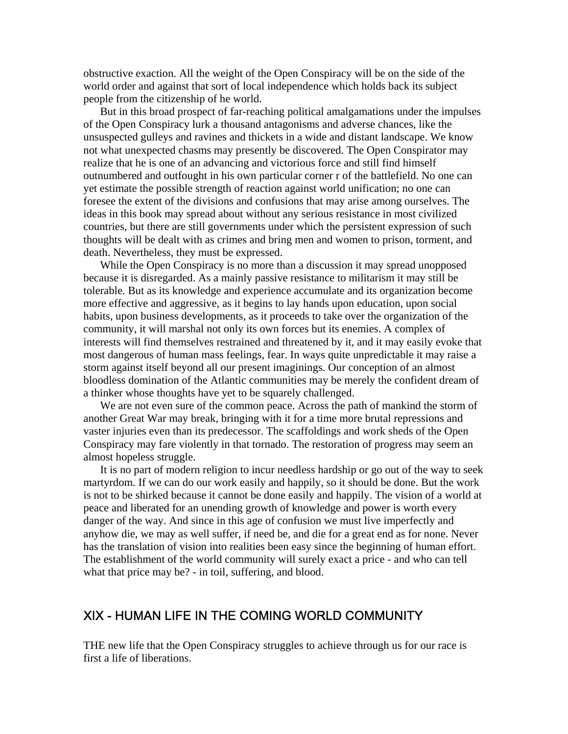obstructive exaction. All the weight of the Open Conspiracy will be on the side of the world order and against that sort of local independence which holds back its subject people from the citizenship of he world.

But in this broad prospect of far-reaching political amalgamations under the impulses of the Open Conspiracy lurk a thousand antagonisms and adverse chances, like the unsuspected gulleys and ravines and thickets in a wide and distant landscape. We know not what unexpected chasms may presently be discovered. The Open Conspirator may realize that he is one of an advancing and victorious force and still find himself outnumbered and outfought in his own particular corner r of the battlefield. No one can yet estimate the possible strength of reaction against world unification; no one can foresee the extent of the divisions and confusions that may arise among ourselves. The ideas in this book may spread about without any serious resistance in most civilized countries, but there are still governments under which the persistent expression of such thoughts will be dealt with as crimes and bring men and women to prison, torment, and death. Nevertheless, they must be expressed.

While the Open Conspiracy is no more than a discussion it may spread unopposed because it is disregarded. As a mainly passive resistance to militarism it may still be tolerable. But as its knowledge and experience accumulate and its organization become more effective and aggressive, as it begins to lay hands upon education, upon social habits, upon business developments, as it proceeds to take over the organization of the community, it will marshal not only its own forces but its enemies. A complex of interests will find themselves restrained and threatened by it, and it may easily evoke that most dangerous of human mass feelings, fear. In ways quite unpredictable it may raise a storm against itself beyond all our present imaginings. Our conception of an almost bloodless domination of the Atlantic communities may be merely the confident dream of a thinker whose thoughts have yet to be squarely challenged.

We are not even sure of the common peace. Across the path of mankind the storm of another Great War may break, bringing with it for a time more brutal repressions and vaster injuries even than its predecessor. The scaffoldings and work sheds of the Open Conspiracy may fare violently in that tornado. The restoration of progress may seem an almost hopeless struggle.

It is no part of modern religion to incur needless hardship or go out of the way to seek martyrdom. If we can do our work easily and happily, so it should be done. But the work is not to be shirked because it cannot be done easily and happily. The vision of a world at peace and liberated for an unending growth of knowledge and power is worth every danger of the way. And since in this age of confusion we must live imperfectly and anyhow die, we may as well suffer, if need be, and die for a great end as for none. Never has the translation of vision into realities been easy since the beginning of human effort. The establishment of the world community will surely exact a price - and who can tell what that price may be? - in toil, suffering, and blood.

## XIX - HUMAN LIFE IN THE COMING WORLD COMMUNITY

THE new life that the Open Conspiracy struggles to achieve through us for our race is first a life of liberations.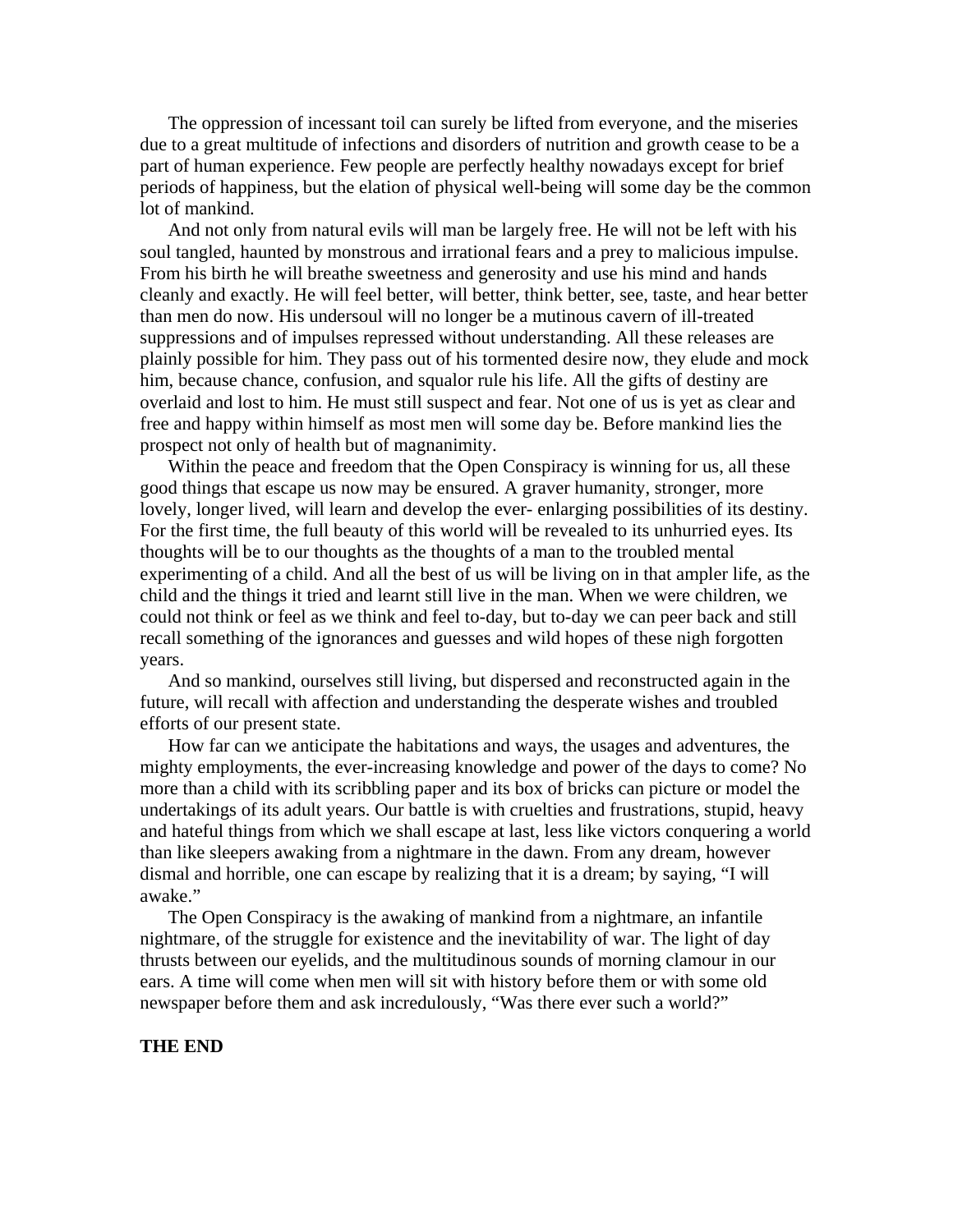The oppression of incessant toil can surely be lifted from everyone, and the miseries due to a great multitude of infections and disorders of nutrition and growth cease to be a part of human experience. Few people are perfectly healthy nowadays except for brief periods of happiness, but the elation of physical well-being will some day be the common lot of mankind.

And not only from natural evils will man be largely free. He will not be left with his soul tangled, haunted by monstrous and irrational fears and a prey to malicious impulse. From his birth he will breathe sweetness and generosity and use his mind and hands cleanly and exactly. He will feel better, will better, think better, see, taste, and hear better than men do now. His undersoul will no longer be a mutinous cavern of ill-treated suppressions and of impulses repressed without understanding. All these releases are plainly possible for him. They pass out of his tormented desire now, they elude and mock him, because chance, confusion, and squalor rule his life. All the gifts of destiny are overlaid and lost to him. He must still suspect and fear. Not one of us is yet as clear and free and happy within himself as most men will some day be. Before mankind lies the prospect not only of health but of magnanimity.

Within the peace and freedom that the Open Conspiracy is winning for us, all these good things that escape us now may be ensured. A graver humanity, stronger, more lovely, longer lived, will learn and develop the ever- enlarging possibilities of its destiny. For the first time, the full beauty of this world will be revealed to its unhurried eyes. Its thoughts will be to our thoughts as the thoughts of a man to the troubled mental experimenting of a child. And all the best of us will be living on in that ampler life, as the child and the things it tried and learnt still live in the man. When we were children, we could not think or feel as we think and feel to-day, but to-day we can peer back and still recall something of the ignorances and guesses and wild hopes of these nigh forgotten years.

And so mankind, ourselves still living, but dispersed and reconstructed again in the future, will recall with affection and understanding the desperate wishes and troubled efforts of our present state.

How far can we anticipate the habitations and ways, the usages and adventures, the mighty employments, the ever-increasing knowledge and power of the days to come? No more than a child with its scribbling paper and its box of bricks can picture or model the undertakings of its adult years. Our battle is with cruelties and frustrations, stupid, heavy and hateful things from which we shall escape at last, less like victors conquering a world than like sleepers awaking from a nightmare in the dawn. From any dream, however dismal and horrible, one can escape by realizing that it is a dream; by saying, "I will awake."

The Open Conspiracy is the awaking of mankind from a nightmare, an infantile nightmare, of the struggle for existence and the inevitability of war. The light of day thrusts between our eyelids, and the multitudinous sounds of morning clamour in our ears. A time will come when men will sit with history before them or with some old newspaper before them and ask incredulously, "Was there ever such a world?"

**THE END**